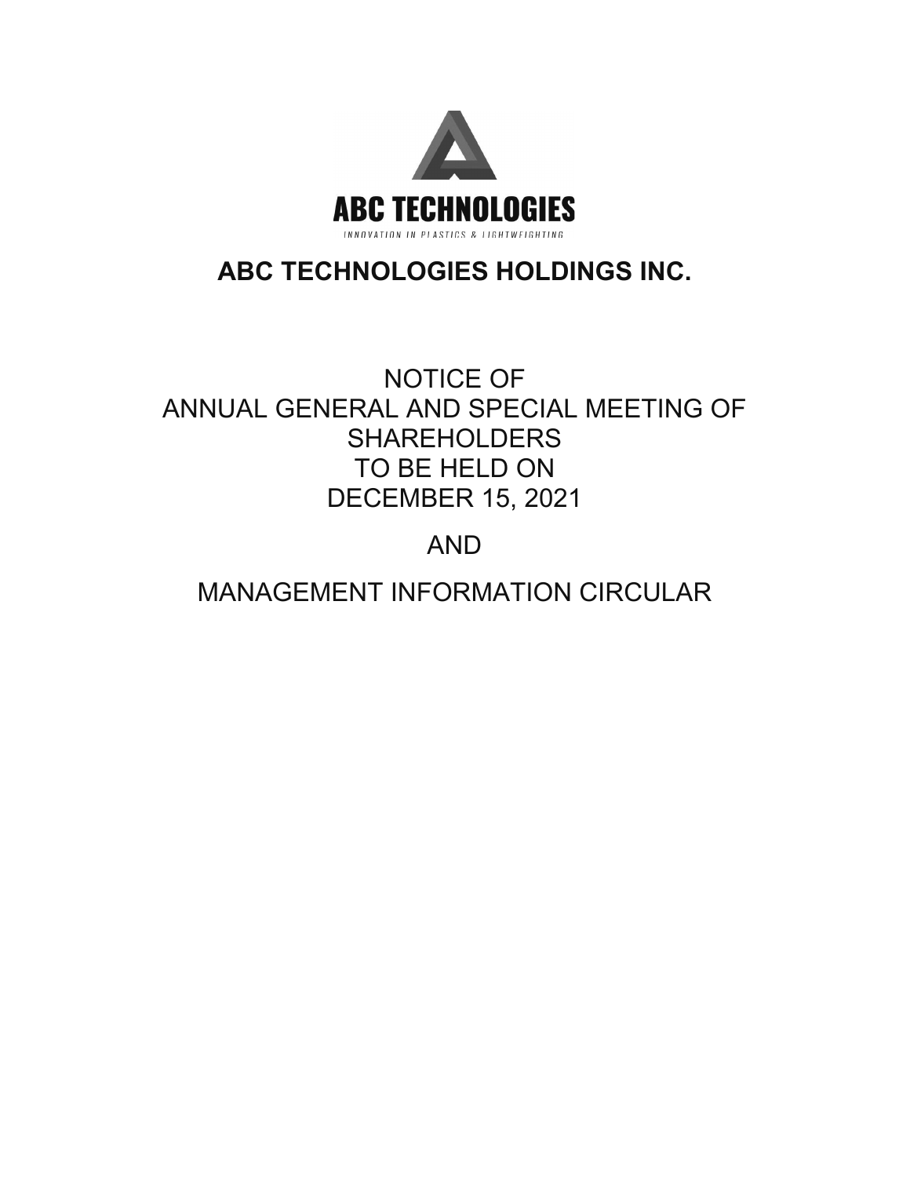ABC TECHNOLOGIES

INNOVATION IN PLASTICS & LIGHTWEIGHTING

# ABC TECHNOLOGIES HOLDINGS INC.

NOTICE OF
ANNUAL GENERAL AND SPECIAL MEETING OF SHAREHOLDERS
TO BE HELD ON
DECEMBER 15, 2021

AND

MANAGEMENT INFORMATION CIRCULAR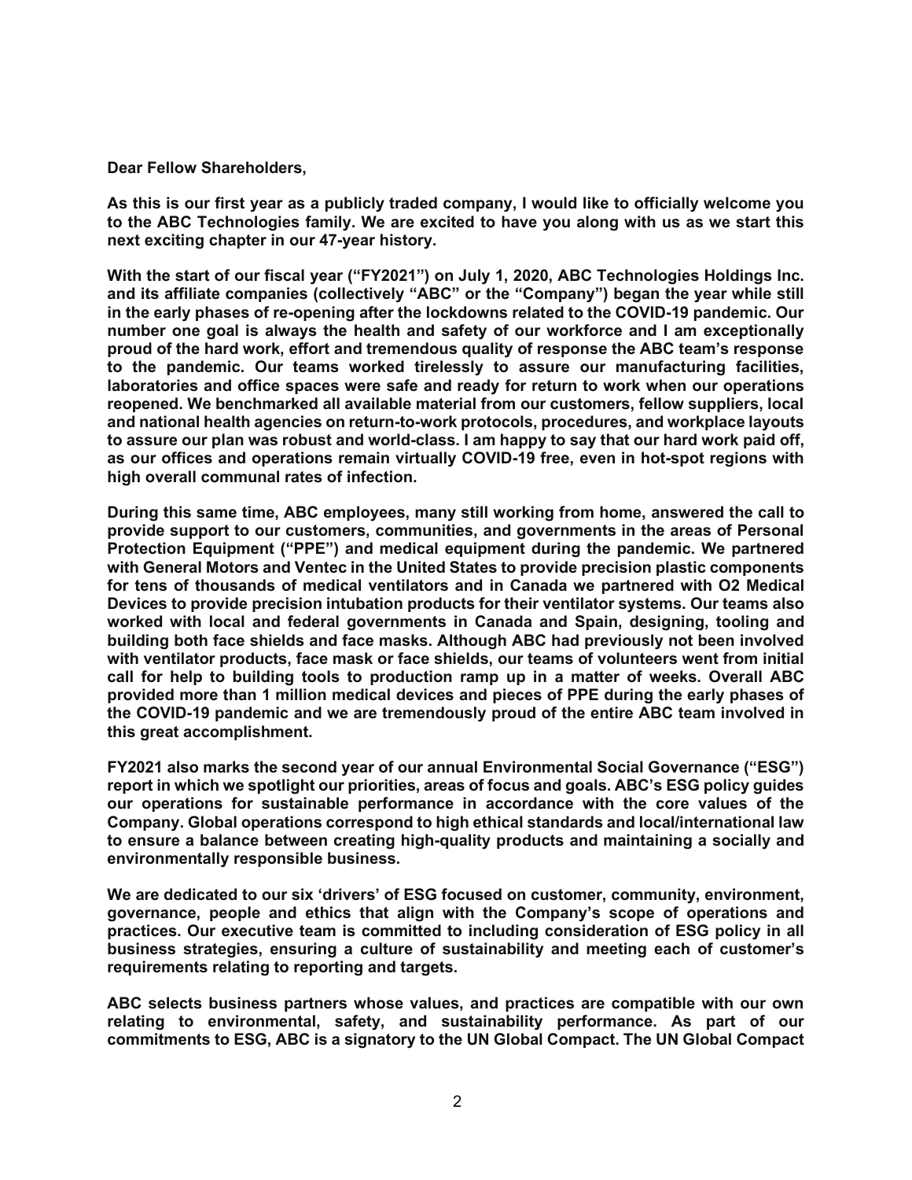**Dear Fellow Shareholders,**

**As this is our first year as a publicly traded company, I would like to officially welcome you to the ABC Technologies family. We are excited to have you along with us as we start this next exciting chapter in our 47-year history.**

**With the start of our fiscal year ("FY2021") on July 1, 2020, ABC Technologies Holdings Inc. and its affiliate companies (collectively "ABC" or the "Company") began the year while still in the early phases of re-opening after the lockdowns related to the COVID-19 pandemic. Our number one goal is always the health and safety of our workforce and I am exceptionally proud of the hard work, effort and tremendous quality of response the ABC team's response to the pandemic. Our teams worked tirelessly to assure our manufacturing facilities, laboratories and office spaces were safe and ready for return to work when our operations reopened. We benchmarked all available material from our customers, fellow suppliers, local and national health agencies on return-to-work protocols, procedures, and workplace layouts to assure our plan was robust and world-class. I am happy to say that our hard work paid off, as our offices and operations remain virtually COVID-19 free, even in hot-spot regions with high overall communal rates of infection.**

**During this same time, ABC employees, many still working from home, answered the call to provide support to our customers, communities, and governments in the areas of Personal Protection Equipment ("PPE") and medical equipment during the pandemic. We partnered with General Motors and Ventec in the United States to provide precision plastic components for tens of thousands of medical ventilators and in Canada we partnered with O2 Medical Devices to provide precision intubation products for their ventilator systems. Our teams also worked with local and federal governments in Canada and Spain, designing, tooling and building both face shields and face masks. Although ABC had previously not been involved with ventilator products, face mask or face shields, our teams of volunteers went from initial call for help to building tools to production ramp up in a matter of weeks. Overall ABC provided more than 1 million medical devices and pieces of PPE during the early phases of the COVID-19 pandemic and we are tremendously proud of the entire ABC team involved in this great accomplishment.**

**FY2021 also marks the second year of our annual Environmental Social Governance ("ESG") report in which we spotlight our priorities, areas of focus and goals. ABC's ESG policy guides our operations for sustainable performance in accordance with the core values of the Company. Global operations correspond to high ethical standards and local/international law to ensure a balance between creating high-quality products and maintaining a socially and environmentally responsible business.**

**We are dedicated to our six 'drivers' of ESG focused on customer, community, environment, governance, people and ethics that align with the Company's scope of operations and practices. Our executive team is committed to including consideration of ESG policy in all business strategies, ensuring a culture of sustainability and meeting each of customer's requirements relating to reporting and targets.**

**ABC selects business partners whose values, and practices are compatible with our own relating to environmental, safety, and sustainability performance. As part of our commitments to ESG, ABC is a signatory to the UN Global Compact. The UN Global Compact**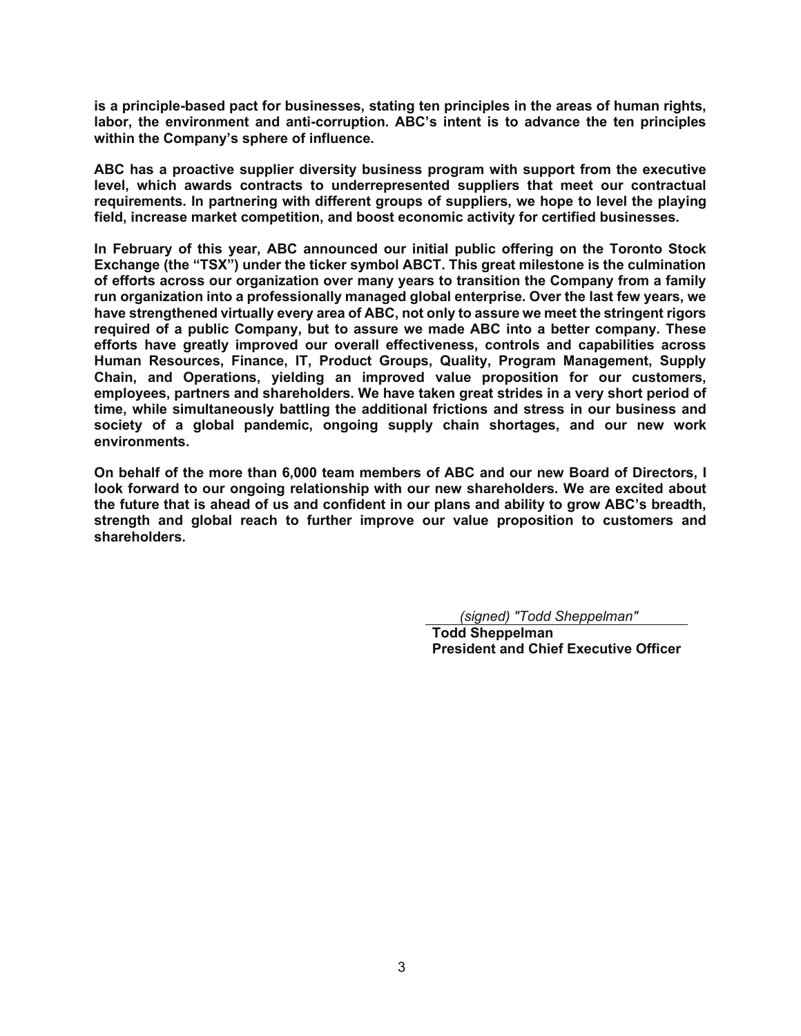**is a principle-based pact for businesses, stating ten principles in the areas of human rights, labor, the environment and anti-corruption. ABC's intent is to advance the ten principles within the Company's sphere of influence.**

**ABC has a proactive supplier diversity business program with support from the executive level, which awards contracts to underrepresented suppliers that meet our contractual requirements. In partnering with different groups of suppliers, we hope to level the playing field, increase market competition, and boost economic activity for certified businesses.**

**In February of this year, ABC announced our initial public offering on the Toronto Stock Exchange (the "TSX") under the ticker symbol ABCT. This great milestone is the culmination of efforts across our organization over many years to transition the Company from a family run organization into a professionally managed global enterprise. Over the last few years, we have strengthened virtually every area of ABC, not only to assure we meet the stringent rigors required of a public Company, but to assure we made ABC into a better company. These efforts have greatly improved our overall effectiveness, controls and capabilities across Human Resources, Finance, IT, Product Groups, Quality, Program Management, Supply Chain, and Operations, yielding an improved value proposition for our customers, employees, partners and shareholders. We have taken great strides in a very short period of time, while simultaneously battling the additional frictions and stress in our business and society of a global pandemic, ongoing supply chain shortages, and our new work environments.**

**On behalf of the more than 6,000 team members of ABC and our new Board of Directors, I look forward to our ongoing relationship with our new shareholders. We are excited about the future that is ahead of us and confident in our plans and ability to grow ABC's breadth, strength and global reach to further improve our value proposition to customers and shareholders.**

*(signed) "Todd Sheppelman"*

**Todd Sheppelman**
**President and Chief Executive Officer**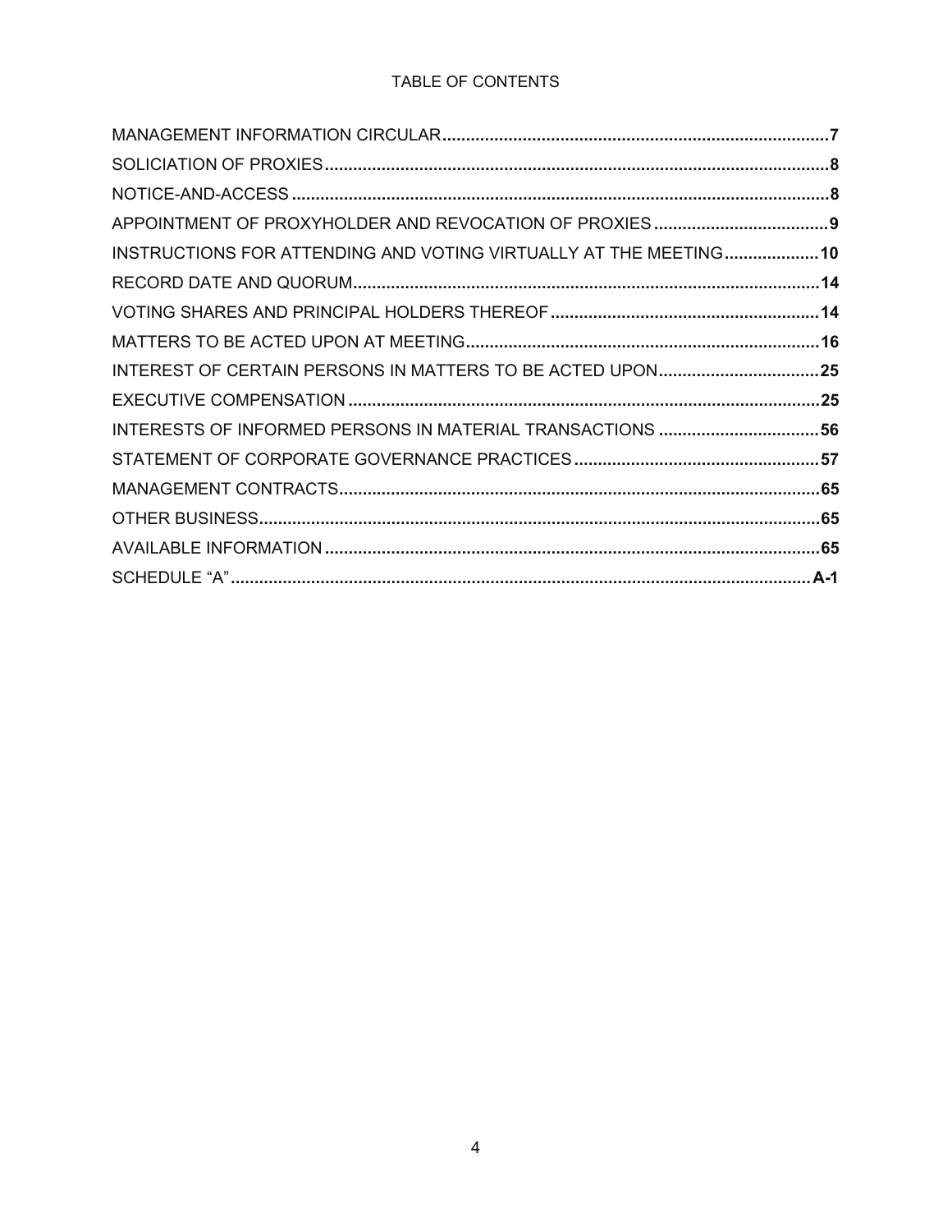# TABLE OF CONTENTS

| | |
|---|---|
| MANAGEMENT INFORMATION CIRCULAR | **7** |
| SOLICIATION OF PROXIES | **8** |
| NOTICE-AND-ACCESS | **8** |
| APPOINTMENT OF PROXYHOLDER AND REVOCATION OF PROXIES | **9** |
| INSTRUCTIONS FOR ATTENDING AND VOTING VIRTUALLY AT THE MEETING | **10** |
| RECORD DATE AND QUORUM | **14** |
| VOTING SHARES AND PRINCIPAL HOLDERS THEREOF | **14** |
| MATTERS TO BE ACTED UPON AT MEETING | **16** |
| INTEREST OF CERTAIN PERSONS IN MATTERS TO BE ACTED UPON | **25** |
| EXECUTIVE COMPENSATION | **25** |
| INTERESTS OF INFORMED PERSONS IN MATERIAL TRANSACTIONS | **56** |
| STATEMENT OF CORPORATE GOVERNANCE PRACTICES | **57** |
| MANAGEMENT CONTRACTS | **65** |
| OTHER BUSINESS | **65** |
| AVAILABLE INFORMATION | **65** |
| SCHEDULE "A" | **A-1** |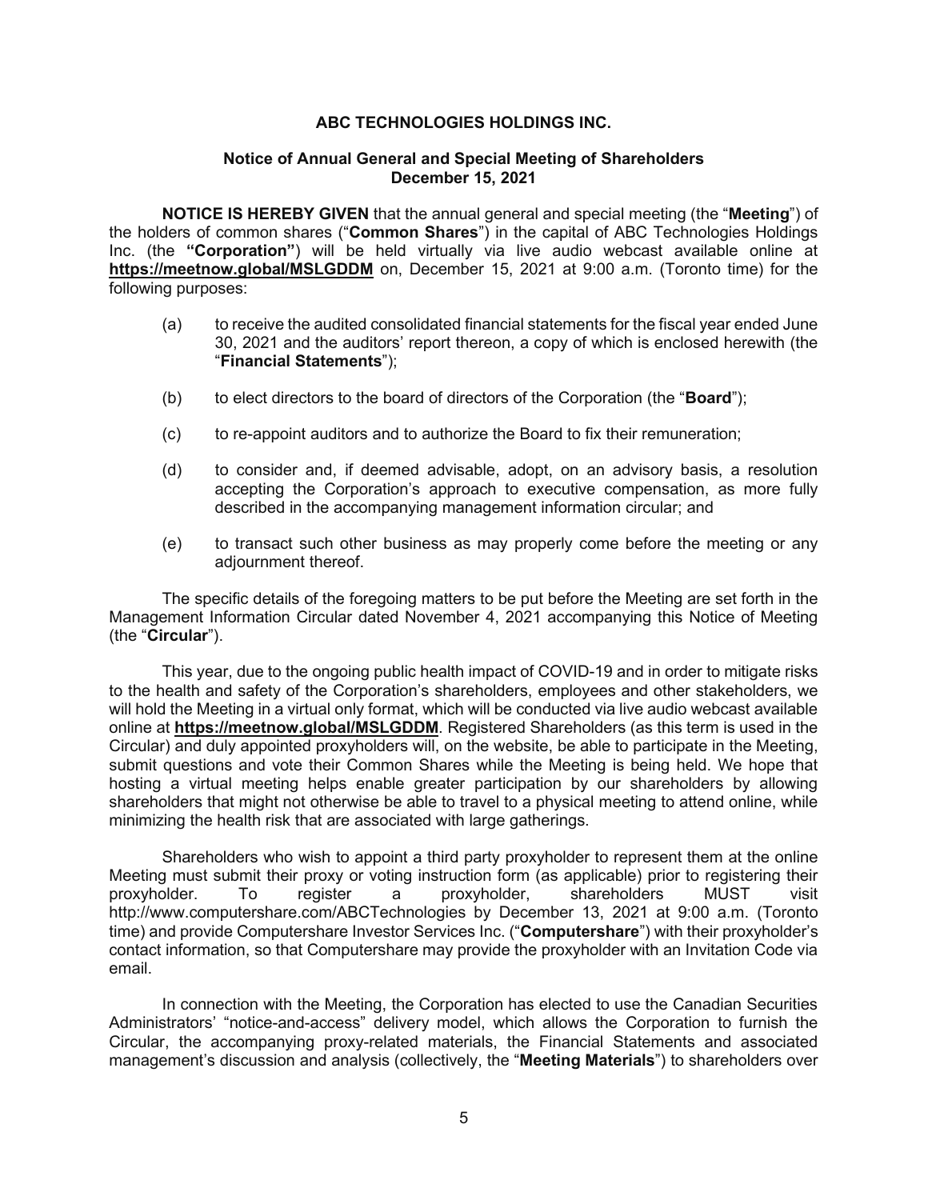# ABC TECHNOLOGIES HOLDINGS INC.

## Notice of Annual General and Special Meeting of Shareholders
## December 15, 2021

**NOTICE IS HEREBY GIVEN** that the annual general and special meeting (the "**Meeting**") of the holders of common shares ("**Common Shares**") in the capital of ABC Technologies Holdings Inc. (the **"Corporation"**) will be held virtually via live audio webcast available online at **https://meetnow.global/MSLGDDM** on, December 15, 2021 at 9:00 a.m. (Toronto time) for the following purposes:

(a) to receive the audited consolidated financial statements for the fiscal year ended June 30, 2021 and the auditors' report thereon, a copy of which is enclosed herewith (the "**Financial Statements**");

(b) to elect directors to the board of directors of the Corporation (the "**Board**");

(c) to re-appoint auditors and to authorize the Board to fix their remuneration;

(d) to consider and, if deemed advisable, adopt, on an advisory basis, a resolution accepting the Corporation's approach to executive compensation, as more fully described in the accompanying management information circular; and

(e) to transact such other business as may properly come before the meeting or any adjournment thereof.

The specific details of the foregoing matters to be put before the Meeting are set forth in the Management Information Circular dated November 4, 2021 accompanying this Notice of Meeting (the "**Circular**").

This year, due to the ongoing public health impact of COVID-19 and in order to mitigate risks to the health and safety of the Corporation's shareholders, employees and other stakeholders, we will hold the Meeting in a virtual only format, which will be conducted via live audio webcast available online at **https://meetnow.global/MSLGDDM**. Registered Shareholders (as this term is used in the Circular) and duly appointed proxyholders will, on the website, be able to participate in the Meeting, submit questions and vote their Common Shares while the Meeting is being held. We hope that hosting a virtual meeting helps enable greater participation by our shareholders by allowing shareholders that might not otherwise be able to travel to a physical meeting to attend online, while minimizing the health risk that are associated with large gatherings.

Shareholders who wish to appoint a third party proxyholder to represent them at the online Meeting must submit their proxy or voting instruction form (as applicable) prior to registering their proxyholder. To register a proxyholder, shareholders MUST visit http://www.computershare.com/ABCTechnologies by December 13, 2021 at 9:00 a.m. (Toronto time) and provide Computershare Investor Services Inc. ("**Computershare**") with their proxyholder's contact information, so that Computershare may provide the proxyholder with an Invitation Code via email.

In connection with the Meeting, the Corporation has elected to use the Canadian Securities Administrators' "notice-and-access" delivery model, which allows the Corporation to furnish the Circular, the accompanying proxy-related materials, the Financial Statements and associated management's discussion and analysis (collectively, the "**Meeting Materials**") to shareholders over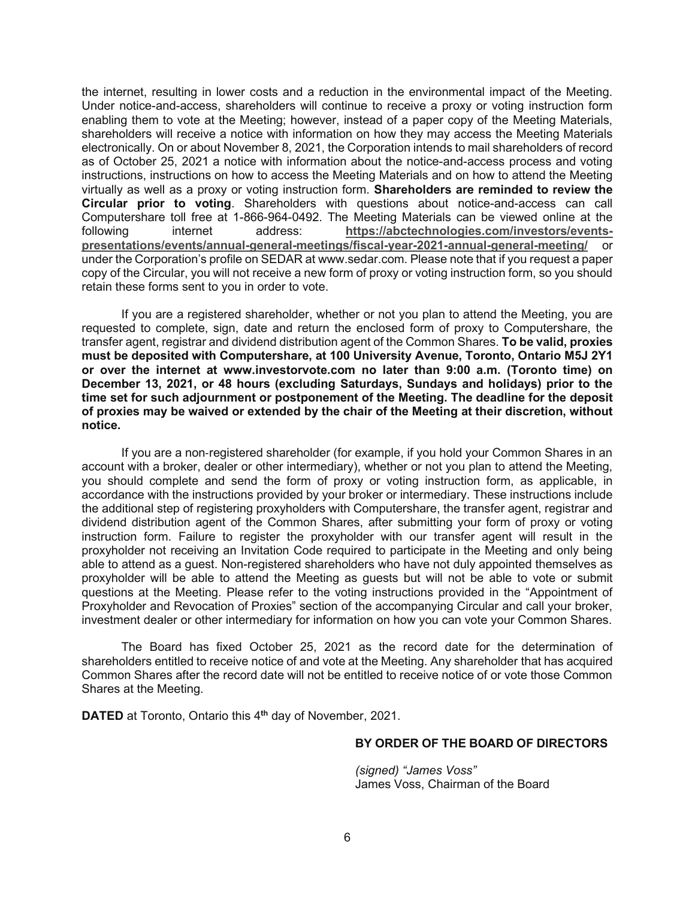the internet, resulting in lower costs and a reduction in the environmental impact of the Meeting. Under notice-and-access, shareholders will continue to receive a proxy or voting instruction form enabling them to vote at the Meeting; however, instead of a paper copy of the Meeting Materials, shareholders will receive a notice with information on how they may access the Meeting Materials electronically. On or about November 8, 2021, the Corporation intends to mail shareholders of record as of October 25, 2021 a notice with information about the notice-and-access process and voting instructions, instructions on how to access the Meeting Materials and on how to attend the Meeting virtually as well as a proxy or voting instruction form. **Shareholders are reminded to review the Circular prior to voting**. Shareholders with questions about notice-and-access can call Computershare toll free at 1-866-964-0492. The Meeting Materials can be viewed online at the following internet address: **https://abctechnologies.com/investors/events-presentations/events/annual-general-meetings/fiscal-year-2021-annual-general-meeting/** or under the Corporation's profile on SEDAR at www.sedar.com. Please note that if you request a paper copy of the Circular, you will not receive a new form of proxy or voting instruction form, so you should retain these forms sent to you in order to vote.

If you are a registered shareholder, whether or not you plan to attend the Meeting, you are requested to complete, sign, date and return the enclosed form of proxy to Computershare, the transfer agent, registrar and dividend distribution agent of the Common Shares. **To be valid, proxies must be deposited with Computershare, at 100 University Avenue, Toronto, Ontario M5J 2Y1 or over the internet at www.investorvote.com no later than 9:00 a.m. (Toronto time) on December 13, 2021, or 48 hours (excluding Saturdays, Sundays and holidays) prior to the time set for such adjournment or postponement of the Meeting. The deadline for the deposit of proxies may be waived or extended by the chair of the Meeting at their discretion, without notice.**

If you are a non-registered shareholder (for example, if you hold your Common Shares in an account with a broker, dealer or other intermediary), whether or not you plan to attend the Meeting, you should complete and send the form of proxy or voting instruction form, as applicable, in accordance with the instructions provided by your broker or intermediary. These instructions include the additional step of registering proxyholders with Computershare, the transfer agent, registrar and dividend distribution agent of the Common Shares, after submitting your form of proxy or voting instruction form. Failure to register the proxyholder with our transfer agent will result in the proxyholder not receiving an Invitation Code required to participate in the Meeting and only being able to attend as a guest. Non-registered shareholders who have not duly appointed themselves as proxyholder will be able to attend the Meeting as guests but will not be able to vote or submit questions at the Meeting. Please refer to the voting instructions provided in the "Appointment of Proxyholder and Revocation of Proxies" section of the accompanying Circular and call your broker, investment dealer or other intermediary for information on how you can vote your Common Shares.

The Board has fixed October 25, 2021 as the record date for the determination of shareholders entitled to receive notice of and vote at the Meeting. Any shareholder that has acquired Common Shares after the record date will not be entitled to receive notice of or vote those Common Shares at the Meeting.

**DATED** at Toronto, Ontario this 4th day of November, 2021.

**BY ORDER OF THE BOARD OF DIRECTORS**

*(signed) "James Voss"*
James Voss, Chairman of the Board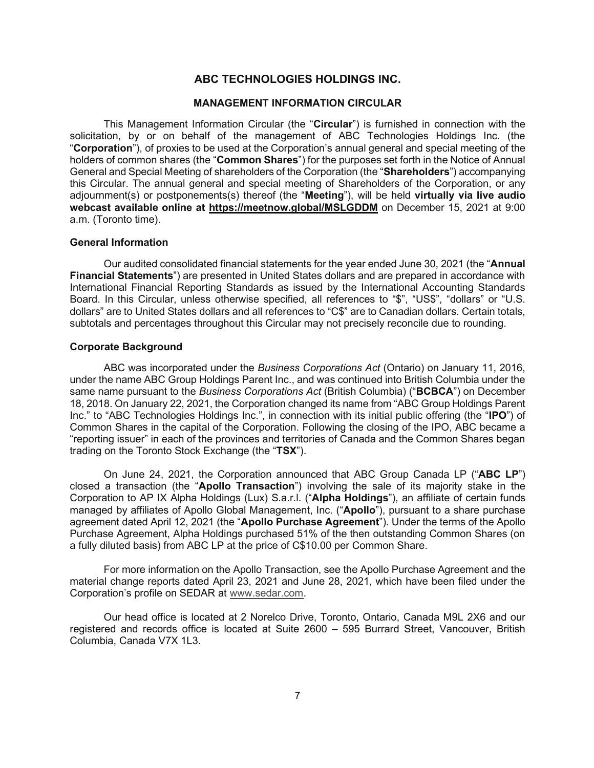# ABC TECHNOLOGIES HOLDINGS INC.

## MANAGEMENT INFORMATION CIRCULAR

This Management Information Circular (the "**Circular**") is furnished in connection with the solicitation, by or on behalf of the management of ABC Technologies Holdings Inc. (the "**Corporation**"), of proxies to be used at the Corporation's annual general and special meeting of the holders of common shares (the "**Common Shares**") for the purposes set forth in the Notice of Annual General and Special Meeting of shareholders of the Corporation (the "**Shareholders**") accompanying this Circular. The annual general and special meeting of Shareholders of the Corporation, or any adjournment(s) or postponements(s) thereof (the "**Meeting**"), will be held **virtually via live audio webcast available online at https://meetnow.global/MSLGDDM** on December 15, 2021 at 9:00 a.m. (Toronto time).

### General Information

Our audited consolidated financial statements for the year ended June 30, 2021 (the "**Annual Financial Statements**") are presented in United States dollars and are prepared in accordance with International Financial Reporting Standards as issued by the International Accounting Standards Board. In this Circular, unless otherwise specified, all references to "$", "US$", "dollars" or "U.S. dollars" are to United States dollars and all references to "C$" are to Canadian dollars. Certain totals, subtotals and percentages throughout this Circular may not precisely reconcile due to rounding.

### Corporate Background

ABC was incorporated under the *Business Corporations Act* (Ontario) on January 11, 2016, under the name ABC Group Holdings Parent Inc., and was continued into British Columbia under the same name pursuant to the *Business Corporations Act* (British Columbia) ("**BCBCA**") on December 18, 2018. On January 22, 2021, the Corporation changed its name from "ABC Group Holdings Parent Inc." to "ABC Technologies Holdings Inc.", in connection with its initial public offering (the "**IPO**") of Common Shares in the capital of the Corporation. Following the closing of the IPO, ABC became a "reporting issuer" in each of the provinces and territories of Canada and the Common Shares began trading on the Toronto Stock Exchange (the "**TSX**").

On June 24, 2021, the Corporation announced that ABC Group Canada LP ("**ABC LP**") closed a transaction (the "**Apollo Transaction**") involving the sale of its majority stake in the Corporation to AP IX Alpha Holdings (Lux) S.a.r.l. ("**Alpha Holdings**"), an affiliate of certain funds managed by affiliates of Apollo Global Management, Inc. ("**Apollo**"), pursuant to a share purchase agreement dated April 12, 2021 (the "**Apollo Purchase Agreement**"). Under the terms of the Apollo Purchase Agreement, Alpha Holdings purchased 51% of the then outstanding Common Shares (on a fully diluted basis) from ABC LP at the price of C$10.00 per Common Share.

For more information on the Apollo Transaction, see the Apollo Purchase Agreement and the material change reports dated April 23, 2021 and June 28, 2021, which have been filed under the Corporation's profile on SEDAR at www.sedar.com.

Our head office is located at 2 Norelco Drive, Toronto, Ontario, Canada M9L 2X6 and our registered and records office is located at Suite 2600 – 595 Burrard Street, Vancouver, British Columbia, Canada V7X 1L3.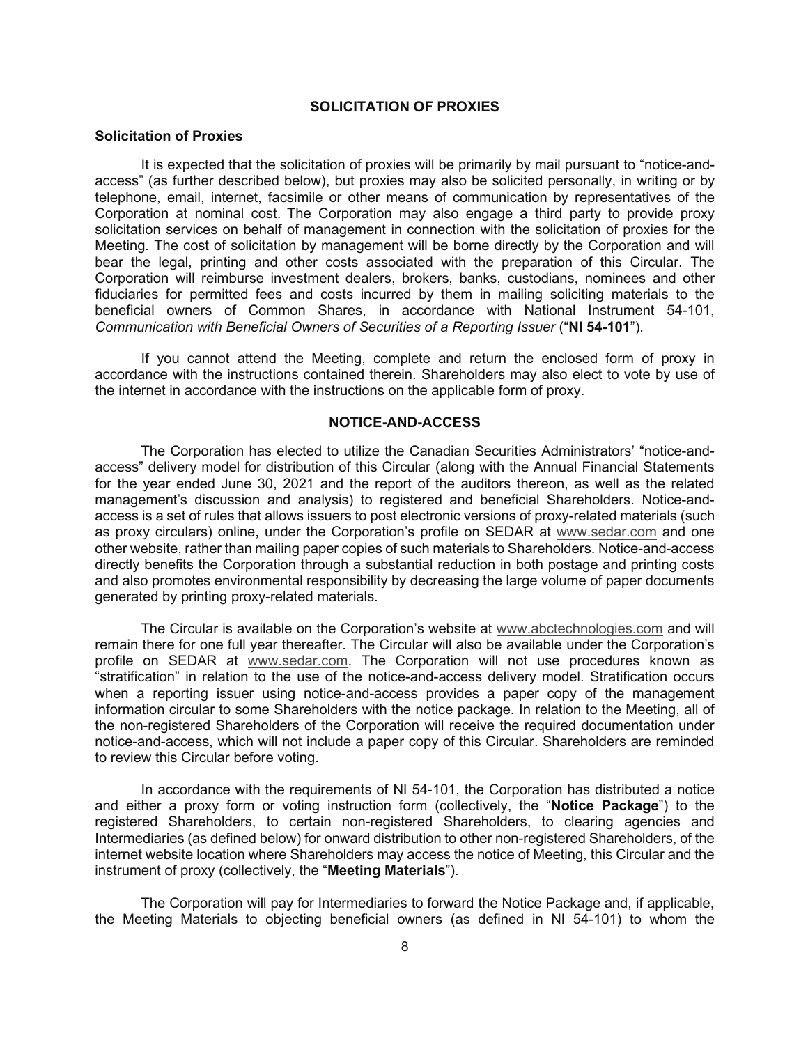## SOLICITATION OF PROXIES

### Solicitation of Proxies

It is expected that the solicitation of proxies will be primarily by mail pursuant to "notice-and-access" (as further described below), but proxies may also be solicited personally, in writing or by telephone, email, internet, facsimile or other means of communication by representatives of the Corporation at nominal cost. The Corporation may also engage a third party to provide proxy solicitation services on behalf of management in connection with the solicitation of proxies for the Meeting. The cost of solicitation by management will be borne directly by the Corporation and will bear the legal, printing and other costs associated with the preparation of this Circular. The Corporation will reimburse investment dealers, brokers, banks, custodians, nominees and other fiduciaries for permitted fees and costs incurred by them in mailing soliciting materials to the beneficial owners of Common Shares, in accordance with National Instrument 54-101, *Communication with Beneficial Owners of Securities of a Reporting Issuer* ("**NI 54-101**").

If you cannot attend the Meeting, complete and return the enclosed form of proxy in accordance with the instructions contained therein. Shareholders may also elect to vote by use of the internet in accordance with the instructions on the applicable form of proxy.

## NOTICE-AND-ACCESS

The Corporation has elected to utilize the Canadian Securities Administrators' "notice-and-access" delivery model for distribution of this Circular (along with the Annual Financial Statements for the year ended June 30, 2021 and the report of the auditors thereon, as well as the related management's discussion and analysis) to registered and beneficial Shareholders. Notice-and-access is a set of rules that allows issuers to post electronic versions of proxy-related materials (such as proxy circulars) online, under the Corporation's profile on SEDAR at www.sedar.com and one other website, rather than mailing paper copies of such materials to Shareholders. Notice-and-access directly benefits the Corporation through a substantial reduction in both postage and printing costs and also promotes environmental responsibility by decreasing the large volume of paper documents generated by printing proxy-related materials.

The Circular is available on the Corporation's website at www.abctechnologies.com and will remain there for one full year thereafter. The Circular will also be available under the Corporation's profile on SEDAR at www.sedar.com. The Corporation will not use procedures known as "stratification" in relation to the use of the notice-and-access delivery model. Stratification occurs when a reporting issuer using notice-and-access provides a paper copy of the management information circular to some Shareholders with the notice package. In relation to the Meeting, all of the non-registered Shareholders of the Corporation will receive the required documentation under notice-and-access, which will not include a paper copy of this Circular. Shareholders are reminded to review this Circular before voting.

In accordance with the requirements of NI 54-101, the Corporation has distributed a notice and either a proxy form or voting instruction form (collectively, the "**Notice Package**") to the registered Shareholders, to certain non-registered Shareholders, to clearing agencies and Intermediaries (as defined below) for onward distribution to other non-registered Shareholders, of the internet website location where Shareholders may access the notice of Meeting, this Circular and the instrument of proxy (collectively, the "**Meeting Materials**").

The Corporation will pay for Intermediaries to forward the Notice Package and, if applicable, the Meeting Materials to objecting beneficial owners (as defined in NI 54-101) to whom the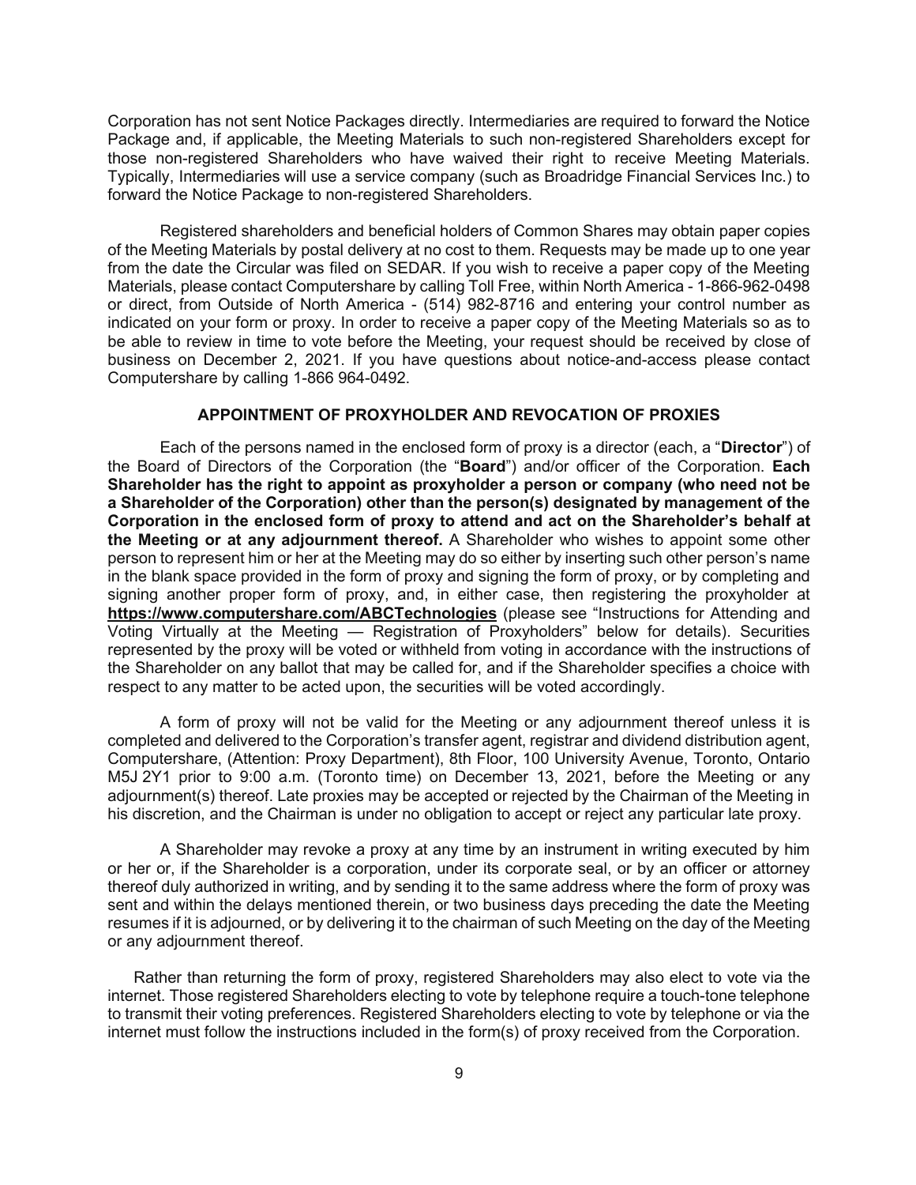Corporation has not sent Notice Packages directly. Intermediaries are required to forward the Notice Package and, if applicable, the Meeting Materials to such non-registered Shareholders except for those non-registered Shareholders who have waived their right to receive Meeting Materials. Typically, Intermediaries will use a service company (such as Broadridge Financial Services Inc.) to forward the Notice Package to non-registered Shareholders.

Registered shareholders and beneficial holders of Common Shares may obtain paper copies of the Meeting Materials by postal delivery at no cost to them. Requests may be made up to one year from the date the Circular was filed on SEDAR. If you wish to receive a paper copy of the Meeting Materials, please contact Computershare by calling Toll Free, within North America - 1-866-962-0498 or direct, from Outside of North America - (514) 982-8716 and entering your control number as indicated on your form or proxy. In order to receive a paper copy of the Meeting Materials so as to be able to review in time to vote before the Meeting, your request should be received by close of business on December 2, 2021. If you have questions about notice-and-access please contact Computershare by calling 1-866 964-0492.

## APPOINTMENT OF PROXYHOLDER AND REVOCATION OF PROXIES

Each of the persons named in the enclosed form of proxy is a director (each, a "**Director**") of the Board of Directors of the Corporation (the "**Board**") and/or officer of the Corporation. **Each Shareholder has the right to appoint as proxyholder a person or company (who need not be a Shareholder of the Corporation) other than the person(s) designated by management of the Corporation in the enclosed form of proxy to attend and act on the Shareholder's behalf at the Meeting or at any adjournment thereof.** A Shareholder who wishes to appoint some other person to represent him or her at the Meeting may do so either by inserting such other person's name in the blank space provided in the form of proxy and signing the form of proxy, or by completing and signing another proper form of proxy, and, in either case, then registering the proxyholder at **https://www.computershare.com/ABCTechnologies** (please see "Instructions for Attending and Voting Virtually at the Meeting — Registration of Proxyholders" below for details). Securities represented by the proxy will be voted or withheld from voting in accordance with the instructions of the Shareholder on any ballot that may be called for, and if the Shareholder specifies a choice with respect to any matter to be acted upon, the securities will be voted accordingly.

A form of proxy will not be valid for the Meeting or any adjournment thereof unless it is completed and delivered to the Corporation's transfer agent, registrar and dividend distribution agent, Computershare, (Attention: Proxy Department), 8th Floor, 100 University Avenue, Toronto, Ontario M5J 2Y1 prior to 9:00 a.m. (Toronto time) on December 13, 2021, before the Meeting or any adjournment(s) thereof. Late proxies may be accepted or rejected by the Chairman of the Meeting in his discretion, and the Chairman is under no obligation to accept or reject any particular late proxy.

A Shareholder may revoke a proxy at any time by an instrument in writing executed by him or her or, if the Shareholder is a corporation, under its corporate seal, or by an officer or attorney thereof duly authorized in writing, and by sending it to the same address where the form of proxy was sent and within the delays mentioned therein, or two business days preceding the date the Meeting resumes if it is adjourned, or by delivering it to the chairman of such Meeting on the day of the Meeting or any adjournment thereof.

Rather than returning the form of proxy, registered Shareholders may also elect to vote via the internet. Those registered Shareholders electing to vote by telephone require a touch-tone telephone to transmit their voting preferences. Registered Shareholders electing to vote by telephone or via the internet must follow the instructions included in the form(s) of proxy received from the Corporation.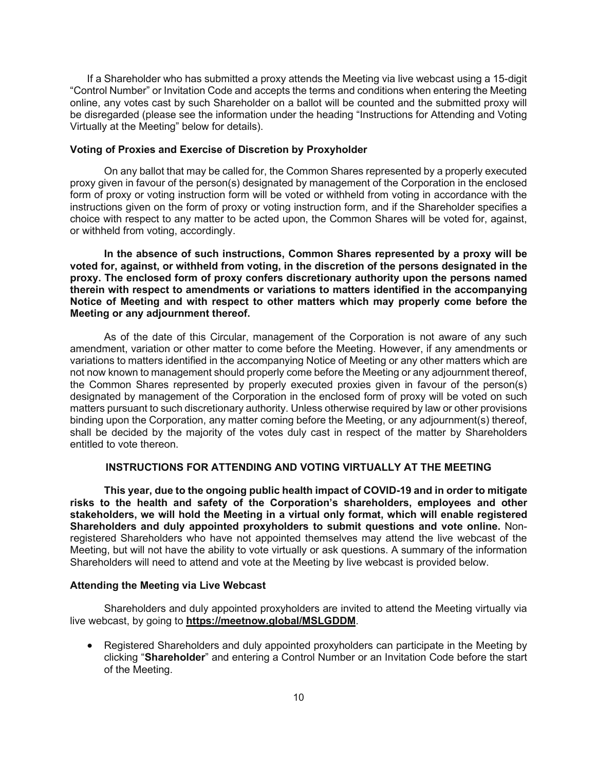If a Shareholder who has submitted a proxy attends the Meeting via live webcast using a 15-digit "Control Number" or Invitation Code and accepts the terms and conditions when entering the Meeting online, any votes cast by such Shareholder on a ballot will be counted and the submitted proxy will be disregarded (please see the information under the heading "Instructions for Attending and Voting Virtually at the Meeting" below for details).

### Voting of Proxies and Exercise of Discretion by Proxyholder

On any ballot that may be called for, the Common Shares represented by a properly executed proxy given in favour of the person(s) designated by management of the Corporation in the enclosed form of proxy or voting instruction form will be voted or withheld from voting in accordance with the instructions given on the form of proxy or voting instruction form, and if the Shareholder specifies a choice with respect to any matter to be acted upon, the Common Shares will be voted for, against, or withheld from voting, accordingly.

**In the absence of such instructions, Common Shares represented by a proxy will be voted for, against, or withheld from voting, in the discretion of the persons designated in the proxy. The enclosed form of proxy confers discretionary authority upon the persons named therein with respect to amendments or variations to matters identified in the accompanying Notice of Meeting and with respect to other matters which may properly come before the Meeting or any adjournment thereof.**

As of the date of this Circular, management of the Corporation is not aware of any such amendment, variation or other matter to come before the Meeting. However, if any amendments or variations to matters identified in the accompanying Notice of Meeting or any other matters which are not now known to management should properly come before the Meeting or any adjournment thereof, the Common Shares represented by properly executed proxies given in favour of the person(s) designated by management of the Corporation in the enclosed form of proxy will be voted on such matters pursuant to such discretionary authority. Unless otherwise required by law or other provisions binding upon the Corporation, any matter coming before the Meeting, or any adjournment(s) thereof, shall be decided by the majority of the votes duly cast in respect of the matter by Shareholders entitled to vote thereon.

## INSTRUCTIONS FOR ATTENDING AND VOTING VIRTUALLY AT THE MEETING

**This year, due to the ongoing public health impact of COVID-19 and in order to mitigate risks to the health and safety of the Corporation's shareholders, employees and other stakeholders, we will hold the Meeting in a virtual only format, which will enable registered Shareholders and duly appointed proxyholders to submit questions and vote online.** Non-registered Shareholders who have not appointed themselves may attend the live webcast of the Meeting, but will not have the ability to vote virtually or ask questions. A summary of the information Shareholders will need to attend and vote at the Meeting by live webcast is provided below.

### Attending the Meeting via Live Webcast

Shareholders and duly appointed proxyholders are invited to attend the Meeting virtually via live webcast, by going to **https://meetnow.global/MSLGDDM**.

- Registered Shareholders and duly appointed proxyholders can participate in the Meeting by clicking "**Shareholder**" and entering a Control Number or an Invitation Code before the start of the Meeting.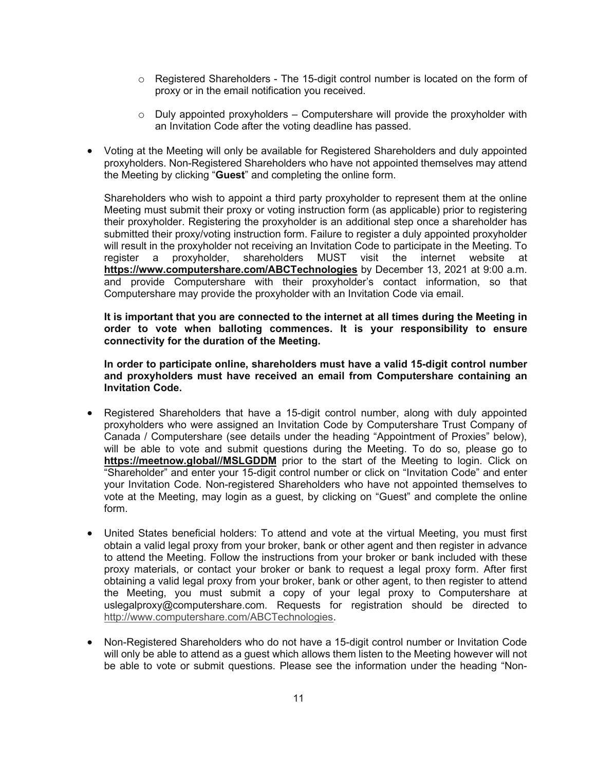- Registered Shareholders - The 15-digit control number is located on the form of proxy or in the email notification you received.
- Duly appointed proxyholders – Computershare will provide the proxyholder with an Invitation Code after the voting deadline has passed.

- Voting at the Meeting will only be available for Registered Shareholders and duly appointed proxyholders. Non-Registered Shareholders who have not appointed themselves may attend the Meeting by clicking "**Guest**" and completing the online form.

  Shareholders who wish to appoint a third party proxyholder to represent them at the online Meeting must submit their proxy or voting instruction form (as applicable) prior to registering their proxyholder. Registering the proxyholder is an additional step once a shareholder has submitted their proxy/voting instruction form. Failure to register a duly appointed proxyholder will result in the proxyholder not receiving an Invitation Code to participate in the Meeting. To register a proxyholder, shareholders MUST visit the internet website at **https://www.computershare.com/ABCTechnologies** by December 13, 2021 at 9:00 a.m. and provide Computershare with their proxyholder's contact information, so that Computershare may provide the proxyholder with an Invitation Code via email.

  **It is important that you are connected to the internet at all times during the Meeting in order to vote when balloting commences. It is your responsibility to ensure connectivity for the duration of the Meeting.**

  **In order to participate online, shareholders must have a valid 15-digit control number and proxyholders must have received an email from Computershare containing an Invitation Code.**

- Registered Shareholders that have a 15-digit control number, along with duly appointed proxyholders who were assigned an Invitation Code by Computershare Trust Company of Canada / Computershare (see details under the heading "Appointment of Proxies" below), will be able to vote and submit questions during the Meeting. To do so, please go to **https://meetnow.global//MSLGDDM** prior to the start of the Meeting to login. Click on "Shareholder" and enter your 15-digit control number or click on "Invitation Code" and enter your Invitation Code. Non-registered Shareholders who have not appointed themselves to vote at the Meeting, may login as a guest, by clicking on "Guest" and complete the online form.

- United States beneficial holders: To attend and vote at the virtual Meeting, you must first obtain a valid legal proxy from your broker, bank or other agent and then register in advance to attend the Meeting. Follow the instructions from your broker or bank included with these proxy materials, or contact your broker or bank to request a legal proxy form. After first obtaining a valid legal proxy from your broker, bank or other agent, to then register to attend the Meeting, you must submit a copy of your legal proxy to Computershare at uslegalproxy@computershare.com. Requests for registration should be directed to http://www.computershare.com/ABCTechnologies.

- Non-Registered Shareholders who do not have a 15-digit control number or Invitation Code will only be able to attend as a guest which allows them listen to the Meeting however will not be able to vote or submit questions. Please see the information under the heading "Non-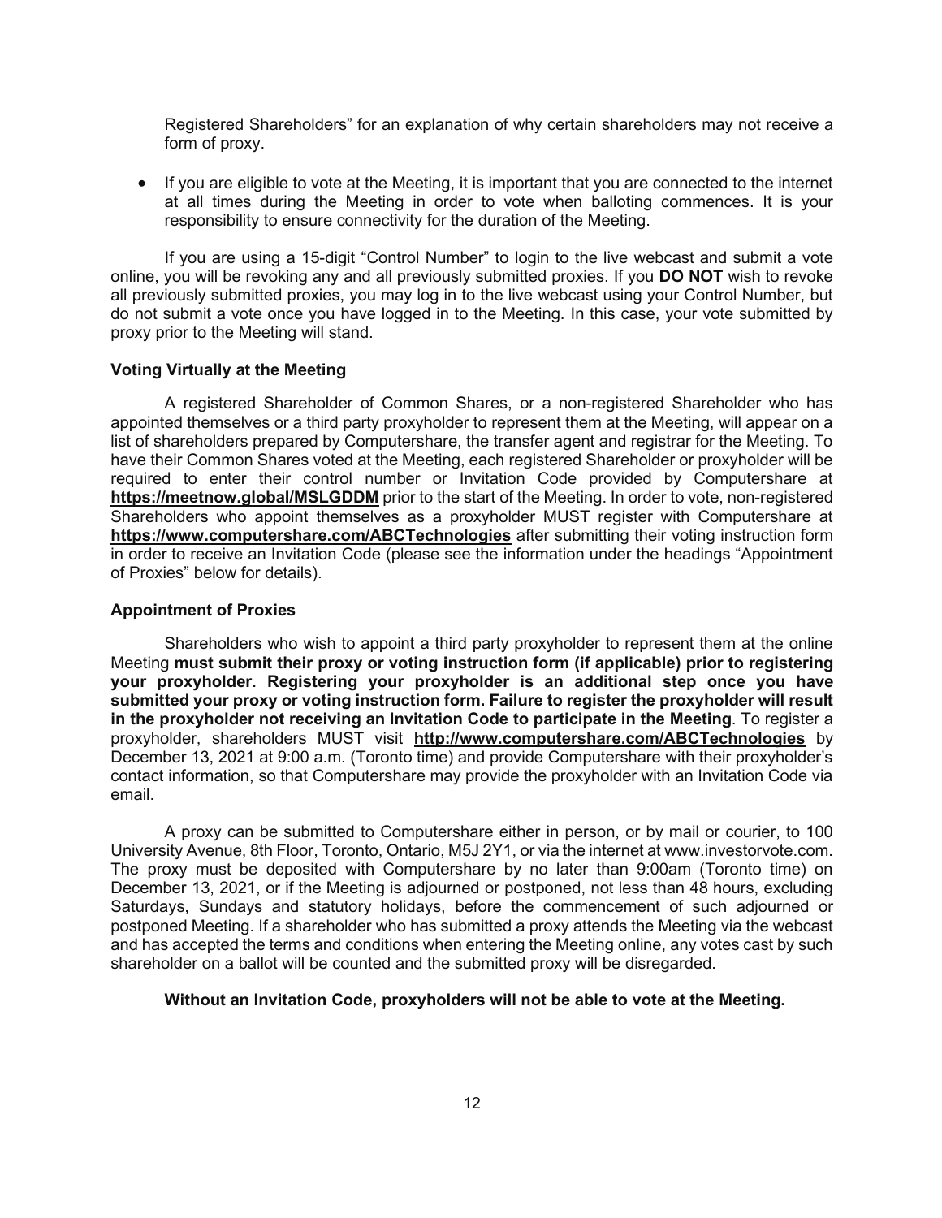Registered Shareholders" for an explanation of why certain shareholders may not receive a form of proxy.

- If you are eligible to vote at the Meeting, it is important that you are connected to the internet at all times during the Meeting in order to vote when balloting commences. It is your responsibility to ensure connectivity for the duration of the Meeting.

If you are using a 15-digit "Control Number" to login to the live webcast and submit a vote online, you will be revoking any and all previously submitted proxies. If you **DO NOT** wish to revoke all previously submitted proxies, you may log in to the live webcast using your Control Number, but do not submit a vote once you have logged in to the Meeting. In this case, your vote submitted by proxy prior to the Meeting will stand.

**Voting Virtually at the Meeting**

A registered Shareholder of Common Shares, or a non-registered Shareholder who has appointed themselves or a third party proxyholder to represent them at the Meeting, will appear on a list of shareholders prepared by Computershare, the transfer agent and registrar for the Meeting. To have their Common Shares voted at the Meeting, each registered Shareholder or proxyholder will be required to enter their control number or Invitation Code provided by Computershare at **https://meetnow.global/MSLGDDM** prior to the start of the Meeting. In order to vote, non-registered Shareholders who appoint themselves as a proxyholder MUST register with Computershare at **https://www.computershare.com/ABCTechnologies** after submitting their voting instruction form in order to receive an Invitation Code (please see the information under the headings "Appointment of Proxies" below for details).

**Appointment of Proxies**

Shareholders who wish to appoint a third party proxyholder to represent them at the online Meeting **must submit their proxy or voting instruction form (if applicable) prior to registering your proxyholder. Registering your proxyholder is an additional step once you have submitted your proxy or voting instruction form. Failure to register the proxyholder will result in the proxyholder not receiving an Invitation Code to participate in the Meeting**. To register a proxyholder, shareholders MUST visit **http://www.computershare.com/ABCTechnologies** by December 13, 2021 at 9:00 a.m. (Toronto time) and provide Computershare with their proxyholder's contact information, so that Computershare may provide the proxyholder with an Invitation Code via email.

A proxy can be submitted to Computershare either in person, or by mail or courier, to 100 University Avenue, 8th Floor, Toronto, Ontario, M5J 2Y1, or via the internet at www.investorvote.com. The proxy must be deposited with Computershare by no later than 9:00am (Toronto time) on December 13, 2021, or if the Meeting is adjourned or postponed, not less than 48 hours, excluding Saturdays, Sundays and statutory holidays, before the commencement of such adjourned or postponed Meeting. If a shareholder who has submitted a proxy attends the Meeting via the webcast and has accepted the terms and conditions when entering the Meeting online, any votes cast by such shareholder on a ballot will be counted and the submitted proxy will be disregarded.

**Without an Invitation Code, proxyholders will not be able to vote at the Meeting.**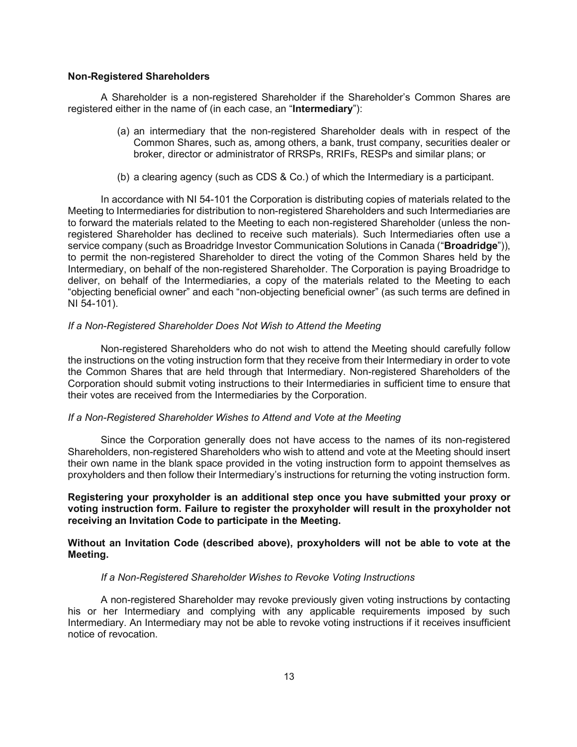**Non-Registered Shareholders**

A Shareholder is a non-registered Shareholder if the Shareholder's Common Shares are registered either in the name of (in each case, an "**Intermediary**"):

(a) an intermediary that the non-registered Shareholder deals with in respect of the Common Shares, such as, among others, a bank, trust company, securities dealer or broker, director or administrator of RRSPs, RRIFs, RESPs and similar plans; or

(b) a clearing agency (such as CDS & Co.) of which the Intermediary is a participant.

In accordance with NI 54-101 the Corporation is distributing copies of materials related to the Meeting to Intermediaries for distribution to non-registered Shareholders and such Intermediaries are to forward the materials related to the Meeting to each non-registered Shareholder (unless the non-registered Shareholder has declined to receive such materials). Such Intermediaries often use a service company (such as Broadridge Investor Communication Solutions in Canada ("**Broadridge**")), to permit the non-registered Shareholder to direct the voting of the Common Shares held by the Intermediary, on behalf of the non-registered Shareholder. The Corporation is paying Broadridge to deliver, on behalf of the Intermediaries, a copy of the materials related to the Meeting to each "objecting beneficial owner" and each "non-objecting beneficial owner" (as such terms are defined in NI 54-101).

*If a Non-Registered Shareholder Does Not Wish to Attend the Meeting*

Non-registered Shareholders who do not wish to attend the Meeting should carefully follow the instructions on the voting instruction form that they receive from their Intermediary in order to vote the Common Shares that are held through that Intermediary. Non-registered Shareholders of the Corporation should submit voting instructions to their Intermediaries in sufficient time to ensure that their votes are received from the Intermediaries by the Corporation.

*If a Non-Registered Shareholder Wishes to Attend and Vote at the Meeting*

Since the Corporation generally does not have access to the names of its non-registered Shareholders, non-registered Shareholders who wish to attend and vote at the Meeting should insert their own name in the blank space provided in the voting instruction form to appoint themselves as proxyholders and then follow their Intermediary's instructions for returning the voting instruction form.

**Registering your proxyholder is an additional step once you have submitted your proxy or voting instruction form. Failure to register the proxyholder will result in the proxyholder not receiving an Invitation Code to participate in the Meeting.**

**Without an Invitation Code (described above), proxyholders will not be able to vote at the Meeting.**

*If a Non-Registered Shareholder Wishes to Revoke Voting Instructions*

A non-registered Shareholder may revoke previously given voting instructions by contacting his or her Intermediary and complying with any applicable requirements imposed by such Intermediary. An Intermediary may not be able to revoke voting instructions if it receives insufficient notice of revocation.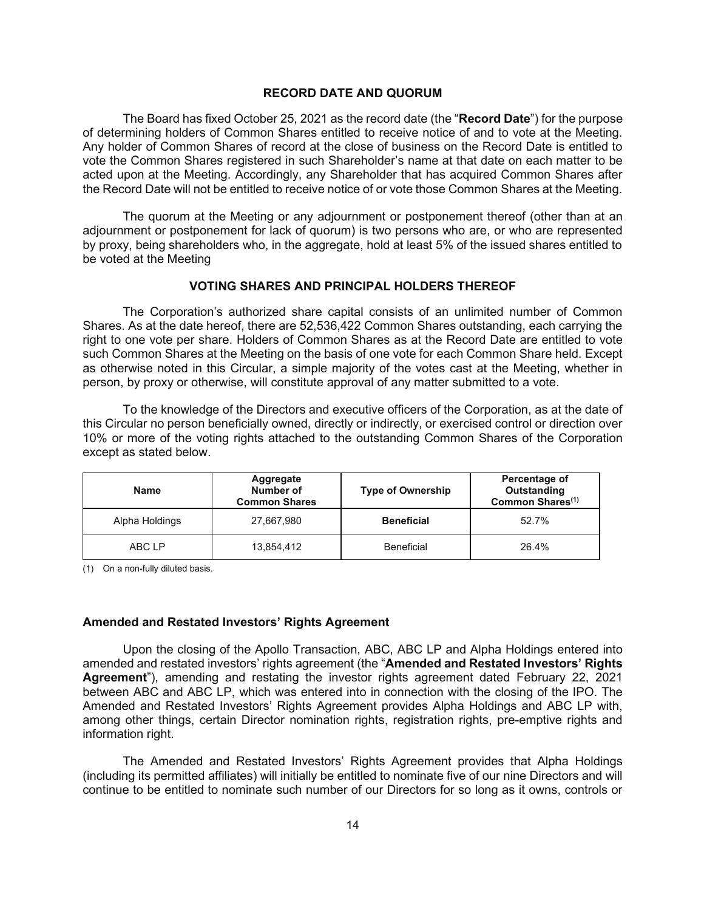## RECORD DATE AND QUORUM

The Board has fixed October 25, 2021 as the record date (the "**Record Date**") for the purpose of determining holders of Common Shares entitled to receive notice of and to vote at the Meeting. Any holder of Common Shares of record at the close of business on the Record Date is entitled to vote the Common Shares registered in such Shareholder's name at that date on each matter to be acted upon at the Meeting. Accordingly, any Shareholder that has acquired Common Shares after the Record Date will not be entitled to receive notice of or vote those Common Shares at the Meeting.

The quorum at the Meeting or any adjournment or postponement thereof (other than at an adjournment or postponement for lack of quorum) is two persons who are, or who are represented by proxy, being shareholders who, in the aggregate, hold at least 5% of the issued shares entitled to be voted at the Meeting

## VOTING SHARES AND PRINCIPAL HOLDERS THEREOF

The Corporation's authorized share capital consists of an unlimited number of Common Shares. As at the date hereof, there are 52,536,422 Common Shares outstanding, each carrying the right to one vote per share. Holders of Common Shares as at the Record Date are entitled to vote such Common Shares at the Meeting on the basis of one vote for each Common Share held. Except as otherwise noted in this Circular, a simple majority of the votes cast at the Meeting, whether in person, by proxy or otherwise, will constitute approval of any matter submitted to a vote.

To the knowledge of the Directors and executive officers of the Corporation, as at the date of this Circular no person beneficially owned, directly or indirectly, or exercised control or direction over 10% or more of the voting rights attached to the outstanding Common Shares of the Corporation except as stated below.

| Name | Aggregate Number of Common Shares | Type of Ownership | Percentage of Outstanding Common Shares[(1)] |
|---|---|---|---|
| Alpha Holdings | 27,667,980 | **Beneficial** | 52.7% |
| ABC LP | 13,854,412 | Beneficial | 26.4% |

(1) On a non-fully diluted basis.

### Amended and Restated Investors' Rights Agreement

Upon the closing of the Apollo Transaction, ABC, ABC LP and Alpha Holdings entered into amended and restated investors' rights agreement (the "**Amended and Restated Investors' Rights Agreement**"), amending and restating the investor rights agreement dated February 22, 2021 between ABC and ABC LP, which was entered into in connection with the closing of the IPO. The Amended and Restated Investors' Rights Agreement provides Alpha Holdings and ABC LP with, among other things, certain Director nomination rights, registration rights, pre-emptive rights and information right.

The Amended and Restated Investors' Rights Agreement provides that Alpha Holdings (including its permitted affiliates) will initially be entitled to nominate five of our nine Directors and will continue to be entitled to nominate such number of our Directors for so long as it owns, controls or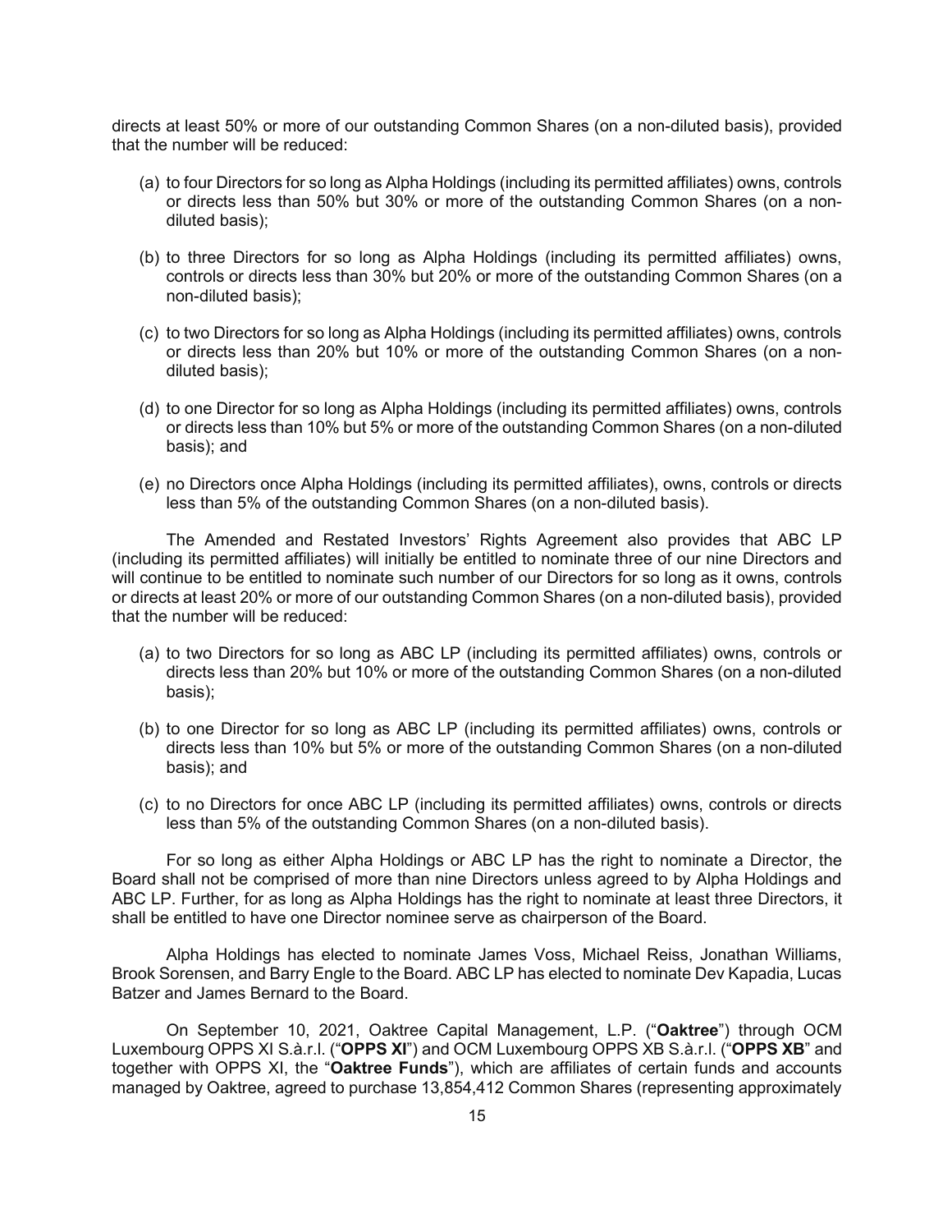directs at least 50% or more of our outstanding Common Shares (on a non-diluted basis), provided that the number will be reduced:

(a) to four Directors for so long as Alpha Holdings (including its permitted affiliates) owns, controls or directs less than 50% but 30% or more of the outstanding Common Shares (on a non-diluted basis);

(b) to three Directors for so long as Alpha Holdings (including its permitted affiliates) owns, controls or directs less than 30% but 20% or more of the outstanding Common Shares (on a non-diluted basis);

(c) to two Directors for so long as Alpha Holdings (including its permitted affiliates) owns, controls or directs less than 20% but 10% or more of the outstanding Common Shares (on a non-diluted basis);

(d) to one Director for so long as Alpha Holdings (including its permitted affiliates) owns, controls or directs less than 10% but 5% or more of the outstanding Common Shares (on a non-diluted basis); and

(e) no Directors once Alpha Holdings (including its permitted affiliates), owns, controls or directs less than 5% of the outstanding Common Shares (on a non-diluted basis).

The Amended and Restated Investors' Rights Agreement also provides that ABC LP (including its permitted affiliates) will initially be entitled to nominate three of our nine Directors and will continue to be entitled to nominate such number of our Directors for so long as it owns, controls or directs at least 20% or more of our outstanding Common Shares (on a non-diluted basis), provided that the number will be reduced:

(a) to two Directors for so long as ABC LP (including its permitted affiliates) owns, controls or directs less than 20% but 10% or more of the outstanding Common Shares (on a non-diluted basis);

(b) to one Director for so long as ABC LP (including its permitted affiliates) owns, controls or directs less than 10% but 5% or more of the outstanding Common Shares (on a non-diluted basis); and

(c) to no Directors for once ABC LP (including its permitted affiliates) owns, controls or directs less than 5% of the outstanding Common Shares (on a non-diluted basis).

For so long as either Alpha Holdings or ABC LP has the right to nominate a Director, the Board shall not be comprised of more than nine Directors unless agreed to by Alpha Holdings and ABC LP. Further, for as long as Alpha Holdings has the right to nominate at least three Directors, it shall be entitled to have one Director nominee serve as chairperson of the Board.

Alpha Holdings has elected to nominate James Voss, Michael Reiss, Jonathan Williams, Brook Sorensen, and Barry Engle to the Board. ABC LP has elected to nominate Dev Kapadia, Lucas Batzer and James Bernard to the Board.

On September 10, 2021, Oaktree Capital Management, L.P. ("**Oaktree**") through OCM Luxembourg OPPS XI S.à.r.l. ("**OPPS XI**") and OCM Luxembourg OPPS XB S.à.r.l. ("**OPPS XB**" and together with OPPS XI, the "**Oaktree Funds**"), which are affiliates of certain funds and accounts managed by Oaktree, agreed to purchase 13,854,412 Common Shares (representing approximately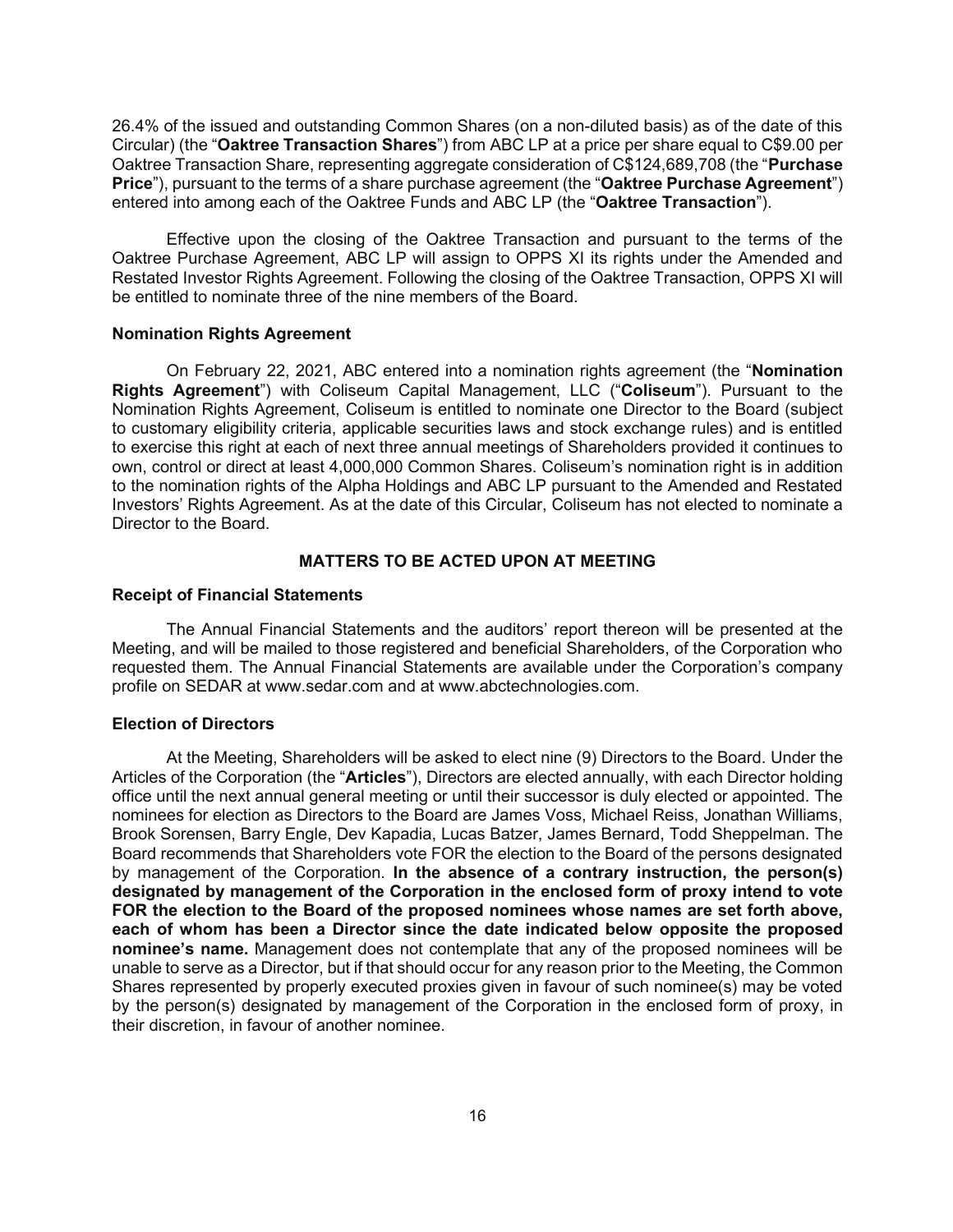26.4% of the issued and outstanding Common Shares (on a non-diluted basis) as of the date of this Circular) (the "**Oaktree Transaction Shares**") from ABC LP at a price per share equal to C$9.00 per Oaktree Transaction Share, representing aggregate consideration of C$124,689,708 (the "**Purchase Price**"), pursuant to the terms of a share purchase agreement (the "**Oaktree Purchase Agreement**") entered into among each of the Oaktree Funds and ABC LP (the "**Oaktree Transaction**").

Effective upon the closing of the Oaktree Transaction and pursuant to the terms of the Oaktree Purchase Agreement, ABC LP will assign to OPPS XI its rights under the Amended and Restated Investor Rights Agreement. Following the closing of the Oaktree Transaction, OPPS XI will be entitled to nominate three of the nine members of the Board.

### Nomination Rights Agreement

On February 22, 2021, ABC entered into a nomination rights agreement (the "**Nomination Rights Agreement**") with Coliseum Capital Management, LLC ("**Coliseum**"). Pursuant to the Nomination Rights Agreement, Coliseum is entitled to nominate one Director to the Board (subject to customary eligibility criteria, applicable securities laws and stock exchange rules) and is entitled to exercise this right at each of next three annual meetings of Shareholders provided it continues to own, control or direct at least 4,000,000 Common Shares. Coliseum's nomination right is in addition to the nomination rights of the Alpha Holdings and ABC LP pursuant to the Amended and Restated Investors' Rights Agreement. As at the date of this Circular, Coliseum has not elected to nominate a Director to the Board.

## MATTERS TO BE ACTED UPON AT MEETING

### Receipt of Financial Statements

The Annual Financial Statements and the auditors' report thereon will be presented at the Meeting, and will be mailed to those registered and beneficial Shareholders, of the Corporation who requested them. The Annual Financial Statements are available under the Corporation's company profile on SEDAR at www.sedar.com and at www.abctechnologies.com.

### Election of Directors

At the Meeting, Shareholders will be asked to elect nine (9) Directors to the Board. Under the Articles of the Corporation (the "**Articles**"), Directors are elected annually, with each Director holding office until the next annual general meeting or until their successor is duly elected or appointed. The nominees for election as Directors to the Board are James Voss, Michael Reiss, Jonathan Williams, Brook Sorensen, Barry Engle, Dev Kapadia, Lucas Batzer, James Bernard, Todd Sheppelman. The Board recommends that Shareholders vote FOR the election to the Board of the persons designated by management of the Corporation. **In the absence of a contrary instruction, the person(s) designated by management of the Corporation in the enclosed form of proxy intend to vote FOR the election to the Board of the proposed nominees whose names are set forth above, each of whom has been a Director since the date indicated below opposite the proposed nominee's name.** Management does not contemplate that any of the proposed nominees will be unable to serve as a Director, but if that should occur for any reason prior to the Meeting, the Common Shares represented by properly executed proxies given in favour of such nominee(s) may be voted by the person(s) designated by management of the Corporation in the enclosed form of proxy, in their discretion, in favour of another nominee.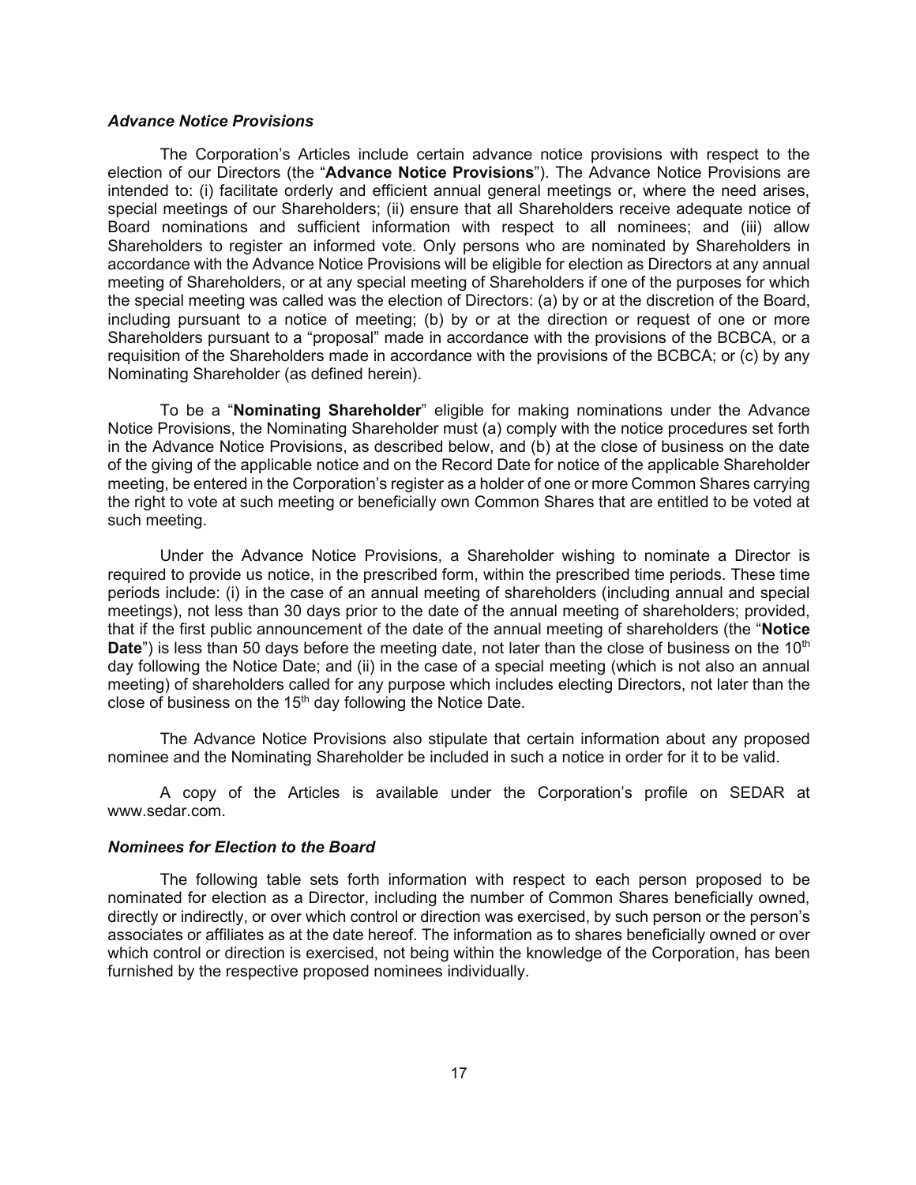### *Advance Notice Provisions*

The Corporation's Articles include certain advance notice provisions with respect to the election of our Directors (the "**Advance Notice Provisions**"). The Advance Notice Provisions are intended to: (i) facilitate orderly and efficient annual general meetings or, where the need arises, special meetings of our Shareholders; (ii) ensure that all Shareholders receive adequate notice of Board nominations and sufficient information with respect to all nominees; and (iii) allow Shareholders to register an informed vote. Only persons who are nominated by Shareholders in accordance with the Advance Notice Provisions will be eligible for election as Directors at any annual meeting of Shareholders, or at any special meeting of Shareholders if one of the purposes for which the special meeting was called was the election of Directors: (a) by or at the discretion of the Board, including pursuant to a notice of meeting; (b) by or at the direction or request of one or more Shareholders pursuant to a "proposal" made in accordance with the provisions of the BCBCA, or a requisition of the Shareholders made in accordance with the provisions of the BCBCA; or (c) by any Nominating Shareholder (as defined herein).

To be a "**Nominating Shareholder**" eligible for making nominations under the Advance Notice Provisions, the Nominating Shareholder must (a) comply with the notice procedures set forth in the Advance Notice Provisions, as described below, and (b) at the close of business on the date of the giving of the applicable notice and on the Record Date for notice of the applicable Shareholder meeting, be entered in the Corporation's register as a holder of one or more Common Shares carrying the right to vote at such meeting or beneficially own Common Shares that are entitled to be voted at such meeting.

Under the Advance Notice Provisions, a Shareholder wishing to nominate a Director is required to provide us notice, in the prescribed form, within the prescribed time periods. These time periods include: (i) in the case of an annual meeting of shareholders (including annual and special meetings), not less than 30 days prior to the date of the annual meeting of shareholders; provided, that if the first public announcement of the date of the annual meeting of shareholders (the "**Notice Date**") is less than 50 days before the meeting date, not later than the close of business on the 10th day following the Notice Date; and (ii) in the case of a special meeting (which is not also an annual meeting) of shareholders called for any purpose which includes electing Directors, not later than the close of business on the 15th day following the Notice Date.

The Advance Notice Provisions also stipulate that certain information about any proposed nominee and the Nominating Shareholder be included in such a notice in order for it to be valid.

A copy of the Articles is available under the Corporation's profile on SEDAR at www.sedar.com.

### *Nominees for Election to the Board*

The following table sets forth information with respect to each person proposed to be nominated for election as a Director, including the number of Common Shares beneficially owned, directly or indirectly, or over which control or direction was exercised, by such person or the person's associates or affiliates as at the date hereof. The information as to shares beneficially owned or over which control or direction is exercised, not being within the knowledge of the Corporation, has been furnished by the respective proposed nominees individually.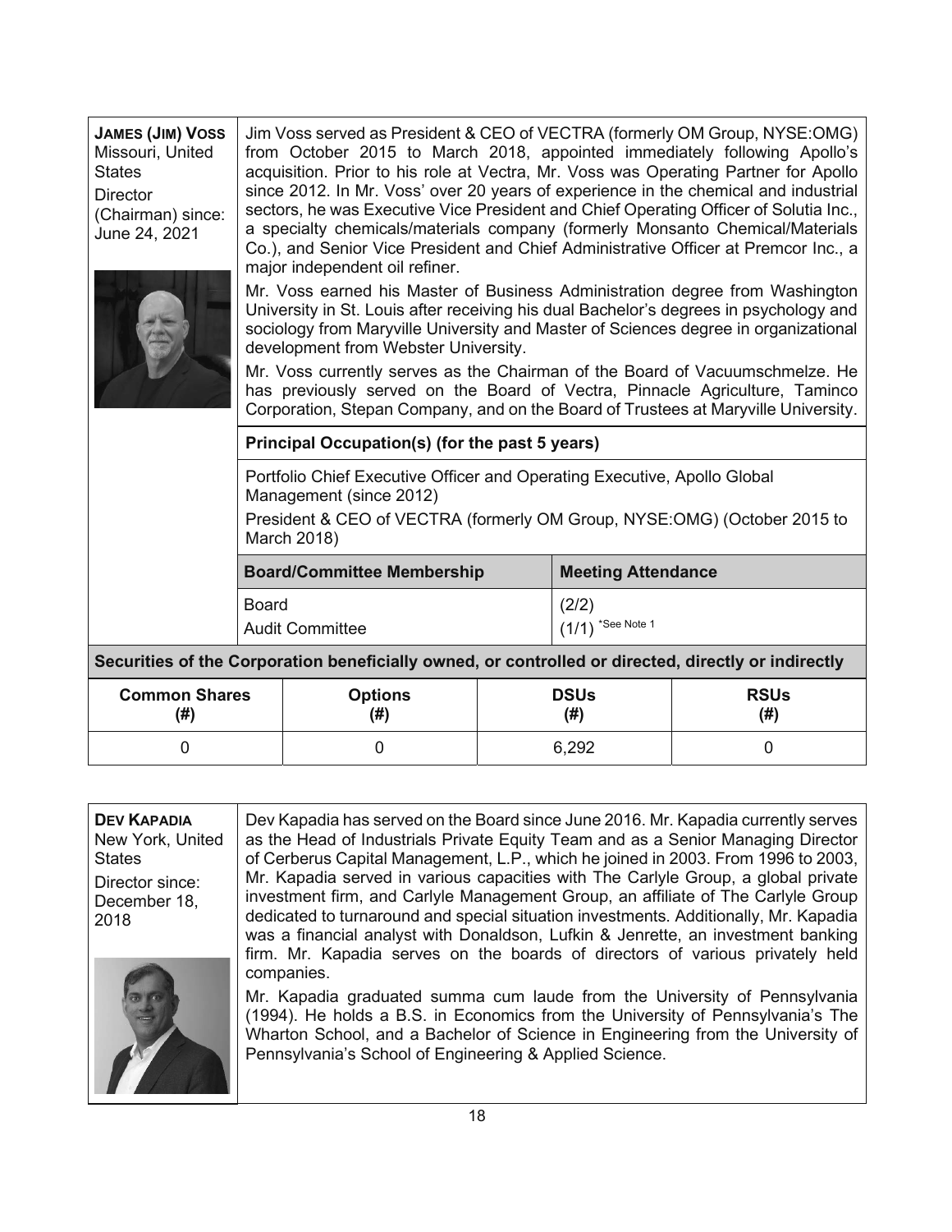**JAMES (JIM) VOSS**
Missouri, United States
Director (Chairman) since: June 24, 2021

Jim Voss served as President & CEO of VECTRA (formerly OM Group, NYSE:OMG) from October 2015 to March 2018, appointed immediately following Apollo's acquisition. Prior to his role at Vectra, Mr. Voss was Operating Partner for Apollo since 2012. In Mr. Voss' over 20 years of experience in the chemical and industrial sectors, he was Executive Vice President and Chief Operating Officer of Solutia Inc., a specialty chemicals/materials company (formerly Monsanto Chemical/Materials Co.), and Senior Vice President and Chief Administrative Officer at Premcor Inc., a major independent oil refiner.

Mr. Voss earned his Master of Business Administration degree from Washington University in St. Louis after receiving his dual Bachelor's degrees in psychology and sociology from Maryville University and Master of Sciences degree in organizational development from Webster University.

Mr. Voss currently serves as the Chairman of the Board of Vacuumschmelze. He has previously served on the Board of Vectra, Pinnacle Agriculture, Taminco Corporation, Stepan Company, and on the Board of Trustees at Maryville University.

**Principal Occupation(s) (for the past 5 years)**

Portfolio Chief Executive Officer and Operating Executive, Apollo Global Management (since 2012)

President & CEO of VECTRA (formerly OM Group, NYSE:OMG) (October 2015 to March 2018)

| Board/Committee Membership | Meeting Attendance |
|---|---|
| Board | (2/2) |
| Audit Committee | (1/1) *See Note 1 |

**Securities of the Corporation beneficially owned, or controlled or directed, directly or indirectly**

| Common Shares (#) | Options (#) | DSUs (#) | RSUs (#) |
|---|---|---|---|
| 0 | 0 | 6,292 | 0 |

**DEV KAPADIA**
New York, United States
Director since: December 18, 2018

Dev Kapadia has served on the Board since June 2016. Mr. Kapadia currently serves as the Head of Industrials Private Equity Team and as a Senior Managing Director of Cerberus Capital Management, L.P., which he joined in 2003. From 1996 to 2003, Mr. Kapadia served in various capacities with The Carlyle Group, a global private investment firm, and Carlyle Management Group, an affiliate of The Carlyle Group dedicated to turnaround and special situation investments. Additionally, Mr. Kapadia was a financial analyst with Donaldson, Lufkin & Jenrette, an investment banking firm. Mr. Kapadia serves on the boards of directors of various privately held companies.

Mr. Kapadia graduated summa cum laude from the University of Pennsylvania (1994). He holds a B.S. in Economics from the University of Pennsylvania's The Wharton School, and a Bachelor of Science in Engineering from the University of Pennsylvania's School of Engineering & Applied Science.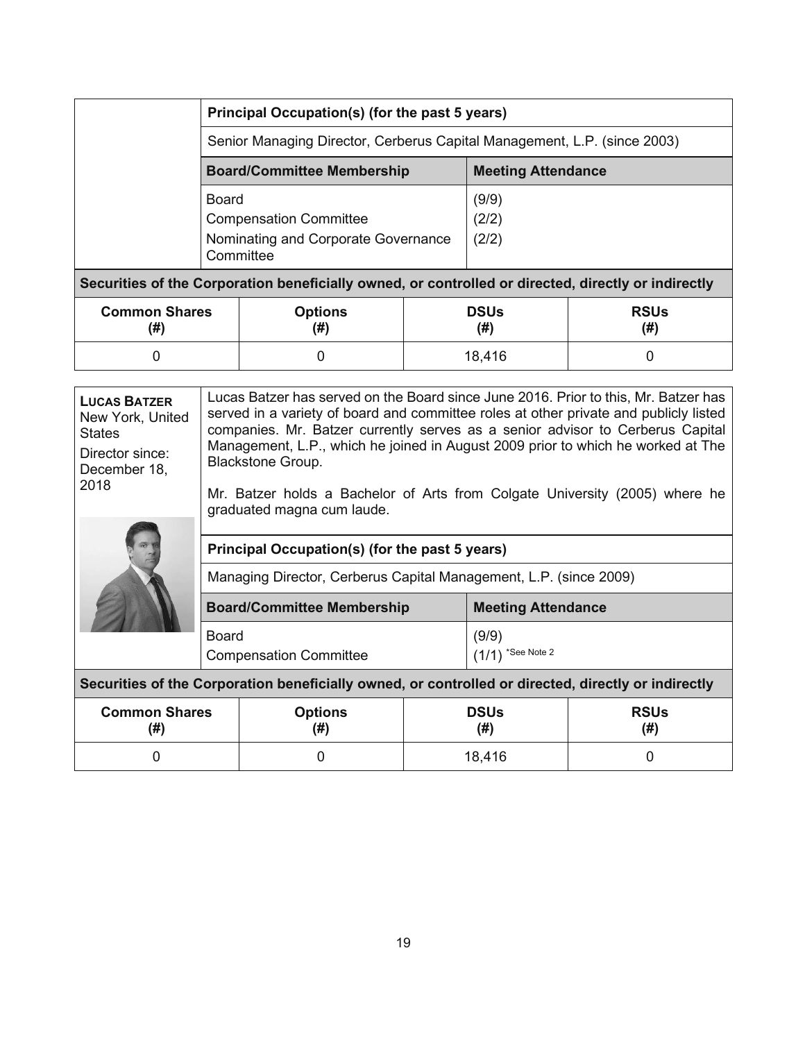| Principal Occupation(s) (for the past 5 years) | |
|---|---|
| Senior Managing Director, Cerberus Capital Management, L.P. (since 2003) | |
| **Board/Committee Membership** | **Meeting Attendance** |
| Board<br>Compensation Committee<br>Nominating and Corporate Governance Committee | (9/9)<br>(2/2)<br>(2/2) |

**Securities of the Corporation beneficially owned, or controlled or directed, directly or indirectly**

| Common Shares (#) | Options (#) | DSUs (#) | RSUs (#) |
|---|---|---|---|
| 0 | 0 | 18,416 | 0 |

**LUCAS BATZER**
New York, United States
Director since: December 18, 2018

Lucas Batzer has served on the Board since June 2016. Prior to this, Mr. Batzer has served in a variety of board and committee roles at other private and publicly listed companies. Mr. Batzer currently serves as a senior advisor to Cerberus Capital Management, L.P., which he joined in August 2009 prior to which he worked at The Blackstone Group.

Mr. Batzer holds a Bachelor of Arts from Colgate University (2005) where he graduated magna cum laude.

| Principal Occupation(s) (for the past 5 years) | |
|---|---|
| Managing Director, Cerberus Capital Management, L.P. (since 2009) | |
| **Board/Committee Membership** | **Meeting Attendance** |
| Board<br>Compensation Committee | (9/9)<br>(1/1) *See Note 2 |

**Securities of the Corporation beneficially owned, or controlled or directed, directly or indirectly**

| Common Shares (#) | Options (#) | DSUs (#) | RSUs (#) |
|---|---|---|---|
| 0 | 0 | 18,416 | 0 |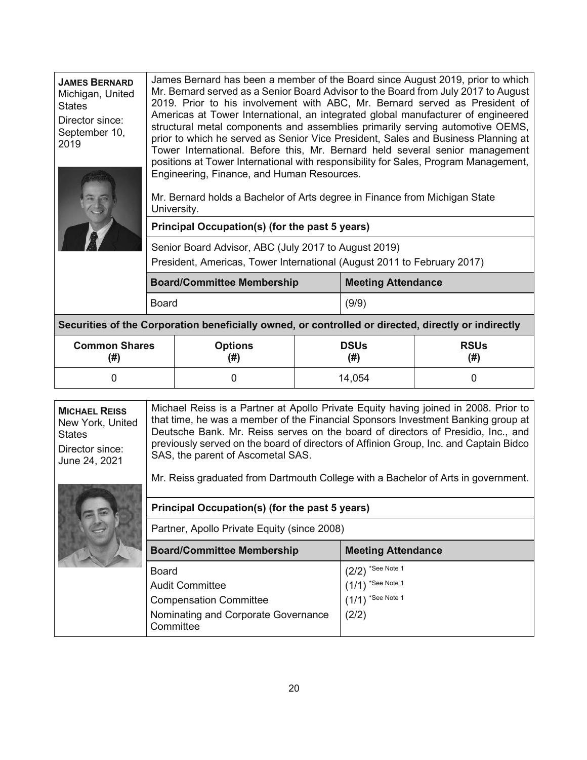**JAMES BERNARD**
Michigan, United States
Director since: September 10, 2019

James Bernard has been a member of the Board since August 2019, prior to which Mr. Bernard served as a Senior Board Advisor to the Board from July 2017 to August 2019. Prior to his involvement with ABC, Mr. Bernard served as President of Americas at Tower International, an integrated global manufacturer of engineered structural metal components and assemblies primarily serving automotive OEMS, prior to which he served as Senior Vice President, Sales and Business Planning at Tower International. Before this, Mr. Bernard held several senior management positions at Tower International with responsibility for Sales, Program Management, Engineering, Finance, and Human Resources.

Mr. Bernard holds a Bachelor of Arts degree in Finance from Michigan State University.

**Principal Occupation(s) (for the past 5 years)**

Senior Board Advisor, ABC (July 2017 to August 2019)
President, Americas, Tower International (August 2011 to February 2017)

| Board/Committee Membership | Meeting Attendance |
|---|---|
| Board | (9/9) |

**Securities of the Corporation beneficially owned, or controlled or directed, directly or indirectly**

| Common Shares (#) | Options (#) | DSUs (#) | RSUs (#) |
|---|---|---|---|
| 0 | 0 | 14,054 | 0 |

**MICHAEL REISS**
New York, United States
Director since: June 24, 2021

Michael Reiss is a Partner at Apollo Private Equity having joined in 2008. Prior to that time, he was a member of the Financial Sponsors Investment Banking group at Deutsche Bank. Mr. Reiss serves on the board of directors of Presidio, Inc., and previously served on the board of directors of Affinion Group, Inc. and Captain Bidco SAS, the parent of Ascometal SAS.

Mr. Reiss graduated from Dartmouth College with a Bachelor of Arts in government.

**Principal Occupation(s) (for the past 5 years)**

Partner, Apollo Private Equity (since 2008)

| Board/Committee Membership | Meeting Attendance |
|---|---|
| Board | (2/2) *See Note 1 |
| Audit Committee | (1/1) *See Note 1 |
| Compensation Committee | (1/1) *See Note 1 |
| Nominating and Corporate Governance Committee | (2/2) |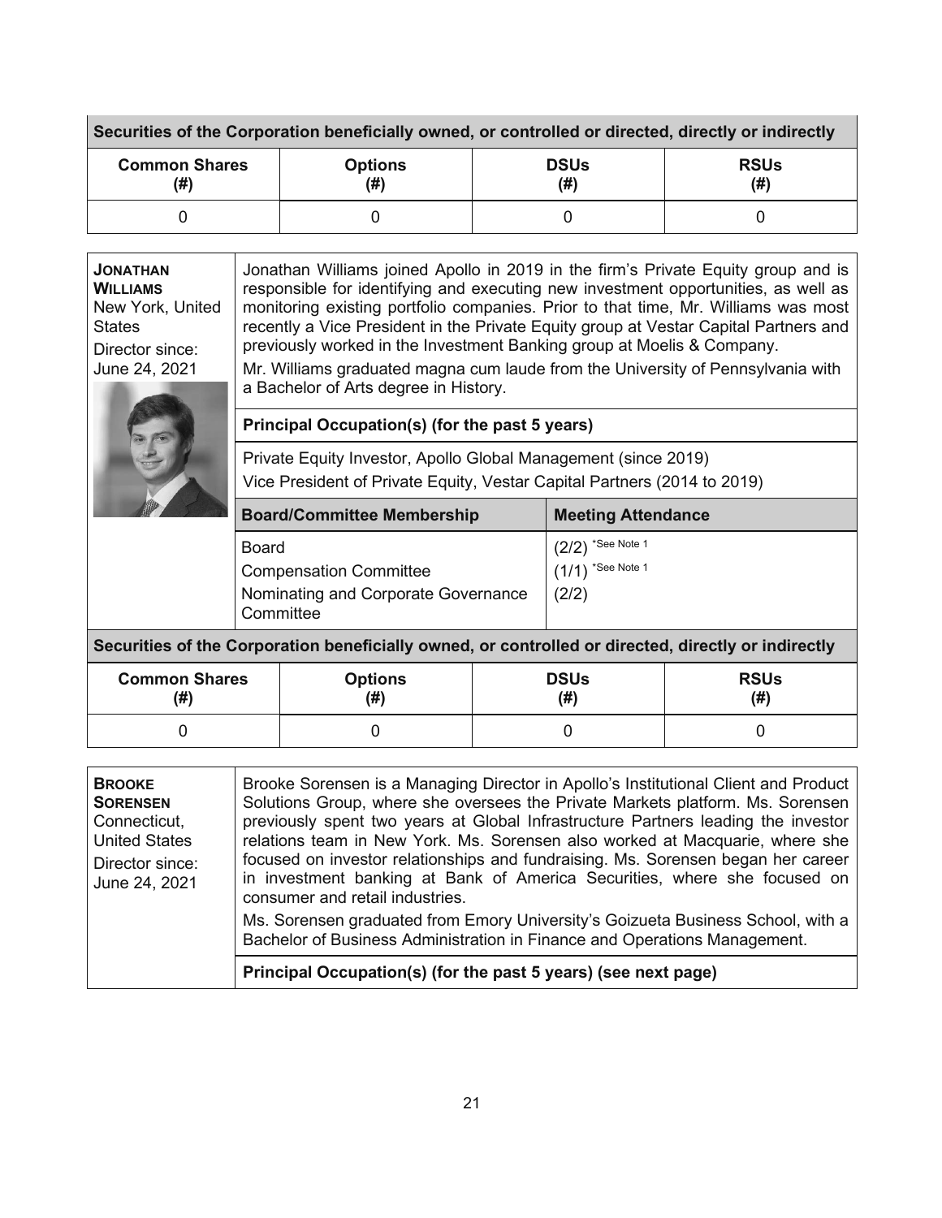**Securities of the Corporation beneficially owned, or controlled or directed, directly or indirectly**

| Common Shares (#) | Options (#) | DSUs (#) | RSUs (#) |
|---|---|---|---|
| 0 | 0 | 0 | 0 |

**JONATHAN WILLIAMS**
New York, United States
Director since: June 24, 2021

Jonathan Williams joined Apollo in 2019 in the firm's Private Equity group and is responsible for identifying and executing new investment opportunities, as well as monitoring existing portfolio companies. Prior to that time, Mr. Williams was most recently a Vice President in the Private Equity group at Vestar Capital Partners and previously worked in the Investment Banking group at Moelis & Company.

Mr. Williams graduated magna cum laude from the University of Pennsylvania with a Bachelor of Arts degree in History.

**Principal Occupation(s) (for the past 5 years)**

Private Equity Investor, Apollo Global Management (since 2019)
Vice President of Private Equity, Vestar Capital Partners (2014 to 2019)

| Board/Committee Membership | Meeting Attendance |
|---|---|
| Board | (2/2) *See Note 1 |
| Compensation Committee | (1/1) *See Note 1 |
| Nominating and Corporate Governance Committee | (2/2) |

**Securities of the Corporation beneficially owned, or controlled or directed, directly or indirectly**

| Common Shares (#) | Options (#) | DSUs (#) | RSUs (#) |
|---|---|---|---|
| 0 | 0 | 0 | 0 |

**BROOKE SORENSEN**
Connecticut, United States
Director since: June 24, 2021

Brooke Sorensen is a Managing Director in Apollo's Institutional Client and Product Solutions Group, where she oversees the Private Markets platform. Ms. Sorensen previously spent two years at Global Infrastructure Partners leading the investor relations team in New York. Ms. Sorensen also worked at Macquarie, where she focused on investor relationships and fundraising. Ms. Sorensen began her career in investment banking at Bank of America Securities, where she focused on consumer and retail industries.

Ms. Sorensen graduated from Emory University's Goizueta Business School, with a Bachelor of Business Administration in Finance and Operations Management.

**Principal Occupation(s) (for the past 5 years) (see next page)**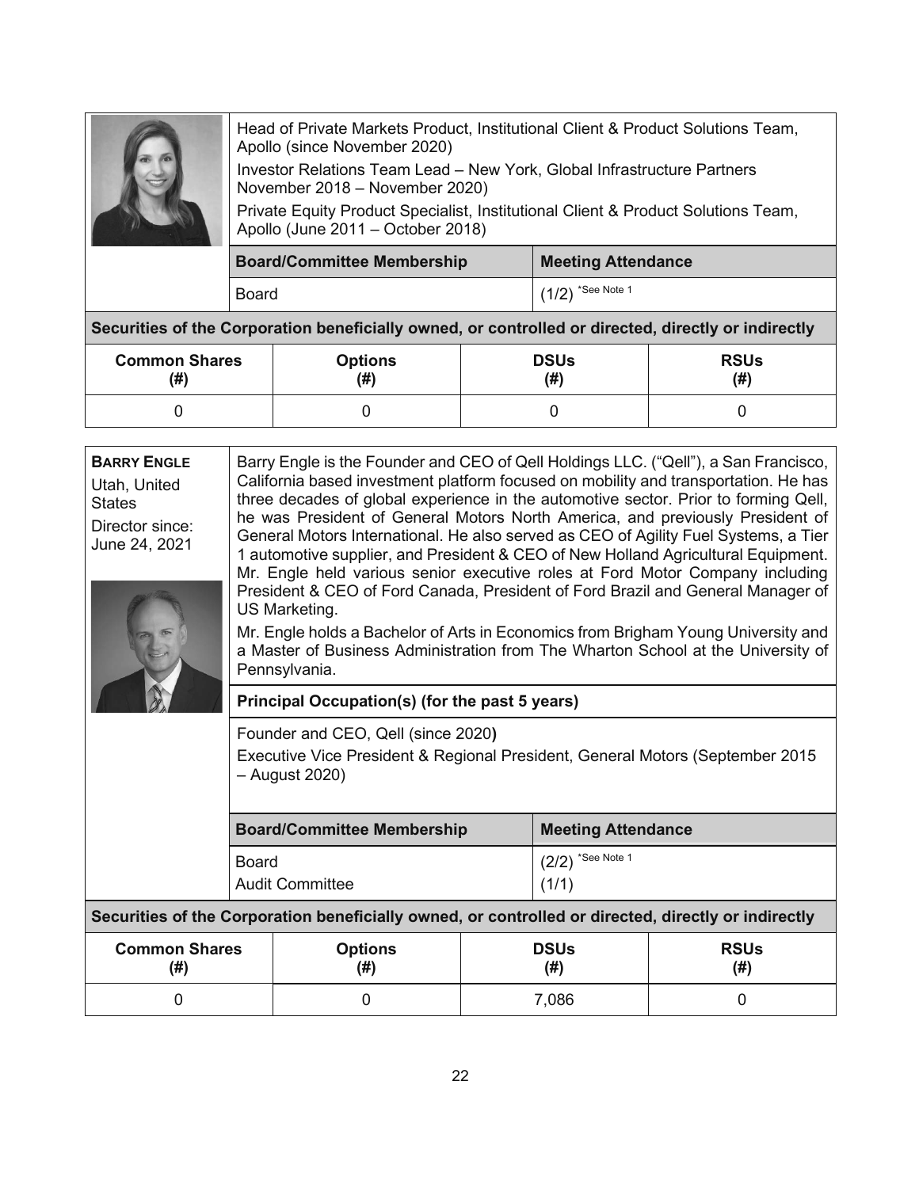Head of Private Markets Product, Institutional Client & Product Solutions Team, Apollo (since November 2020)

Investor Relations Team Lead – New York, Global Infrastructure Partners November 2018 – November 2020)

Private Equity Product Specialist, Institutional Client & Product Solutions Team, Apollo (June 2011 – October 2018)

| Board/Committee Membership | Meeting Attendance |
|---|---|
| Board | (1/2) *See Note 1 |

**Securities of the Corporation beneficially owned, or controlled or directed, directly or indirectly**

| Common Shares (#) | Options (#) | DSUs (#) | RSUs (#) |
|---|---|---|---|
| 0 | 0 | 0 | 0 |

**BARRY ENGLE**
Utah, United States
Director since: June 24, 2021

Barry Engle is the Founder and CEO of Qell Holdings LLC. ("Qell"), a San Francisco, California based investment platform focused on mobility and transportation. He has three decades of global experience in the automotive sector. Prior to forming Qell, he was President of General Motors North America, and previously President of General Motors International. He also served as CEO of Agility Fuel Systems, a Tier 1 automotive supplier, and President & CEO of New Holland Agricultural Equipment. Mr. Engle held various senior executive roles at Ford Motor Company including President & CEO of Ford Canada, President of Ford Brazil and General Manager of US Marketing.

Mr. Engle holds a Bachelor of Arts in Economics from Brigham Young University and a Master of Business Administration from The Wharton School at the University of Pennsylvania.

**Principal Occupation(s) (for the past 5 years)**

Founder and CEO, Qell (since 2020)

Executive Vice President & Regional President, General Motors (September 2015 – August 2020)

| Board/Committee Membership | Meeting Attendance |
|---|---|
| Board | (2/2) *See Note 1 |
| Audit Committee | (1/1) |

**Securities of the Corporation beneficially owned, or controlled or directed, directly or indirectly**

| Common Shares (#) | Options (#) | DSUs (#) | RSUs (#) |
|---|---|---|---|
| 0 | 0 | 7,086 | 0 |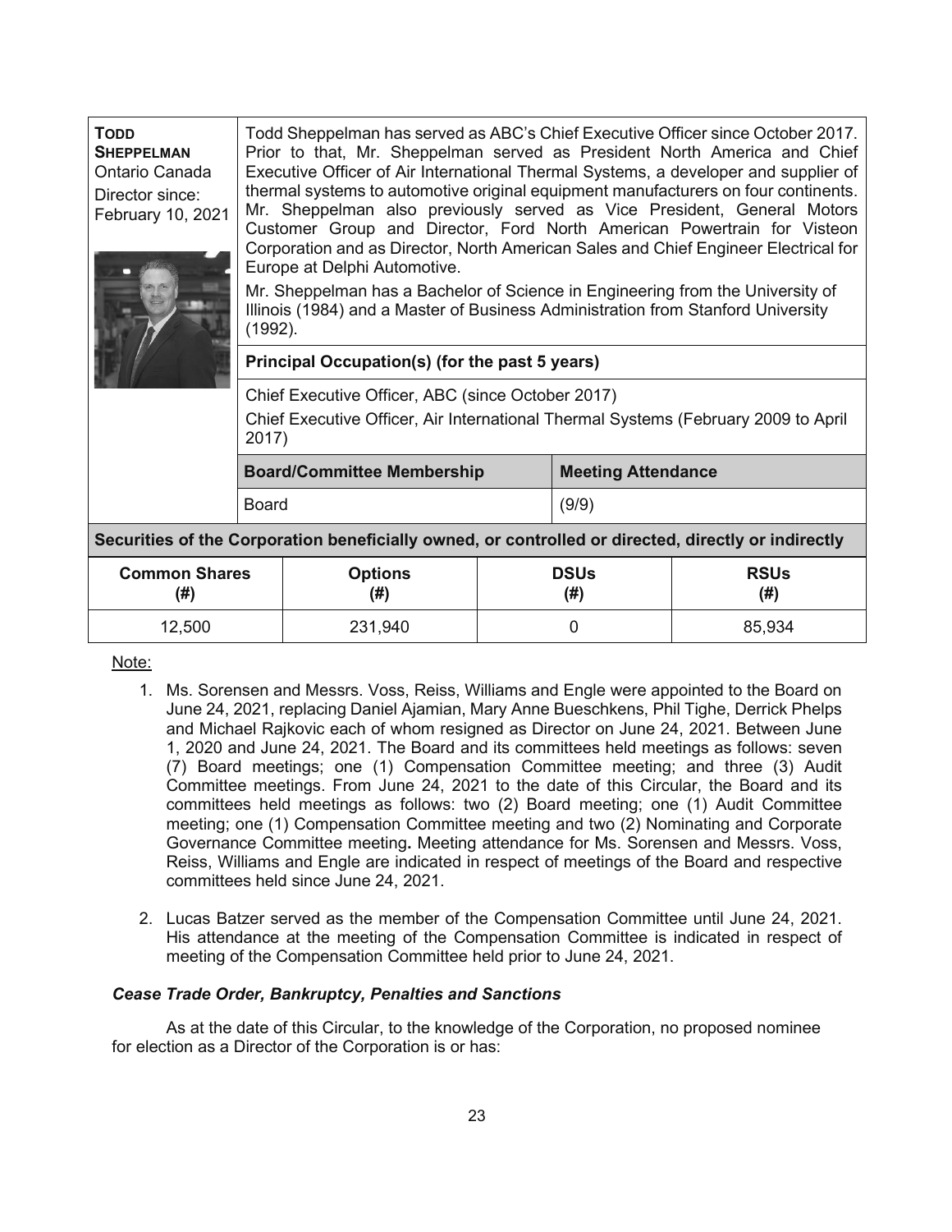| **TODD SHEPPELMAN** Ontario Canada Director since: February 10, 2021 | Todd Sheppelman has served as ABC's Chief Executive Officer since October 2017. Prior to that, Mr. Sheppelman served as President North America and Chief Executive Officer of Air International Thermal Systems, a developer and supplier of thermal systems to automotive original equipment manufacturers on four continents. Mr. Sheppelman also previously served as Vice President, General Motors Customer Group and Director, Ford North American Powertrain for Visteon Corporation and as Director, North American Sales and Chief Engineer Electrical for Europe at Delphi Automotive. Mr. Sheppelman has a Bachelor of Science in Engineering from the University of Illinois (1984) and a Master of Business Administration from Stanford University (1992). | |
|---|---|---|
| | **Principal Occupation(s) (for the past 5 years)** | |
| | Chief Executive Officer, ABC (since October 2017) Chief Executive Officer, Air International Thermal Systems (February 2009 to April 2017) | |
| | **Board/Committee Membership** | **Meeting Attendance** |
| | Board | (9/9) |

**Securities of the Corporation beneficially owned, or controlled or directed, directly or indirectly**

| Common Shares (#) | Options (#) | DSUs (#) | RSUs (#) |
|---|---|---|---|
| 12,500 | 231,940 | 0 | 85,934 |

Note:

1. Ms. Sorensen and Messrs. Voss, Reiss, Williams and Engle were appointed to the Board on June 24, 2021, replacing Daniel Ajamian, Mary Anne Bueschkens, Phil Tighe, Derrick Phelps and Michael Rajkovic each of whom resigned as Director on June 24, 2021. Between June 1, 2020 and June 24, 2021. The Board and its committees held meetings as follows: seven (7) Board meetings; one (1) Compensation Committee meeting; and three (3) Audit Committee meetings. From June 24, 2021 to the date of this Circular, the Board and its committees held meetings as follows: two (2) Board meeting; one (1) Audit Committee meeting; one (1) Compensation Committee meeting and two (2) Nominating and Corporate Governance Committee meeting**.** Meeting attendance for Ms. Sorensen and Messrs. Voss, Reiss, Williams and Engle are indicated in respect of meetings of the Board and respective committees held since June 24, 2021.

2. Lucas Batzer served as the member of the Compensation Committee until June 24, 2021. His attendance at the meeting of the Compensation Committee is indicated in respect of meeting of the Compensation Committee held prior to June 24, 2021.

### *Cease Trade Order, Bankruptcy, Penalties and Sanctions*

As at the date of this Circular, to the knowledge of the Corporation, no proposed nominee for election as a Director of the Corporation is or has: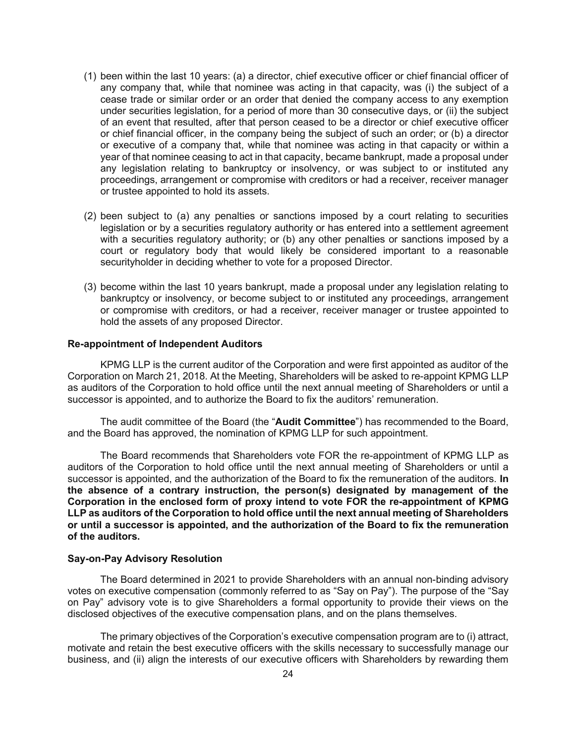(1) been within the last 10 years: (a) a director, chief executive officer or chief financial officer of any company that, while that nominee was acting in that capacity, was (i) the subject of a cease trade or similar order or an order that denied the company access to any exemption under securities legislation, for a period of more than 30 consecutive days, or (ii) the subject of an event that resulted, after that person ceased to be a director or chief executive officer or chief financial officer, in the company being the subject of such an order; or (b) a director or executive of a company that, while that nominee was acting in that capacity or within a year of that nominee ceasing to act in that capacity, became bankrupt, made a proposal under any legislation relating to bankruptcy or insolvency, or was subject to or instituted any proceedings, arrangement or compromise with creditors or had a receiver, receiver manager or trustee appointed to hold its assets.

(2) been subject to (a) any penalties or sanctions imposed by a court relating to securities legislation or by a securities regulatory authority or has entered into a settlement agreement with a securities regulatory authority; or (b) any other penalties or sanctions imposed by a court or regulatory body that would likely be considered important to a reasonable securityholder in deciding whether to vote for a proposed Director.

(3) become within the last 10 years bankrupt, made a proposal under any legislation relating to bankruptcy or insolvency, or become subject to or instituted any proceedings, arrangement or compromise with creditors, or had a receiver, receiver manager or trustee appointed to hold the assets of any proposed Director.

**Re-appointment of Independent Auditors**

KPMG LLP is the current auditor of the Corporation and were first appointed as auditor of the Corporation on March 21, 2018. At the Meeting, Shareholders will be asked to re-appoint KPMG LLP as auditors of the Corporation to hold office until the next annual meeting of Shareholders or until a successor is appointed, and to authorize the Board to fix the auditors' remuneration.

The audit committee of the Board (the "**Audit Committee**") has recommended to the Board, and the Board has approved, the nomination of KPMG LLP for such appointment.

The Board recommends that Shareholders vote FOR the re-appointment of KPMG LLP as auditors of the Corporation to hold office until the next annual meeting of Shareholders or until a successor is appointed, and the authorization of the Board to fix the remuneration of the auditors. **In the absence of a contrary instruction, the person(s) designated by management of the Corporation in the enclosed form of proxy intend to vote FOR the re-appointment of KPMG LLP as auditors of the Corporation to hold office until the next annual meeting of Shareholders or until a successor is appointed, and the authorization of the Board to fix the remuneration of the auditors.**

**Say-on-Pay Advisory Resolution**

The Board determined in 2021 to provide Shareholders with an annual non-binding advisory votes on executive compensation (commonly referred to as "Say on Pay"). The purpose of the "Say on Pay" advisory vote is to give Shareholders a formal opportunity to provide their views on the disclosed objectives of the executive compensation plans, and on the plans themselves.

The primary objectives of the Corporation's executive compensation program are to (i) attract, motivate and retain the best executive officers with the skills necessary to successfully manage our business, and (ii) align the interests of our executive officers with Shareholders by rewarding them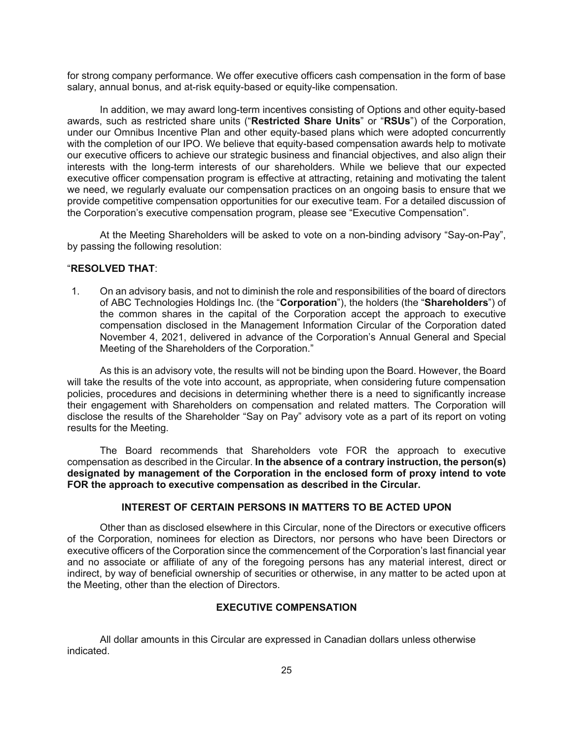for strong company performance. We offer executive officers cash compensation in the form of base salary, annual bonus, and at-risk equity-based or equity-like compensation.

In addition, we may award long-term incentives consisting of Options and other equity-based awards, such as restricted share units ("**Restricted Share Units**" or "**RSUs**") of the Corporation, under our Omnibus Incentive Plan and other equity-based plans which were adopted concurrently with the completion of our IPO. We believe that equity-based compensation awards help to motivate our executive officers to achieve our strategic business and financial objectives, and also align their interests with the long-term interests of our shareholders. While we believe that our expected executive officer compensation program is effective at attracting, retaining and motivating the talent we need, we regularly evaluate our compensation practices on an ongoing basis to ensure that we provide competitive compensation opportunities for our executive team. For a detailed discussion of the Corporation's executive compensation program, please see "Executive Compensation".

At the Meeting Shareholders will be asked to vote on a non-binding advisory "Say-on-Pay", by passing the following resolution:

"**RESOLVED THAT**:

1. On an advisory basis, and not to diminish the role and responsibilities of the board of directors of ABC Technologies Holdings Inc. (the "**Corporation**"), the holders (the "**Shareholders**") of the common shares in the capital of the Corporation accept the approach to executive compensation disclosed in the Management Information Circular of the Corporation dated November 4, 2021, delivered in advance of the Corporation's Annual General and Special Meeting of the Shareholders of the Corporation."

As this is an advisory vote, the results will not be binding upon the Board. However, the Board will take the results of the vote into account, as appropriate, when considering future compensation policies, procedures and decisions in determining whether there is a need to significantly increase their engagement with Shareholders on compensation and related matters. The Corporation will disclose the results of the Shareholder "Say on Pay" advisory vote as a part of its report on voting results for the Meeting.

The Board recommends that Shareholders vote FOR the approach to executive compensation as described in the Circular. **In the absence of a contrary instruction, the person(s) designated by management of the Corporation in the enclosed form of proxy intend to vote FOR the approach to executive compensation as described in the Circular.**

## INTEREST OF CERTAIN PERSONS IN MATTERS TO BE ACTED UPON

Other than as disclosed elsewhere in this Circular, none of the Directors or executive officers of the Corporation, nominees for election as Directors, nor persons who have been Directors or executive officers of the Corporation since the commencement of the Corporation's last financial year and no associate or affiliate of any of the foregoing persons has any material interest, direct or indirect, by way of beneficial ownership of securities or otherwise, in any matter to be acted upon at the Meeting, other than the election of Directors.

## EXECUTIVE COMPENSATION

All dollar amounts in this Circular are expressed in Canadian dollars unless otherwise indicated.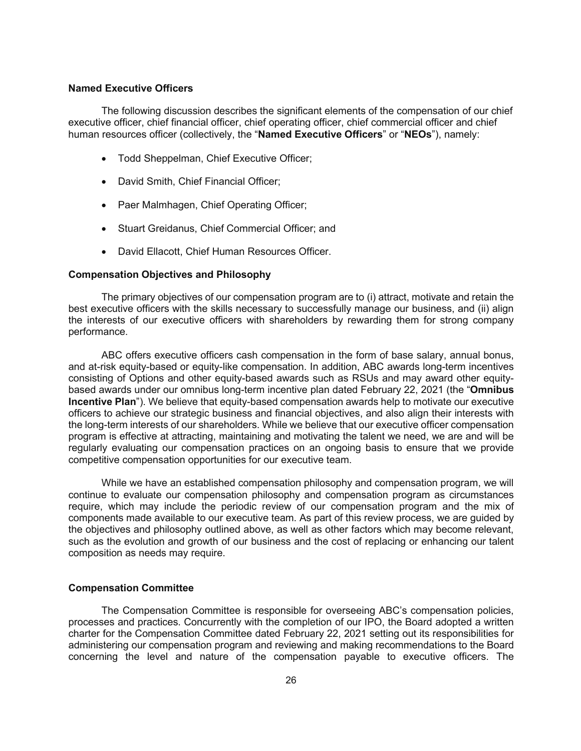**Named Executive Officers**

The following discussion describes the significant elements of the compensation of our chief executive officer, chief financial officer, chief operating officer, chief commercial officer and chief human resources officer (collectively, the "**Named Executive Officers**" or "**NEOs**"), namely:

- Todd Sheppelman, Chief Executive Officer;
- David Smith, Chief Financial Officer;
- Paer Malmhagen, Chief Operating Officer;
- Stuart Greidanus, Chief Commercial Officer; and
- David Ellacott, Chief Human Resources Officer.

**Compensation Objectives and Philosophy**

The primary objectives of our compensation program are to (i) attract, motivate and retain the best executive officers with the skills necessary to successfully manage our business, and (ii) align the interests of our executive officers with shareholders by rewarding them for strong company performance.

ABC offers executive officers cash compensation in the form of base salary, annual bonus, and at-risk equity-based or equity-like compensation. In addition, ABC awards long-term incentives consisting of Options and other equity-based awards such as RSUs and may award other equity-based awards under our omnibus long-term incentive plan dated February 22, 2021 (the "**Omnibus Incentive Plan**"). We believe that equity-based compensation awards help to motivate our executive officers to achieve our strategic business and financial objectives, and also align their interests with the long-term interests of our shareholders. While we believe that our executive officer compensation program is effective at attracting, maintaining and motivating the talent we need, we are and will be regularly evaluating our compensation practices on an ongoing basis to ensure that we provide competitive compensation opportunities for our executive team.

While we have an established compensation philosophy and compensation program, we will continue to evaluate our compensation philosophy and compensation program as circumstances require, which may include the periodic review of our compensation program and the mix of components made available to our executive team. As part of this review process, we are guided by the objectives and philosophy outlined above, as well as other factors which may become relevant, such as the evolution and growth of our business and the cost of replacing or enhancing our talent composition as needs may require.

**Compensation Committee**

The Compensation Committee is responsible for overseeing ABC's compensation policies, processes and practices. Concurrently with the completion of our IPO, the Board adopted a written charter for the Compensation Committee dated February 22, 2021 setting out its responsibilities for administering our compensation program and reviewing and making recommendations to the Board concerning the level and nature of the compensation payable to executive officers. The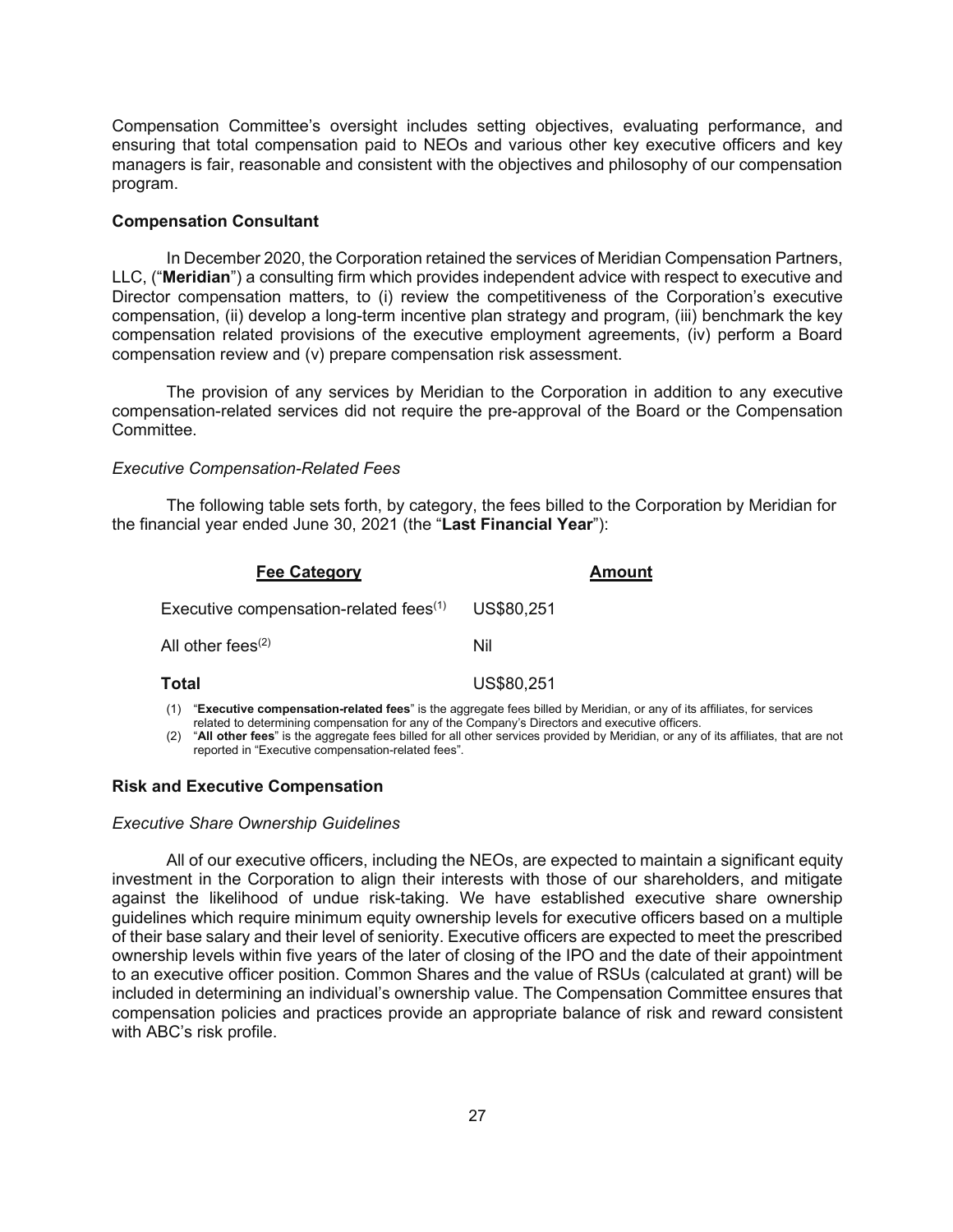Compensation Committee's oversight includes setting objectives, evaluating performance, and ensuring that total compensation paid to NEOs and various other key executive officers and key managers is fair, reasonable and consistent with the objectives and philosophy of our compensation program.

### Compensation Consultant

In December 2020, the Corporation retained the services of Meridian Compensation Partners, LLC, ("**Meridian**") a consulting firm which provides independent advice with respect to executive and Director compensation matters, to (i) review the competitiveness of the Corporation's executive compensation, (ii) develop a long-term incentive plan strategy and program, (iii) benchmark the key compensation related provisions of the executive employment agreements, (iv) perform a Board compensation review and (v) prepare compensation risk assessment.

The provision of any services by Meridian to the Corporation in addition to any executive compensation-related services did not require the pre-approval of the Board or the Compensation Committee.

*Executive Compensation-Related Fees*

The following table sets forth, by category, the fees billed to the Corporation by Meridian for the financial year ended June 30, 2021 (the "**Last Financial Year**"):

| Fee Category | Amount |
|---|---|
| Executive compensation-related fees[1] | US$80,251 |
| All other fees[2] | Nil |
| **Total** | US$80,251 |

(1) "**Executive compensation-related fees**" is the aggregate fees billed by Meridian, or any of its affiliates, for services related to determining compensation for any of the Company's Directors and executive officers.

(2) "**All other fees**" is the aggregate fees billed for all other services provided by Meridian, or any of its affiliates, that are not reported in "Executive compensation-related fees".

### Risk and Executive Compensation

*Executive Share Ownership Guidelines*

All of our executive officers, including the NEOs, are expected to maintain a significant equity investment in the Corporation to align their interests with those of our shareholders, and mitigate against the likelihood of undue risk-taking. We have established executive share ownership guidelines which require minimum equity ownership levels for executive officers based on a multiple of their base salary and their level of seniority. Executive officers are expected to meet the prescribed ownership levels within five years of the later of closing of the IPO and the date of their appointment to an executive officer position. Common Shares and the value of RSUs (calculated at grant) will be included in determining an individual's ownership value. The Compensation Committee ensures that compensation policies and practices provide an appropriate balance of risk and reward consistent with ABC's risk profile.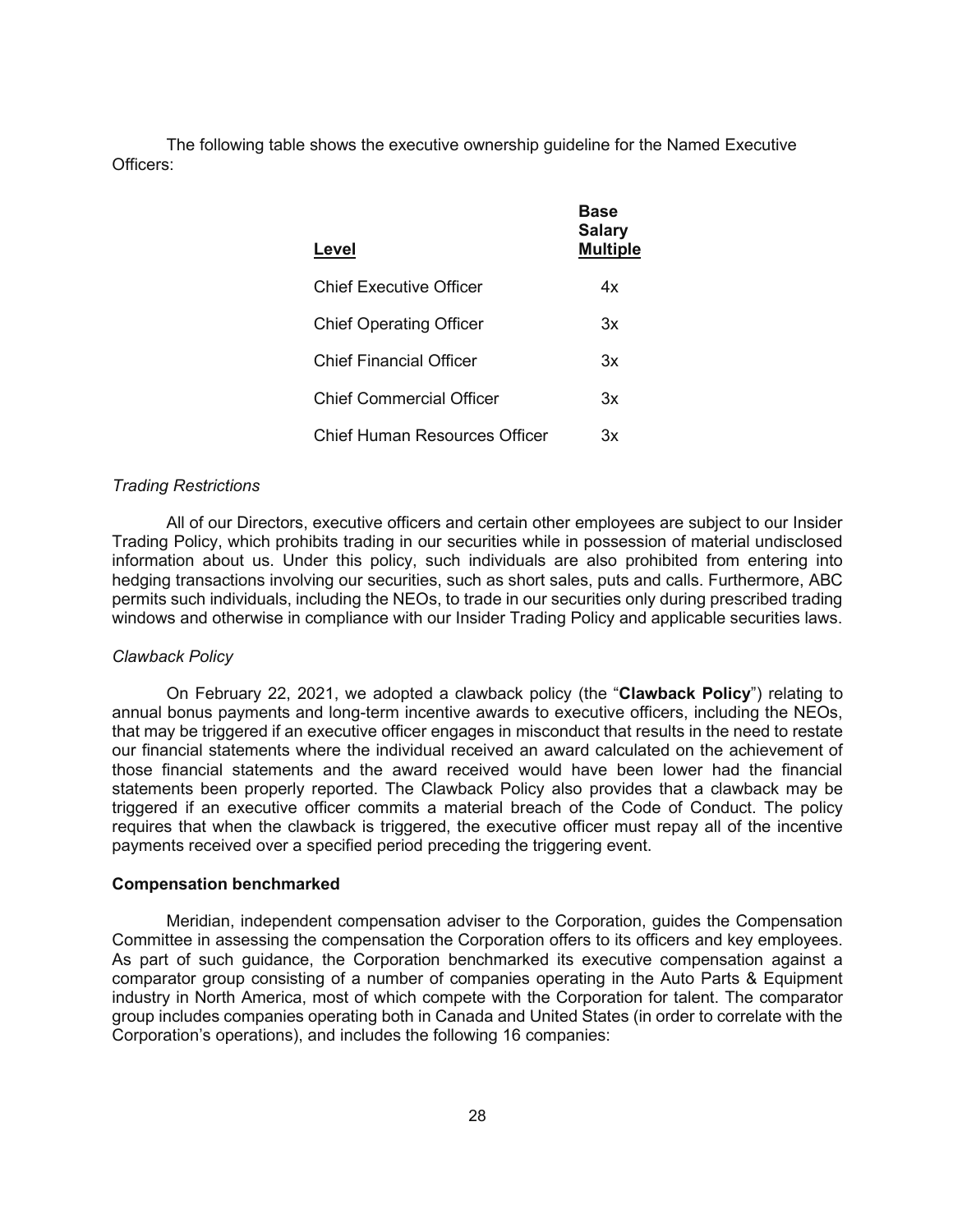The following table shows the executive ownership guideline for the Named Executive Officers:

| Level | Base Salary Multiple |
| --- | --- |
| Chief Executive Officer | 4x |
| Chief Operating Officer | 3x |
| Chief Financial Officer | 3x |
| Chief Commercial Officer | 3x |
| Chief Human Resources Officer | 3x |

*Trading Restrictions*

All of our Directors, executive officers and certain other employees are subject to our Insider Trading Policy, which prohibits trading in our securities while in possession of material undisclosed information about us. Under this policy, such individuals are also prohibited from entering into hedging transactions involving our securities, such as short sales, puts and calls. Furthermore, ABC permits such individuals, including the NEOs, to trade in our securities only during prescribed trading windows and otherwise in compliance with our Insider Trading Policy and applicable securities laws.

*Clawback Policy*

On February 22, 2021, we adopted a clawback policy (the "**Clawback Policy**") relating to annual bonus payments and long-term incentive awards to executive officers, including the NEOs, that may be triggered if an executive officer engages in misconduct that results in the need to restate our financial statements where the individual received an award calculated on the achievement of those financial statements and the award received would have been lower had the financial statements been properly reported. The Clawback Policy also provides that a clawback may be triggered if an executive officer commits a material breach of the Code of Conduct. The policy requires that when the clawback is triggered, the executive officer must repay all of the incentive payments received over a specified period preceding the triggering event.

**Compensation benchmarked**

Meridian, independent compensation adviser to the Corporation, guides the Compensation Committee in assessing the compensation the Corporation offers to its officers and key employees. As part of such guidance, the Corporation benchmarked its executive compensation against a comparator group consisting of a number of companies operating in the Auto Parts & Equipment industry in North America, most of which compete with the Corporation for talent. The comparator group includes companies operating both in Canada and United States (in order to correlate with the Corporation's operations), and includes the following 16 companies: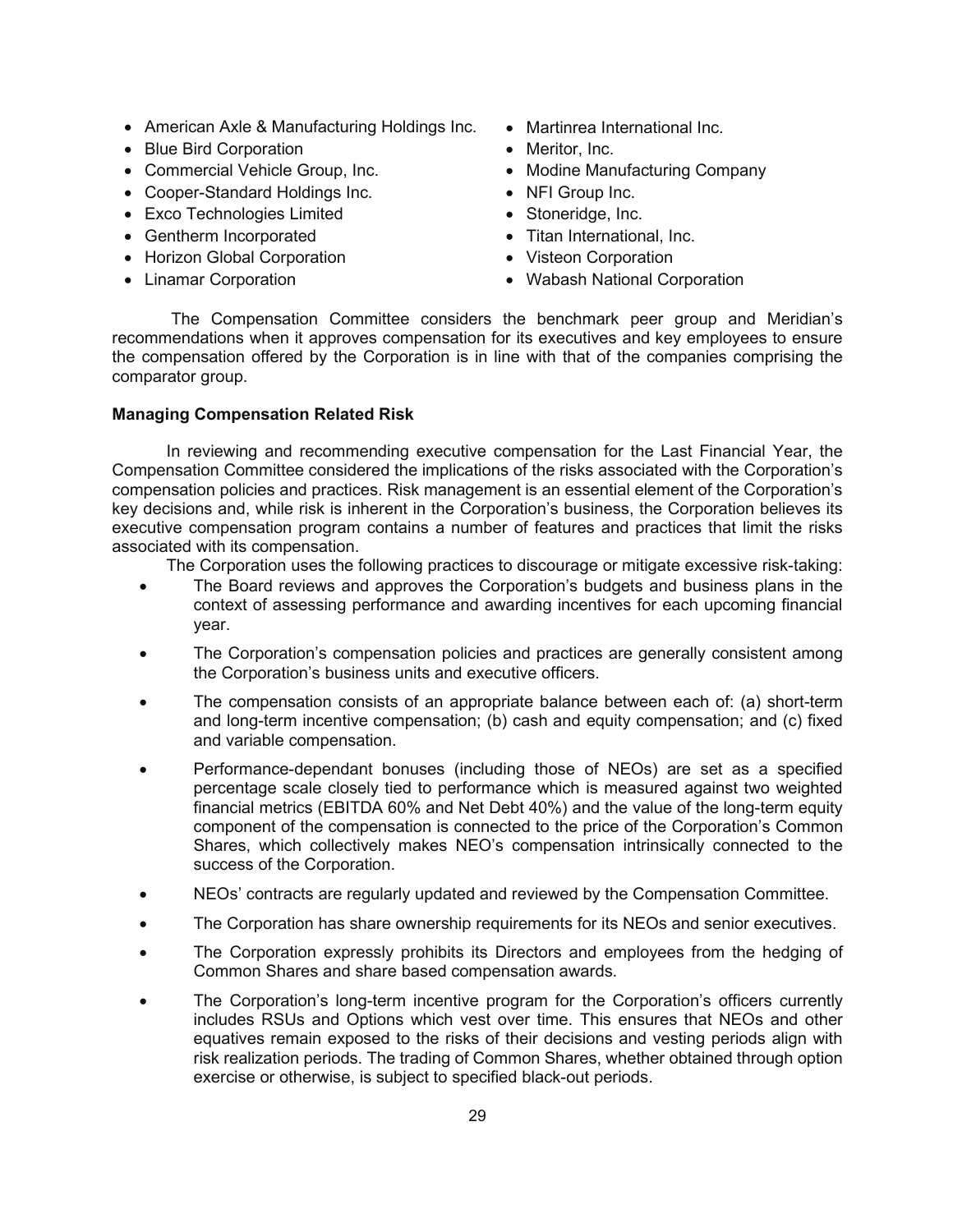- American Axle & Manufacturing Holdings Inc.
- Blue Bird Corporation
- Commercial Vehicle Group, Inc.
- Cooper-Standard Holdings Inc.
- Exco Technologies Limited
- Gentherm Incorporated
- Horizon Global Corporation
- Linamar Corporation
- Martinrea International Inc.
- Meritor, Inc.
- Modine Manufacturing Company
- NFI Group Inc.
- Stoneridge, Inc.
- Titan International, Inc.
- Visteon Corporation
- Wabash National Corporation

The Compensation Committee considers the benchmark peer group and Meridian's recommendations when it approves compensation for its executives and key employees to ensure the compensation offered by the Corporation is in line with that of the companies comprising the comparator group.

**Managing Compensation Related Risk**

In reviewing and recommending executive compensation for the Last Financial Year, the Compensation Committee considered the implications of the risks associated with the Corporation's compensation policies and practices. Risk management is an essential element of the Corporation's key decisions and, while risk is inherent in the Corporation's business, the Corporation believes its executive compensation program contains a number of features and practices that limit the risks associated with its compensation.

The Corporation uses the following practices to discourage or mitigate excessive risk-taking:

- The Board reviews and approves the Corporation's budgets and business plans in the context of assessing performance and awarding incentives for each upcoming financial year.
- The Corporation's compensation policies and practices are generally consistent among the Corporation's business units and executive officers.
- The compensation consists of an appropriate balance between each of: (a) short-term and long-term incentive compensation; (b) cash and equity compensation; and (c) fixed and variable compensation.
- Performance-dependant bonuses (including those of NEOs) are set as a specified percentage scale closely tied to performance which is measured against two weighted financial metrics (EBITDA 60% and Net Debt 40%) and the value of the long-term equity component of the compensation is connected to the price of the Corporation's Common Shares, which collectively makes NEO's compensation intrinsically connected to the success of the Corporation.
- NEOs' contracts are regularly updated and reviewed by the Compensation Committee.
- The Corporation has share ownership requirements for its NEOs and senior executives.
- The Corporation expressly prohibits its Directors and employees from the hedging of Common Shares and share based compensation awards.
- The Corporation's long-term incentive program for the Corporation's officers currently includes RSUs and Options which vest over time. This ensures that NEOs and other equatives remain exposed to the risks of their decisions and vesting periods align with risk realization periods. The trading of Common Shares, whether obtained through option exercise or otherwise, is subject to specified black-out periods.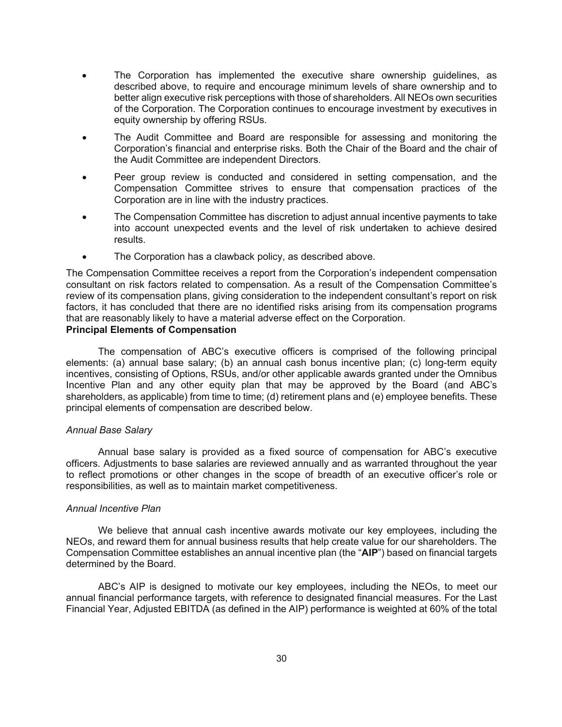- The Corporation has implemented the executive share ownership guidelines, as described above, to require and encourage minimum levels of share ownership and to better align executive risk perceptions with those of shareholders. All NEOs own securities of the Corporation. The Corporation continues to encourage investment by executives in equity ownership by offering RSUs.
- The Audit Committee and Board are responsible for assessing and monitoring the Corporation's financial and enterprise risks. Both the Chair of the Board and the chair of the Audit Committee are independent Directors.
- Peer group review is conducted and considered in setting compensation, and the Compensation Committee strives to ensure that compensation practices of the Corporation are in line with the industry practices.
- The Compensation Committee has discretion to adjust annual incentive payments to take into account unexpected events and the level of risk undertaken to achieve desired results.
- The Corporation has a clawback policy, as described above.

The Compensation Committee receives a report from the Corporation's independent compensation consultant on risk factors related to compensation. As a result of the Compensation Committee's review of its compensation plans, giving consideration to the independent consultant's report on risk factors, it has concluded that there are no identified risks arising from its compensation programs that are reasonably likely to have a material adverse effect on the Corporation.

**Principal Elements of Compensation**

The compensation of ABC's executive officers is comprised of the following principal elements: (a) annual base salary; (b) an annual cash bonus incentive plan; (c) long-term equity incentives, consisting of Options, RSUs, and/or other applicable awards granted under the Omnibus Incentive Plan and any other equity plan that may be approved by the Board (and ABC's shareholders, as applicable) from time to time; (d) retirement plans and (e) employee benefits. These principal elements of compensation are described below.

*Annual Base Salary*

Annual base salary is provided as a fixed source of compensation for ABC's executive officers. Adjustments to base salaries are reviewed annually and as warranted throughout the year to reflect promotions or other changes in the scope of breadth of an executive officer's role or responsibilities, as well as to maintain market competitiveness.

*Annual Incentive Plan*

We believe that annual cash incentive awards motivate our key employees, including the NEOs, and reward them for annual business results that help create value for our shareholders. The Compensation Committee establishes an annual incentive plan (the "**AIP**") based on financial targets determined by the Board.

ABC's AIP is designed to motivate our key employees, including the NEOs, to meet our annual financial performance targets, with reference to designated financial measures. For the Last Financial Year, Adjusted EBITDA (as defined in the AIP) performance is weighted at 60% of the total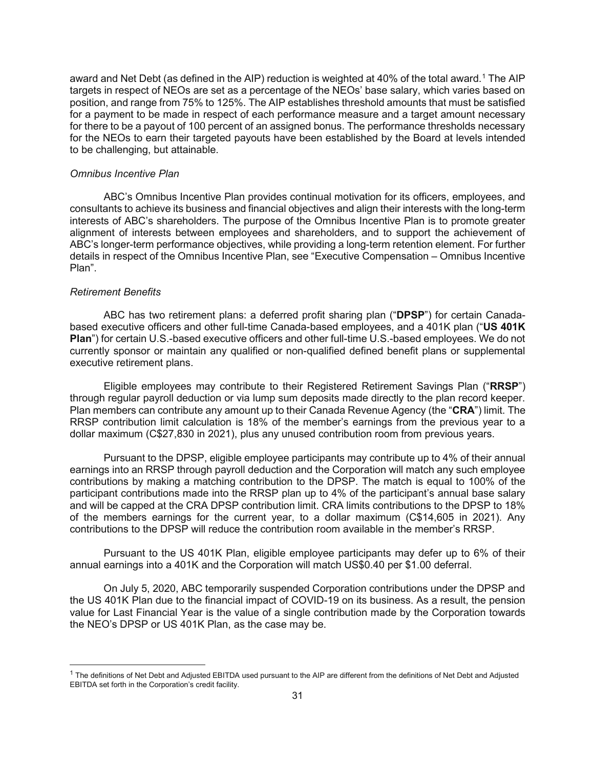award and Net Debt (as defined in the AIP) reduction is weighted at 40% of the total award.[1] The AIP targets in respect of NEOs are set as a percentage of the NEOs' base salary, which varies based on position, and range from 75% to 125%. The AIP establishes threshold amounts that must be satisfied for a payment to be made in respect of each performance measure and a target amount necessary for there to be a payout of 100 percent of an assigned bonus. The performance thresholds necessary for the NEOs to earn their targeted payouts have been established by the Board at levels intended to be challenging, but attainable.

*Omnibus Incentive Plan*

ABC's Omnibus Incentive Plan provides continual motivation for its officers, employees, and consultants to achieve its business and financial objectives and align their interests with the long-term interests of ABC's shareholders. The purpose of the Omnibus Incentive Plan is to promote greater alignment of interests between employees and shareholders, and to support the achievement of ABC's longer-term performance objectives, while providing a long-term retention element. For further details in respect of the Omnibus Incentive Plan, see "Executive Compensation – Omnibus Incentive Plan".

*Retirement Benefits*

ABC has two retirement plans: a deferred profit sharing plan ("**DPSP**") for certain Canada-based executive officers and other full-time Canada-based employees, and a 401K plan ("**US 401K Plan**") for certain U.S.-based executive officers and other full-time U.S.-based employees. We do not currently sponsor or maintain any qualified or non-qualified defined benefit plans or supplemental executive retirement plans.

Eligible employees may contribute to their Registered Retirement Savings Plan ("**RRSP**") through regular payroll deduction or via lump sum deposits made directly to the plan record keeper. Plan members can contribute any amount up to their Canada Revenue Agency (the "**CRA**") limit. The RRSP contribution limit calculation is 18% of the member's earnings from the previous year to a dollar maximum (C$27,830 in 2021), plus any unused contribution room from previous years.

Pursuant to the DPSP, eligible employee participants may contribute up to 4% of their annual earnings into an RRSP through payroll deduction and the Corporation will match any such employee contributions by making a matching contribution to the DPSP. The match is equal to 100% of the participant contributions made into the RRSP plan up to 4% of the participant's annual base salary and will be capped at the CRA DPSP contribution limit. CRA limits contributions to the DPSP to 18% of the members earnings for the current year, to a dollar maximum (C$14,605 in 2021). Any contributions to the DPSP will reduce the contribution room available in the member's RRSP.

Pursuant to the US 401K Plan, eligible employee participants may defer up to 6% of their annual earnings into a 401K and the Corporation will match US$0.40 per $1.00 deferral.

On July 5, 2020, ABC temporarily suspended Corporation contributions under the DPSP and the US 401K Plan due to the financial impact of COVID-19 on its business. As a result, the pension value for Last Financial Year is the value of a single contribution made by the Corporation towards the NEO's DPSP or US 401K Plan, as the case may be.

---

[1] The definitions of Net Debt and Adjusted EBITDA used pursuant to the AIP are different from the definitions of Net Debt and Adjusted EBITDA set forth in the Corporation's credit facility.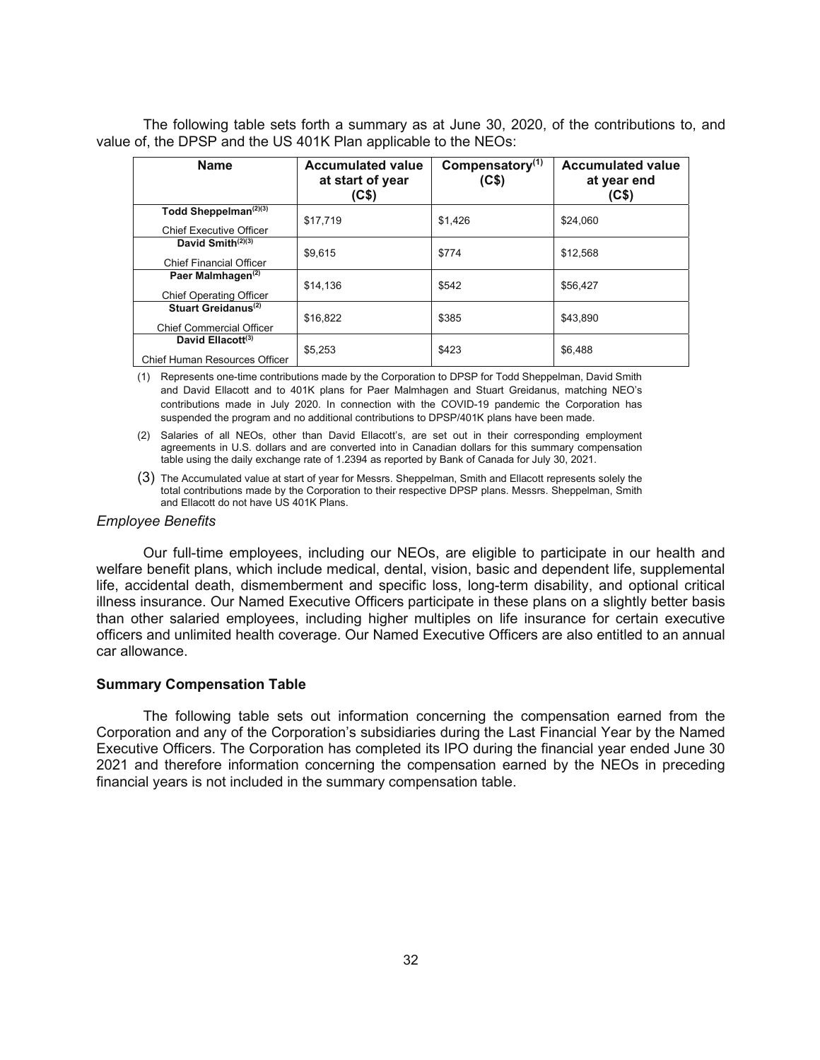The following table sets forth a summary as at June 30, 2020, of the contributions to, and value of, the DPSP and the US 401K Plan applicable to the NEOs:

| Name | Accumulated value at start of year (C$) | Compensatory[(1)] (C$) | Accumulated value at year end (C$) |
|---|---|---|---|
| **Todd Sheppelman[(2)(3)]** Chief Executive Officer | $17,719 | $1,426 | $24,060 |
| **David Smith[(2)(3)]** Chief Financial Officer | $9,615 | $774 | $12,568 |
| **Paer Malmhagen[(2)]** Chief Operating Officer | $14,136 | $542 | $56,427 |
| **Stuart Greidanus[(2)]** Chief Commercial Officer | $16,822 | $385 | $43,890 |
| **David Ellacott[(3)]** Chief Human Resources Officer | $5,253 | $423 | $6,488 |

(1) Represents one-time contributions made by the Corporation to DPSP for Todd Sheppelman, David Smith and David Ellacott and to 401K plans for Paer Malmhagen and Stuart Greidanus, matching NEO's contributions made in July 2020. In connection with the COVID-19 pandemic the Corporation has suspended the program and no additional contributions to DPSP/401K plans have been made.

(2) Salaries of all NEOs, other than David Ellacott's, are set out in their corresponding employment agreements in U.S. dollars and are converted into in Canadian dollars for this summary compensation table using the daily exchange rate of 1.2394 as reported by Bank of Canada for July 30, 2021.

(3) The Accumulated value at start of year for Messrs. Sheppelman, Smith and Ellacott represents solely the total contributions made by the Corporation to their respective DPSP plans. Messrs. Sheppelman, Smith and Ellacott do not have US 401K Plans.

*Employee Benefits*

Our full-time employees, including our NEOs, are eligible to participate in our health and welfare benefit plans, which include medical, dental, vision, basic and dependent life, supplemental life, accidental death, dismemberment and specific loss, long-term disability, and optional critical illness insurance. Our Named Executive Officers participate in these plans on a slightly better basis than other salaried employees, including higher multiples on life insurance for certain executive officers and unlimited health coverage. Our Named Executive Officers are also entitled to an annual car allowance.

### Summary Compensation Table

The following table sets out information concerning the compensation earned from the Corporation and any of the Corporation's subsidiaries during the Last Financial Year by the Named Executive Officers. The Corporation has completed its IPO during the financial year ended June 30 2021 and therefore information concerning the compensation earned by the NEOs in preceding financial years is not included in the summary compensation table.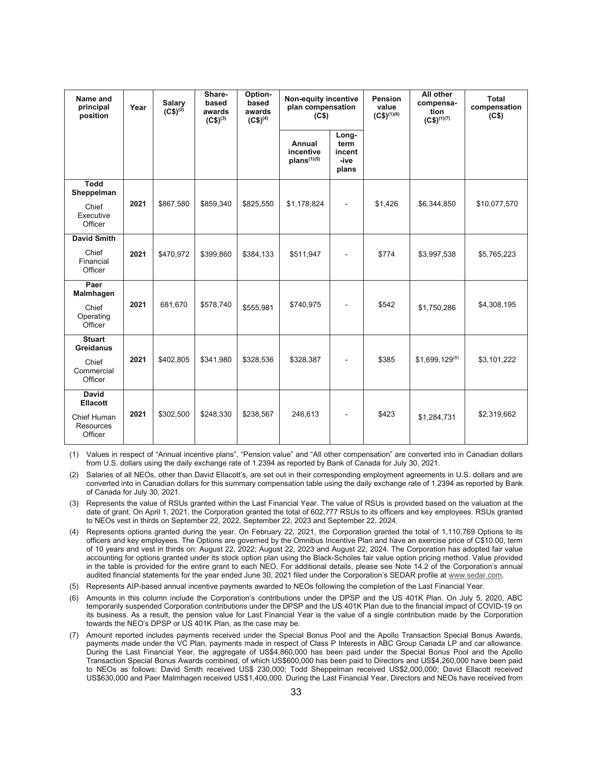| Name and principal position | Year | Salary (C$)(2) | Share-based awards (C$)(3) | Option-based awards (C$)(4) | Non-equity incentive plan compensation (C$) | | Pension value (C$)(1)(6) | All other compensation (C$)(1)(7) | Total compensation (C$) |
|---|---|---|---|---|---|---|---|---|---|
| | | | | | Annual incentive plans(1)(5) | Long-term incentive plans | | | |
| **Todd Sheppelman** Chief Executive Officer | 2021 | $867,580 | $859,340 | $825,550 | $1,178,824 | - | $1,426 | $6,344,850 | $10,077,570 |
| **David Smith** Chief Financial Officer | 2021 | $470,972 | $399,860 | $384,133 | $511,947 | - | $774 | $3,997,538 | $5,765,223 |
| **Paer Malmhagen** Chief Operating Officer | 2021 | 681,670 | $578,740 | $555,981 | $740,975 | - | $542 | $1,750,286 | $4,308,195 |
| **Stuart Greidanus** Chief Commercial Officer | 2021 | $402,805 | $341,980 | $328,536 | $328,387 | - | $385 | $1,699,129(8) | $3,101,222 |
| **David Ellacott** Chief Human Resources Officer | 2021 | $302,500 | $248,330 | $238,567 | 246,613 | - | $423 | $1,284,731 | $2,319,662 |

(1) Values in respect of "Annual incentive plans", "Pension value" and "All other compensation" are converted into in Canadian dollars from U.S. dollars using the daily exchange rate of 1.2394 as reported by Bank of Canada for July 30, 2021.

(2) Salaries of all NEOs, other than David Ellacott's, are set out in their corresponding employment agreements in U.S. dollars and are converted into in Canadian dollars for this summary compensation table using the daily exchange rate of 1.2394 as reported by Bank of Canada for July 30, 2021.

(3) Represents the value of RSUs granted within the Last Financial Year. The value of RSUs is provided based on the valuation at the date of grant. On April 1, 2021, the Corporation granted the total of 602,777 RSUs to its officers and key employees. RSUs granted to NEOs vest in thirds on September 22, 2022, September 22, 2023 and September 22, 2024.

(4) Represents options granted during the year. On February 22, 2021, the Corporation granted the total of 1,110,769 Options to its officers and key employees. The Options are governed by the Omnibus Incentive Plan and have an exercise price of C$10.00, term of 10 years and vest in thirds on: August 22, 2022; August 22, 2023 and August 22, 2024. The Corporation has adopted fair value accounting for options granted under its stock option plan using the Black-Scholes fair value option pricing method. Value provided in the table is provided for the entire grant to each NEO. For additional details, please see Note 14.2 of the Corporation's annual audited financial statements for the year ended June 30, 2021 filed under the Corporation's SEDAR profile at www.sedar.com.

(5) Represents AIP-based annual incentive payments awarded to NEOs following the completion of the Last Financial Year.

(6) Amounts in this column include the Corporation's contributions under the DPSP and the US 401K Plan. On July 5, 2020, ABC temporarily suspended Corporation contributions under the DPSP and the US 401K Plan due to the financial impact of COVID-19 on its business. As a result, the pension value for Last Financial Year is the value of a single contribution made by the Corporation towards the NEO's DPSP or US 401K Plan, as the case may be.

(7) Amount reported includes payments received under the Special Bonus Pool and the Apollo Transaction Special Bonus Awards, payments made under the VC Plan, payments made in respect of Class P Interests in ABC Group Canada LP and car allowance. During the Last Financial Year, the aggregate of US$4,860,000 has been paid under the Special Bonus Pool and the Apollo Transaction Special Bonus Awards combined, of which US$600,000 has been paid to Directors and US$4,260,000 have been paid to NEOs as follows: David Smith received US$ 230,000; Todd Sheppelman received US$2,000,000; David Ellacott received US$630,000 and Paer Malmhagen received US$1,400,000. During the Last Financial Year, Directors and NEOs have received from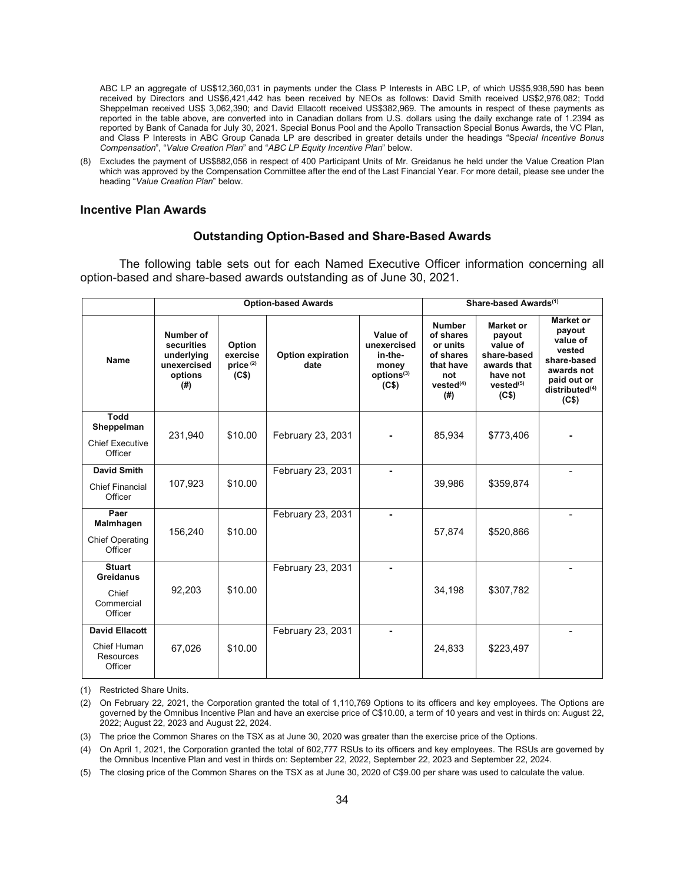ABC LP an aggregate of US$12,360,031 in payments under the Class P Interests in ABC LP, of which US$5,938,590 has been received by Directors and US$6,421,442 has been received by NEOs as follows: David Smith received US$2,976,082; Todd Sheppelman received US$ 3,062,390; and David Ellacott received US$382,969. The amounts in respect of these payments as reported in the table above, are converted into in Canadian dollars from U.S. dollars using the daily exchange rate of 1.2394 as reported by Bank of Canada for July 30, 2021. Special Bonus Pool and the Apollo Transaction Special Bonus Awards, the VC Plan, and Class P Interests in ABC Group Canada LP are described in greater details under the headings "*Special Incentive Bonus Compensation*", "*Value Creation Plan*" and "*ABC LP Equity Incentive Plan*" below.

(8) Excludes the payment of US$882,056 in respect of 400 Participant Units of Mr. Greidanus he held under the Value Creation Plan which was approved by the Compensation Committee after the end of the Last Financial Year. For more detail, please see under the heading "*Value Creation Plan*" below.

## Incentive Plan Awards

### Outstanding Option-Based and Share-Based Awards

The following table sets out for each Named Executive Officer information concerning all option-based and share-based awards outstanding as of June 30, 2021.

| | Option-based Awards | | | | Share-based Awards[(1)] | | |
|---|---|---|---|---|---|---|---|
| **Name** | **Number of securities underlying unexercised options (#)** | **Option exercise price[(2)] (C$)** | **Option expiration date** | **Value of unexercised in-the-money options[(3)] (C$)** | **Number of shares or units of shares that have not vested[(4)] (#)** | **Market or payout value of share-based awards that have not vested[(5)] (C$)** | **Market or payout value of vested share-based awards not paid out or distributed[(4)] (C$)** |
| **Todd Sheppelman** Chief Executive Officer | 231,940 | $10.00 | February 23, 2031 | - | 85,934 | $773,406 | - |
| **David Smith** Chief Financial Officer | 107,923 | $10.00 | February 23, 2031 | - | 39,986 | $359,874 | - |
| **Paer Malmhagen** Chief Operating Officer | 156,240 | $10.00 | February 23, 2031 | - | 57,874 | $520,866 | - |
| **Stuart Greidanus** Chief Commercial Officer | 92,203 | $10.00 | February 23, 2031 | - | 34,198 | $307,782 | - |
| **David Ellacott** Chief Human Resources Officer | 67,026 | $10.00 | February 23, 2031 | - | 24,833 | $223,497 | - |

(1) Restricted Share Units.

(2) On February 22, 2021, the Corporation granted the total of 1,110,769 Options to its officers and key employees. The Options are governed by the Omnibus Incentive Plan and have an exercise price of C$10.00, a term of 10 years and vest in thirds on: August 22, 2022; August 22, 2023 and August 22, 2024.

(3) The price the Common Shares on the TSX as at June 30, 2020 was greater than the exercise price of the Options.

(4) On April 1, 2021, the Corporation granted the total of 602,777 RSUs to its officers and key employees. The RSUs are governed by the Omnibus Incentive Plan and vest in thirds on: September 22, 2022, September 22, 2023 and September 22, 2024.

(5) The closing price of the Common Shares on the TSX as at June 30, 2020 of C$9.00 per share was used to calculate the value.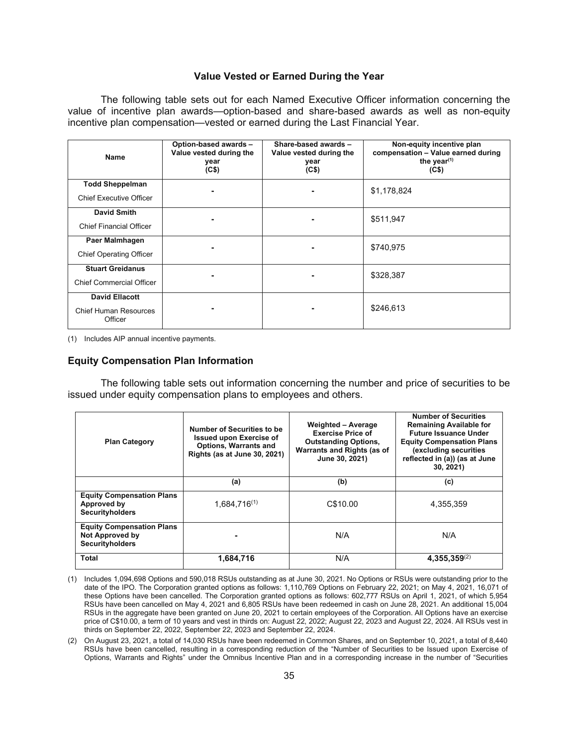### Value Vested or Earned During the Year

The following table sets out for each Named Executive Officer information concerning the value of incentive plan awards—option-based and share-based awards as well as non-equity incentive plan compensation—vested or earned during the Last Financial Year.

| Name | Option-based awards – Value vested during the year (C$) | Share-based awards – Value vested during the year (C$) | Non-equity incentive plan compensation – Value earned during the year[(1)] (C$) |
|---|---|---|---|
| **Todd Sheppelman** Chief Executive Officer | - | - | $1,178,824 |
| **David Smith** Chief Financial Officer | - | - | $511,947 |
| **Paer Malmhagen** Chief Operating Officer | - | - | $740,975 |
| **Stuart Greidanus** Chief Commercial Officer | - | - | $328,387 |
| **David Ellacott** Chief Human Resources Officer | - | - | $246,613 |

(1) Includes AIP annual incentive payments.

## Equity Compensation Plan Information

The following table sets out information concerning the number and price of securities to be issued under equity compensation plans to employees and others.

| Plan Category | Number of Securities to be Issued upon Exercise of Options, Warrants and Rights (as at June 30, 2021) | Weighted – Average Exercise Price of Outstanding Options, Warrants and Rights (as of June 30, 2021) | Number of Securities Remaining Available for Future Issuance Under Equity Compensation Plans (excluding securities reflected in (a)) (as at June 30, 2021) |
|---|---|---|---|
| | (a) | (b) | (c) |
| **Equity Compensation Plans Approved by Securityholders** | 1,684,716[(1)] | C$10.00 | 4,355,359 |
| **Equity Compensation Plans Not Approved by Securityholders** | - | N/A | N/A |
| **Total** | **1,684,716** | N/A | **4,355,359**[(2)] |

(1) Includes 1,094,698 Options and 590,018 RSUs outstanding as at June 30, 2021. No Options or RSUs were outstanding prior to the date of the IPO. The Corporation granted options as follows: 1,110,769 Options on February 22, 2021; on May 4, 2021, 16,071 of these Options have been cancelled. The Corporation granted options as follows: 602,777 RSUs on April 1, 2021, of which 5,954 RSUs have been cancelled on May 4, 2021 and 6,805 RSUs have been redeemed in cash on June 28, 2021. An additional 15,004 RSUs in the aggregate have been granted on June 20, 2021 to certain employees of the Corporation. All Options have an exercise price of C$10.00, a term of 10 years and vest in thirds on: August 22, 2022; August 22, 2023 and August 22, 2024. All RSUs vest in thirds on September 22, 2022, September 22, 2023 and September 22, 2024.

(2) On August 23, 2021, a total of 14,030 RSUs have been redeemed in Common Shares, and on September 10, 2021, a total of 8,440 RSUs have been cancelled, resulting in a corresponding reduction of the "Number of Securities to be Issued upon Exercise of Options, Warrants and Rights" under the Omnibus Incentive Plan and in a corresponding increase in the number of "Securities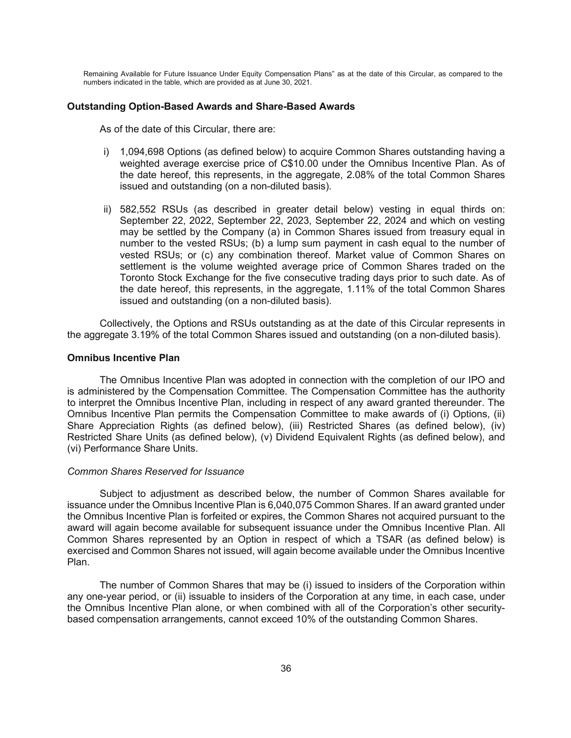Remaining Available for Future Issuance Under Equity Compensation Plans" as at the date of this Circular, as compared to the numbers indicated in the table, which are provided as at June 30, 2021.

### Outstanding Option-Based Awards and Share-Based Awards

As of the date of this Circular, there are:

i) 1,094,698 Options (as defined below) to acquire Common Shares outstanding having a weighted average exercise price of C$10.00 under the Omnibus Incentive Plan. As of the date hereof, this represents, in the aggregate, 2.08% of the total Common Shares issued and outstanding (on a non-diluted basis).

ii) 582,552 RSUs (as described in greater detail below) vesting in equal thirds on: September 22, 2022, September 22, 2023, September 22, 2024 and which on vesting may be settled by the Company (a) in Common Shares issued from treasury equal in number to the vested RSUs; (b) a lump sum payment in cash equal to the number of vested RSUs; or (c) any combination thereof. Market value of Common Shares on settlement is the volume weighted average price of Common Shares traded on the Toronto Stock Exchange for the five consecutive trading days prior to such date. As of the date hereof, this represents, in the aggregate, 1.11% of the total Common Shares issued and outstanding (on a non-diluted basis).

Collectively, the Options and RSUs outstanding as at the date of this Circular represents in the aggregate 3.19% of the total Common Shares issued and outstanding (on a non-diluted basis).

### Omnibus Incentive Plan

The Omnibus Incentive Plan was adopted in connection with the completion of our IPO and is administered by the Compensation Committee. The Compensation Committee has the authority to interpret the Omnibus Incentive Plan, including in respect of any award granted thereunder. The Omnibus Incentive Plan permits the Compensation Committee to make awards of (i) Options, (ii) Share Appreciation Rights (as defined below), (iii) Restricted Shares (as defined below), (iv) Restricted Share Units (as defined below), (v) Dividend Equivalent Rights (as defined below), and (vi) Performance Share Units.

*Common Shares Reserved for Issuance*

Subject to adjustment as described below, the number of Common Shares available for issuance under the Omnibus Incentive Plan is 6,040,075 Common Shares. If an award granted under the Omnibus Incentive Plan is forfeited or expires, the Common Shares not acquired pursuant to the award will again become available for subsequent issuance under the Omnibus Incentive Plan. All Common Shares represented by an Option in respect of which a TSAR (as defined below) is exercised and Common Shares not issued, will again become available under the Omnibus Incentive Plan.

The number of Common Shares that may be (i) issued to insiders of the Corporation within any one-year period, or (ii) issuable to insiders of the Corporation at any time, in each case, under the Omnibus Incentive Plan alone, or when combined with all of the Corporation's other security-based compensation arrangements, cannot exceed 10% of the outstanding Common Shares.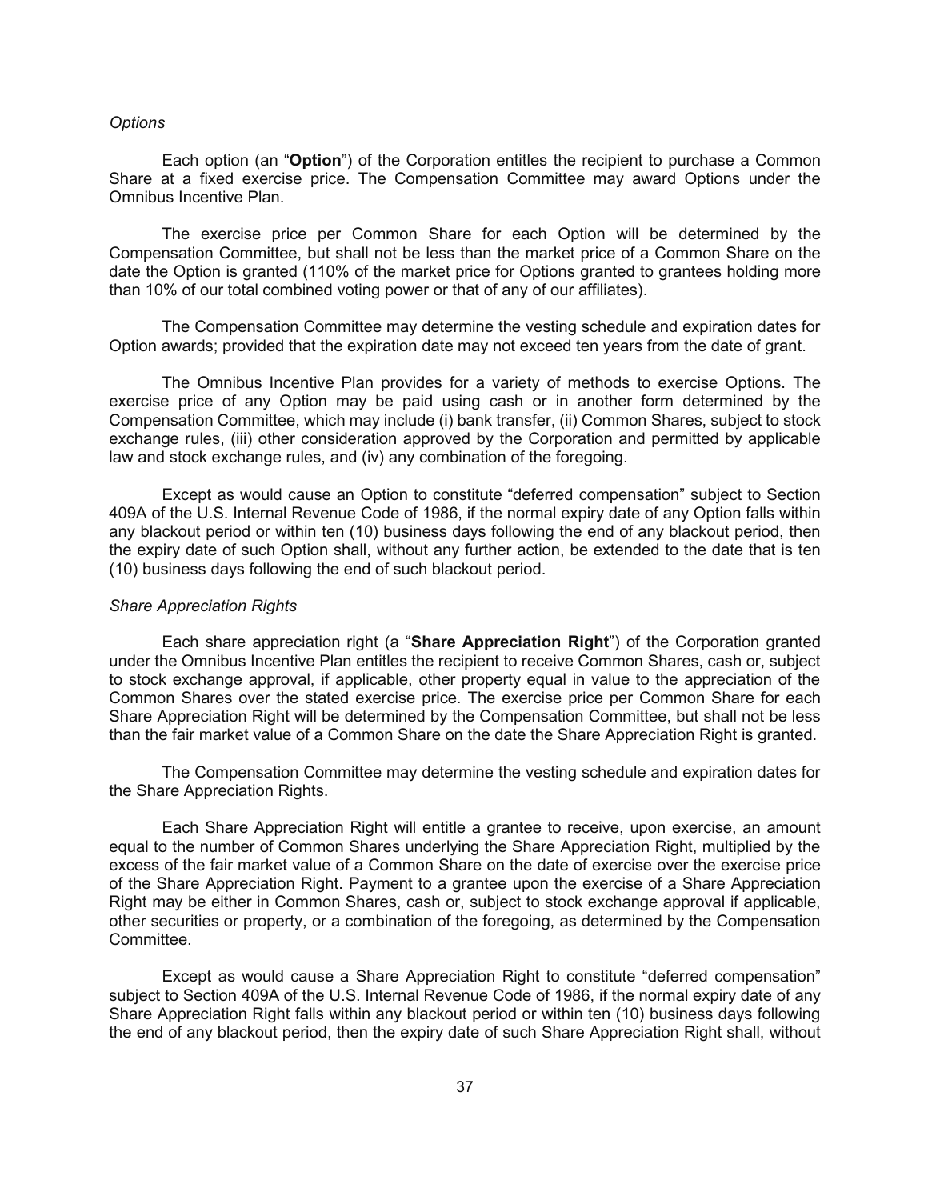*Options*

Each option (an "**Option**") of the Corporation entitles the recipient to purchase a Common Share at a fixed exercise price. The Compensation Committee may award Options under the Omnibus Incentive Plan.

The exercise price per Common Share for each Option will be determined by the Compensation Committee, but shall not be less than the market price of a Common Share on the date the Option is granted (110% of the market price for Options granted to grantees holding more than 10% of our total combined voting power or that of any of our affiliates).

The Compensation Committee may determine the vesting schedule and expiration dates for Option awards; provided that the expiration date may not exceed ten years from the date of grant.

The Omnibus Incentive Plan provides for a variety of methods to exercise Options. The exercise price of any Option may be paid using cash or in another form determined by the Compensation Committee, which may include (i) bank transfer, (ii) Common Shares, subject to stock exchange rules, (iii) other consideration approved by the Corporation and permitted by applicable law and stock exchange rules, and (iv) any combination of the foregoing.

Except as would cause an Option to constitute "deferred compensation" subject to Section 409A of the U.S. Internal Revenue Code of 1986, if the normal expiry date of any Option falls within any blackout period or within ten (10) business days following the end of any blackout period, then the expiry date of such Option shall, without any further action, be extended to the date that is ten (10) business days following the end of such blackout period.

*Share Appreciation Rights*

Each share appreciation right (a "**Share Appreciation Right**") of the Corporation granted under the Omnibus Incentive Plan entitles the recipient to receive Common Shares, cash or, subject to stock exchange approval, if applicable, other property equal in value to the appreciation of the Common Shares over the stated exercise price. The exercise price per Common Share for each Share Appreciation Right will be determined by the Compensation Committee, but shall not be less than the fair market value of a Common Share on the date the Share Appreciation Right is granted.

The Compensation Committee may determine the vesting schedule and expiration dates for the Share Appreciation Rights.

Each Share Appreciation Right will entitle a grantee to receive, upon exercise, an amount equal to the number of Common Shares underlying the Share Appreciation Right, multiplied by the excess of the fair market value of a Common Share on the date of exercise over the exercise price of the Share Appreciation Right. Payment to a grantee upon the exercise of a Share Appreciation Right may be either in Common Shares, cash or, subject to stock exchange approval if applicable, other securities or property, or a combination of the foregoing, as determined by the Compensation Committee.

Except as would cause a Share Appreciation Right to constitute "deferred compensation" subject to Section 409A of the U.S. Internal Revenue Code of 1986, if the normal expiry date of any Share Appreciation Right falls within any blackout period or within ten (10) business days following the end of any blackout period, then the expiry date of such Share Appreciation Right shall, without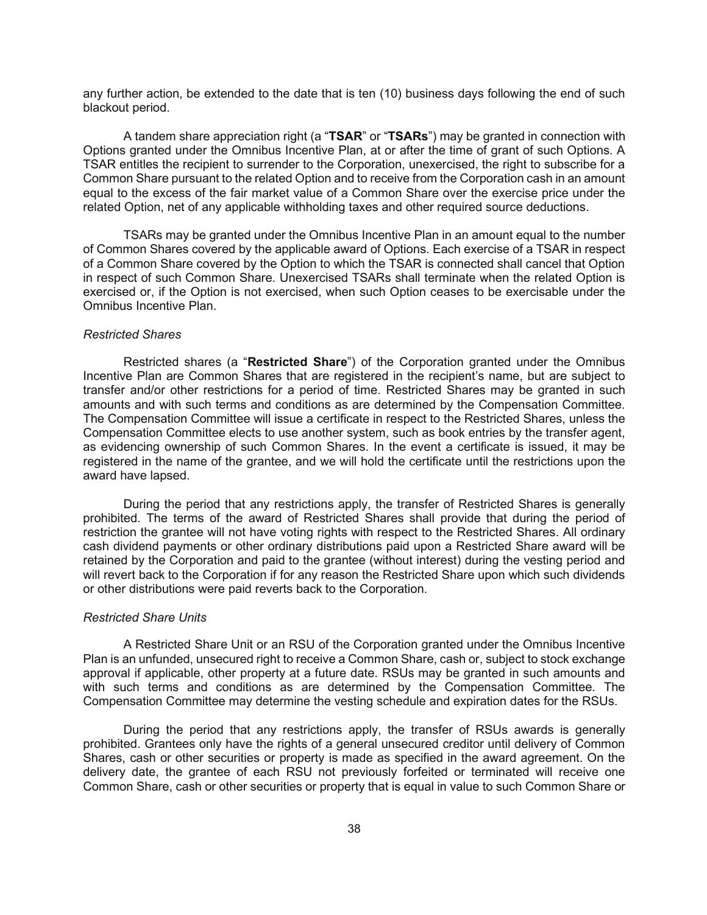any further action, be extended to the date that is ten (10) business days following the end of such blackout period.

A tandem share appreciation right (a "**TSAR**" or "**TSARs**") may be granted in connection with Options granted under the Omnibus Incentive Plan, at or after the time of grant of such Options. A TSAR entitles the recipient to surrender to the Corporation, unexercised, the right to subscribe for a Common Share pursuant to the related Option and to receive from the Corporation cash in an amount equal to the excess of the fair market value of a Common Share over the exercise price under the related Option, net of any applicable withholding taxes and other required source deductions.

TSARs may be granted under the Omnibus Incentive Plan in an amount equal to the number of Common Shares covered by the applicable award of Options. Each exercise of a TSAR in respect of a Common Share covered by the Option to which the TSAR is connected shall cancel that Option in respect of such Common Share. Unexercised TSARs shall terminate when the related Option is exercised or, if the Option is not exercised, when such Option ceases to be exercisable under the Omnibus Incentive Plan.

*Restricted Shares*

Restricted shares (a "**Restricted Share**") of the Corporation granted under the Omnibus Incentive Plan are Common Shares that are registered in the recipient's name, but are subject to transfer and/or other restrictions for a period of time. Restricted Shares may be granted in such amounts and with such terms and conditions as are determined by the Compensation Committee. The Compensation Committee will issue a certificate in respect to the Restricted Shares, unless the Compensation Committee elects to use another system, such as book entries by the transfer agent, as evidencing ownership of such Common Shares. In the event a certificate is issued, it may be registered in the name of the grantee, and we will hold the certificate until the restrictions upon the award have lapsed.

During the period that any restrictions apply, the transfer of Restricted Shares is generally prohibited. The terms of the award of Restricted Shares shall provide that during the period of restriction the grantee will not have voting rights with respect to the Restricted Shares. All ordinary cash dividend payments or other ordinary distributions paid upon a Restricted Share award will be retained by the Corporation and paid to the grantee (without interest) during the vesting period and will revert back to the Corporation if for any reason the Restricted Share upon which such dividends or other distributions were paid reverts back to the Corporation.

*Restricted Share Units*

A Restricted Share Unit or an RSU of the Corporation granted under the Omnibus Incentive Plan is an unfunded, unsecured right to receive a Common Share, cash or, subject to stock exchange approval if applicable, other property at a future date. RSUs may be granted in such amounts and with such terms and conditions as are determined by the Compensation Committee. The Compensation Committee may determine the vesting schedule and expiration dates for the RSUs.

During the period that any restrictions apply, the transfer of RSUs awards is generally prohibited. Grantees only have the rights of a general unsecured creditor until delivery of Common Shares, cash or other securities or property is made as specified in the award agreement. On the delivery date, the grantee of each RSU not previously forfeited or terminated will receive one Common Share, cash or other securities or property that is equal in value to such Common Share or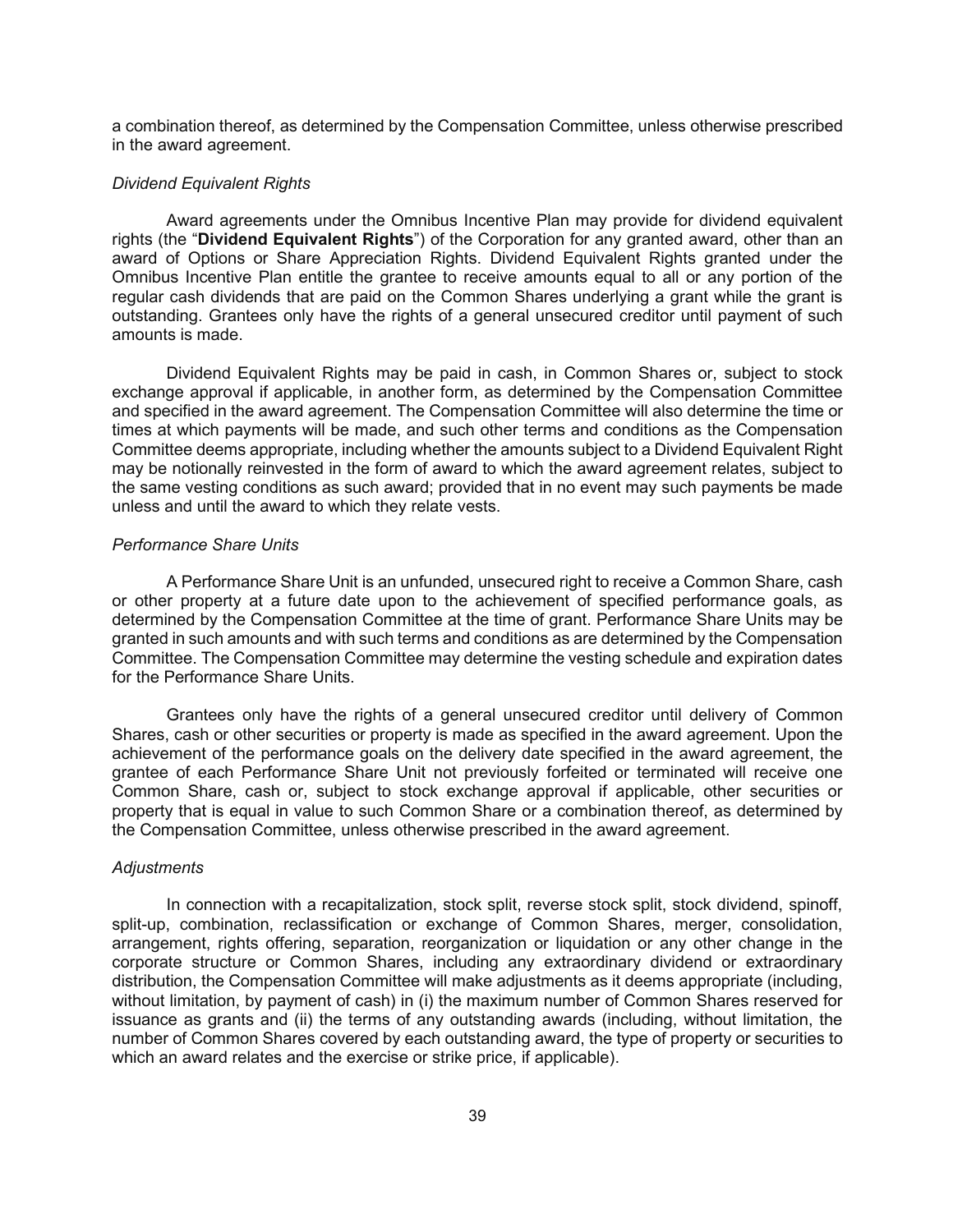a combination thereof, as determined by the Compensation Committee, unless otherwise prescribed in the award agreement.

*Dividend Equivalent Rights*

Award agreements under the Omnibus Incentive Plan may provide for dividend equivalent rights (the "**Dividend Equivalent Rights**") of the Corporation for any granted award, other than an award of Options or Share Appreciation Rights. Dividend Equivalent Rights granted under the Omnibus Incentive Plan entitle the grantee to receive amounts equal to all or any portion of the regular cash dividends that are paid on the Common Shares underlying a grant while the grant is outstanding. Grantees only have the rights of a general unsecured creditor until payment of such amounts is made.

Dividend Equivalent Rights may be paid in cash, in Common Shares or, subject to stock exchange approval if applicable, in another form, as determined by the Compensation Committee and specified in the award agreement. The Compensation Committee will also determine the time or times at which payments will be made, and such other terms and conditions as the Compensation Committee deems appropriate, including whether the amounts subject to a Dividend Equivalent Right may be notionally reinvested in the form of award to which the award agreement relates, subject to the same vesting conditions as such award; provided that in no event may such payments be made unless and until the award to which they relate vests.

*Performance Share Units*

A Performance Share Unit is an unfunded, unsecured right to receive a Common Share, cash or other property at a future date upon to the achievement of specified performance goals, as determined by the Compensation Committee at the time of grant. Performance Share Units may be granted in such amounts and with such terms and conditions as are determined by the Compensation Committee. The Compensation Committee may determine the vesting schedule and expiration dates for the Performance Share Units.

Grantees only have the rights of a general unsecured creditor until delivery of Common Shares, cash or other securities or property is made as specified in the award agreement. Upon the achievement of the performance goals on the delivery date specified in the award agreement, the grantee of each Performance Share Unit not previously forfeited or terminated will receive one Common Share, cash or, subject to stock exchange approval if applicable, other securities or property that is equal in value to such Common Share or a combination thereof, as determined by the Compensation Committee, unless otherwise prescribed in the award agreement.

*Adjustments*

In connection with a recapitalization, stock split, reverse stock split, stock dividend, spinoff, split-up, combination, reclassification or exchange of Common Shares, merger, consolidation, arrangement, rights offering, separation, reorganization or liquidation or any other change in the corporate structure or Common Shares, including any extraordinary dividend or extraordinary distribution, the Compensation Committee will make adjustments as it deems appropriate (including, without limitation, by payment of cash) in (i) the maximum number of Common Shares reserved for issuance as grants and (ii) the terms of any outstanding awards (including, without limitation, the number of Common Shares covered by each outstanding award, the type of property or securities to which an award relates and the exercise or strike price, if applicable).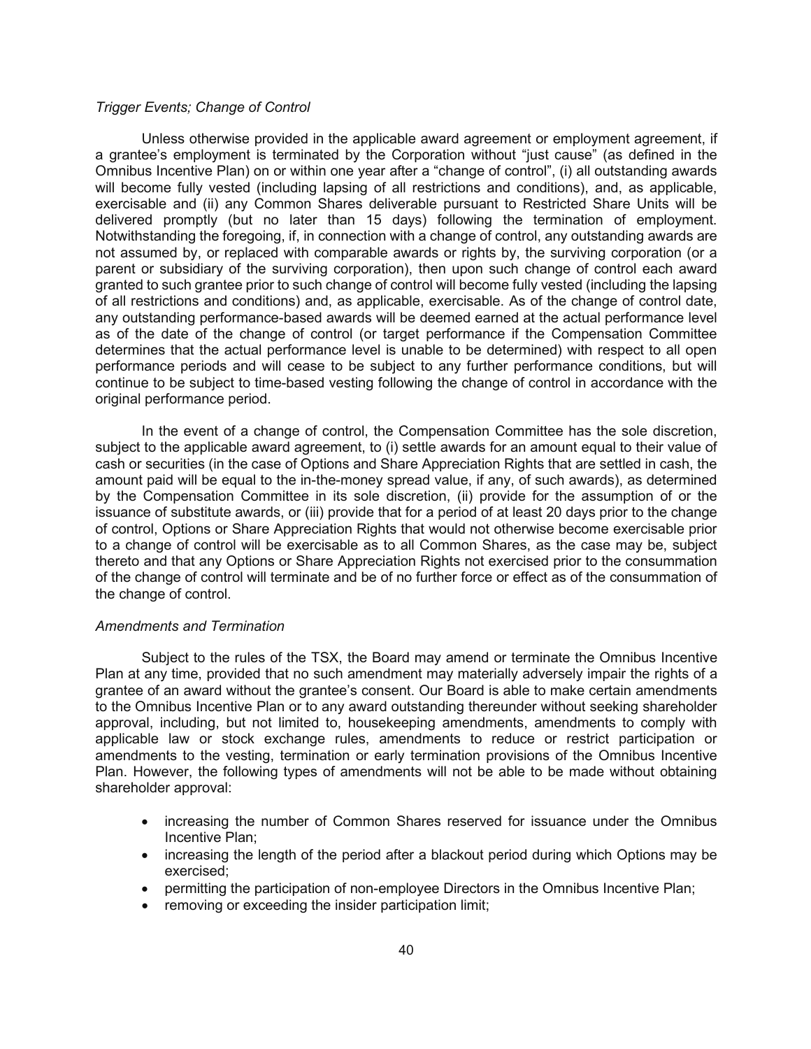*Trigger Events; Change of Control*

Unless otherwise provided in the applicable award agreement or employment agreement, if a grantee's employment is terminated by the Corporation without "just cause" (as defined in the Omnibus Incentive Plan) on or within one year after a "change of control", (i) all outstanding awards will become fully vested (including lapsing of all restrictions and conditions), and, as applicable, exercisable and (ii) any Common Shares deliverable pursuant to Restricted Share Units will be delivered promptly (but no later than 15 days) following the termination of employment. Notwithstanding the foregoing, if, in connection with a change of control, any outstanding awards are not assumed by, or replaced with comparable awards or rights by, the surviving corporation (or a parent or subsidiary of the surviving corporation), then upon such change of control each award granted to such grantee prior to such change of control will become fully vested (including the lapsing of all restrictions and conditions) and, as applicable, exercisable. As of the change of control date, any outstanding performance-based awards will be deemed earned at the actual performance level as of the date of the change of control (or target performance if the Compensation Committee determines that the actual performance level is unable to be determined) with respect to all open performance periods and will cease to be subject to any further performance conditions, but will continue to be subject to time-based vesting following the change of control in accordance with the original performance period.

In the event of a change of control, the Compensation Committee has the sole discretion, subject to the applicable award agreement, to (i) settle awards for an amount equal to their value of cash or securities (in the case of Options and Share Appreciation Rights that are settled in cash, the amount paid will be equal to the in-the-money spread value, if any, of such awards), as determined by the Compensation Committee in its sole discretion, (ii) provide for the assumption of or the issuance of substitute awards, or (iii) provide that for a period of at least 20 days prior to the change of control, Options or Share Appreciation Rights that would not otherwise become exercisable prior to a change of control will be exercisable as to all Common Shares, as the case may be, subject thereto and that any Options or Share Appreciation Rights not exercised prior to the consummation of the change of control will terminate and be of no further force or effect as of the consummation of the change of control.

*Amendments and Termination*

Subject to the rules of the TSX, the Board may amend or terminate the Omnibus Incentive Plan at any time, provided that no such amendment may materially adversely impair the rights of a grantee of an award without the grantee's consent. Our Board is able to make certain amendments to the Omnibus Incentive Plan or to any award outstanding thereunder without seeking shareholder approval, including, but not limited to, housekeeping amendments, amendments to comply with applicable law or stock exchange rules, amendments to reduce or restrict participation or amendments to the vesting, termination or early termination provisions of the Omnibus Incentive Plan. However, the following types of amendments will not be able to be made without obtaining shareholder approval:

- increasing the number of Common Shares reserved for issuance under the Omnibus Incentive Plan;
- increasing the length of the period after a blackout period during which Options may be exercised;
- permitting the participation of non-employee Directors in the Omnibus Incentive Plan;
- removing or exceeding the insider participation limit;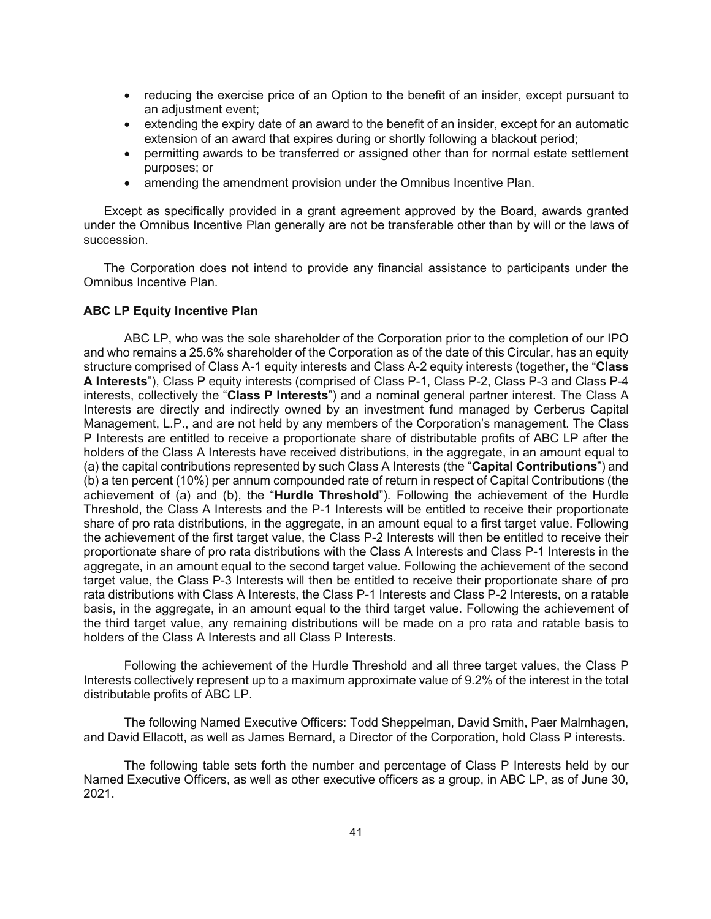- reducing the exercise price of an Option to the benefit of an insider, except pursuant to an adjustment event;
- extending the expiry date of an award to the benefit of an insider, except for an automatic extension of an award that expires during or shortly following a blackout period;
- permitting awards to be transferred or assigned other than for normal estate settlement purposes; or
- amending the amendment provision under the Omnibus Incentive Plan.

Except as specifically provided in a grant agreement approved by the Board, awards granted under the Omnibus Incentive Plan generally are not be transferable other than by will or the laws of succession.

The Corporation does not intend to provide any financial assistance to participants under the Omnibus Incentive Plan.

**ABC LP Equity Incentive Plan**

ABC LP, who was the sole shareholder of the Corporation prior to the completion of our IPO and who remains a 25.6% shareholder of the Corporation as of the date of this Circular, has an equity structure comprised of Class A-1 equity interests and Class A-2 equity interests (together, the "**Class A Interests**"), Class P equity interests (comprised of Class P-1, Class P-2, Class P-3 and Class P-4 interests, collectively the "**Class P Interests**") and a nominal general partner interest. The Class A Interests are directly and indirectly owned by an investment fund managed by Cerberus Capital Management, L.P., and are not held by any members of the Corporation's management. The Class P Interests are entitled to receive a proportionate share of distributable profits of ABC LP after the holders of the Class A Interests have received distributions, in the aggregate, in an amount equal to (a) the capital contributions represented by such Class A Interests (the "**Capital Contributions**") and (b) a ten percent (10%) per annum compounded rate of return in respect of Capital Contributions (the achievement of (a) and (b), the "**Hurdle Threshold**"). Following the achievement of the Hurdle Threshold, the Class A Interests and the P-1 Interests will be entitled to receive their proportionate share of pro rata distributions, in the aggregate, in an amount equal to a first target value. Following the achievement of the first target value, the Class P-2 Interests will then be entitled to receive their proportionate share of pro rata distributions with the Class A Interests and Class P-1 Interests in the aggregate, in an amount equal to the second target value. Following the achievement of the second target value, the Class P-3 Interests will then be entitled to receive their proportionate share of pro rata distributions with Class A Interests, the Class P-1 Interests and Class P-2 Interests, on a ratable basis, in the aggregate, in an amount equal to the third target value. Following the achievement of the third target value, any remaining distributions will be made on a pro rata and ratable basis to holders of the Class A Interests and all Class P Interests.

Following the achievement of the Hurdle Threshold and all three target values, the Class P Interests collectively represent up to a maximum approximate value of 9.2% of the interest in the total distributable profits of ABC LP.

The following Named Executive Officers: Todd Sheppelman, David Smith, Paer Malmhagen, and David Ellacott, as well as James Bernard, a Director of the Corporation, hold Class P interests.

The following table sets forth the number and percentage of Class P Interests held by our Named Executive Officers, as well as other executive officers as a group, in ABC LP, as of June 30, 2021.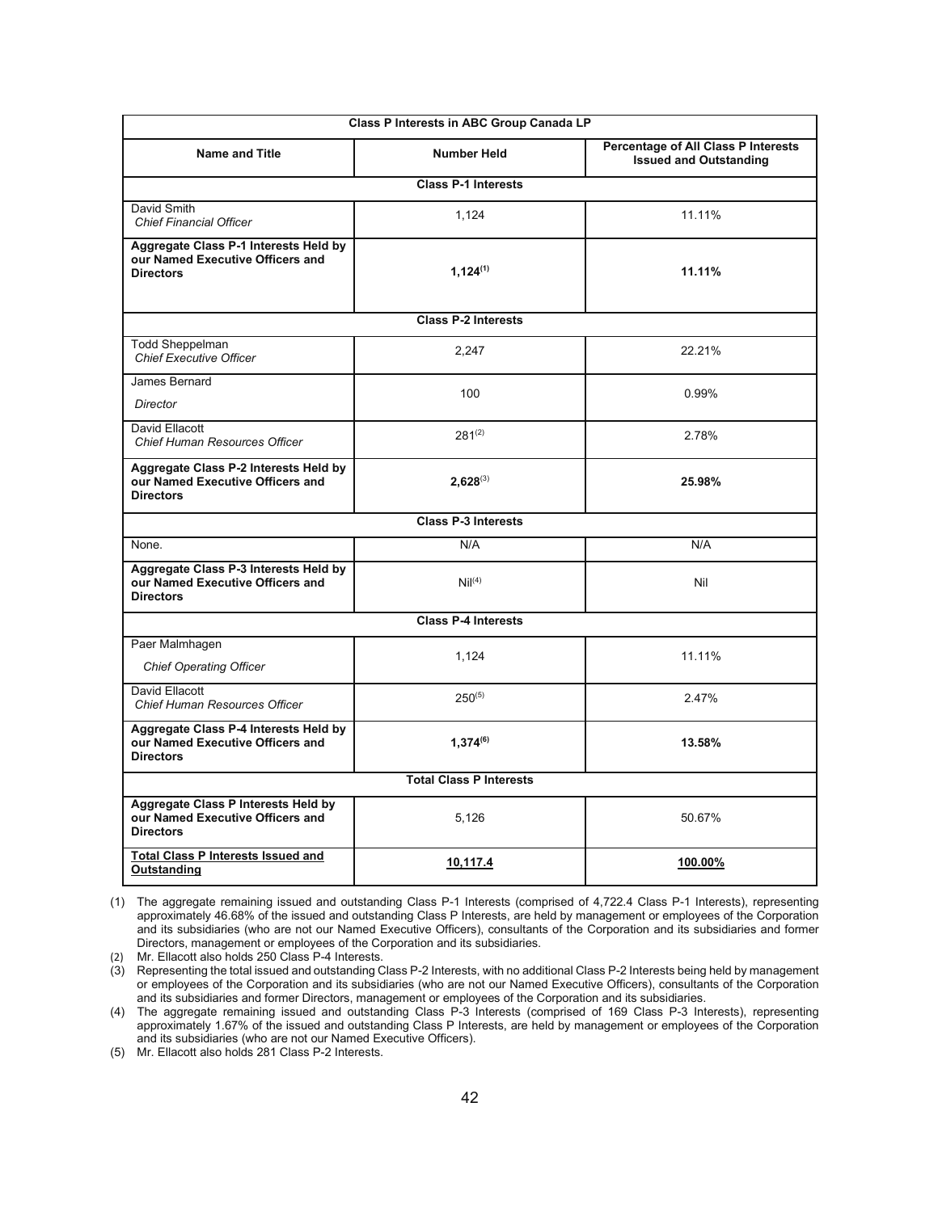| Class P Interests in ABC Group Canada LP | | |
|---|---|---|
| **Name and Title** | **Number Held** | **Percentage of All Class P Interests Issued and Outstanding** |
| **Class P-1 Interests** | | |
| David Smith *Chief Financial Officer* | 1,124 | 11.11% |
| **Aggregate Class P-1 Interests Held by our Named Executive Officers and Directors** | **1,124[(1)]** | **11.11%** |
| **Class P-2 Interests** | | |
| Todd Sheppelman *Chief Executive Officer* | 2,247 | 22.21% |
| James Bernard *Director* | 100 | 0.99% |
| David Ellacott *Chief Human Resources Officer* | 281[(2)] | 2.78% |
| **Aggregate Class P-2 Interests Held by our Named Executive Officers and Directors** | **2,628[(3)]** | **25.98%** |
| **Class P-3 Interests** | | |
| None. | N/A | N/A |
| **Aggregate Class P-3 Interests Held by our Named Executive Officers and Directors** | Nil[(4)] | Nil |
| **Class P-4 Interests** | | |
| Paer Malmhagen *Chief Operating Officer* | 1,124 | 11.11% |
| David Ellacott *Chief Human Resources Officer* | 250[(5)] | 2.47% |
| **Aggregate Class P-4 Interests Held by our Named Executive Officers and Directors** | **1,374[(6)]** | **13.58%** |
| **Total Class P Interests** | | |
| **Aggregate Class P Interests Held by our Named Executive Officers and Directors** | 5,126 | 50.67% |
| **Total Class P Interests Issued and Outstanding** | **10,117.4** | **100.00%** |

(1) The aggregate remaining issued and outstanding Class P-1 Interests (comprised of 4,722.4 Class P-1 Interests), representing approximately 46.68% of the issued and outstanding Class P Interests, are held by management or employees of the Corporation and its subsidiaries (who are not our Named Executive Officers), consultants of the Corporation and its subsidiaries and former Directors, management or employees of the Corporation and its subsidiaries.

(2) Mr. Ellacott also holds 250 Class P-4 Interests.

(3) Representing the total issued and outstanding Class P-2 Interests, with no additional Class P-2 Interests being held by management or employees of the Corporation and its subsidiaries (who are not our Named Executive Officers), consultants of the Corporation and its subsidiaries and former Directors, management or employees of the Corporation and its subsidiaries.

(4) The aggregate remaining issued and outstanding Class P-3 Interests (comprised of 169 Class P-3 Interests), representing approximately 1.67% of the issued and outstanding Class P Interests, are held by management or employees of the Corporation and its subsidiaries (who are not our Named Executive Officers).

(5) Mr. Ellacott also holds 281 Class P-2 Interests.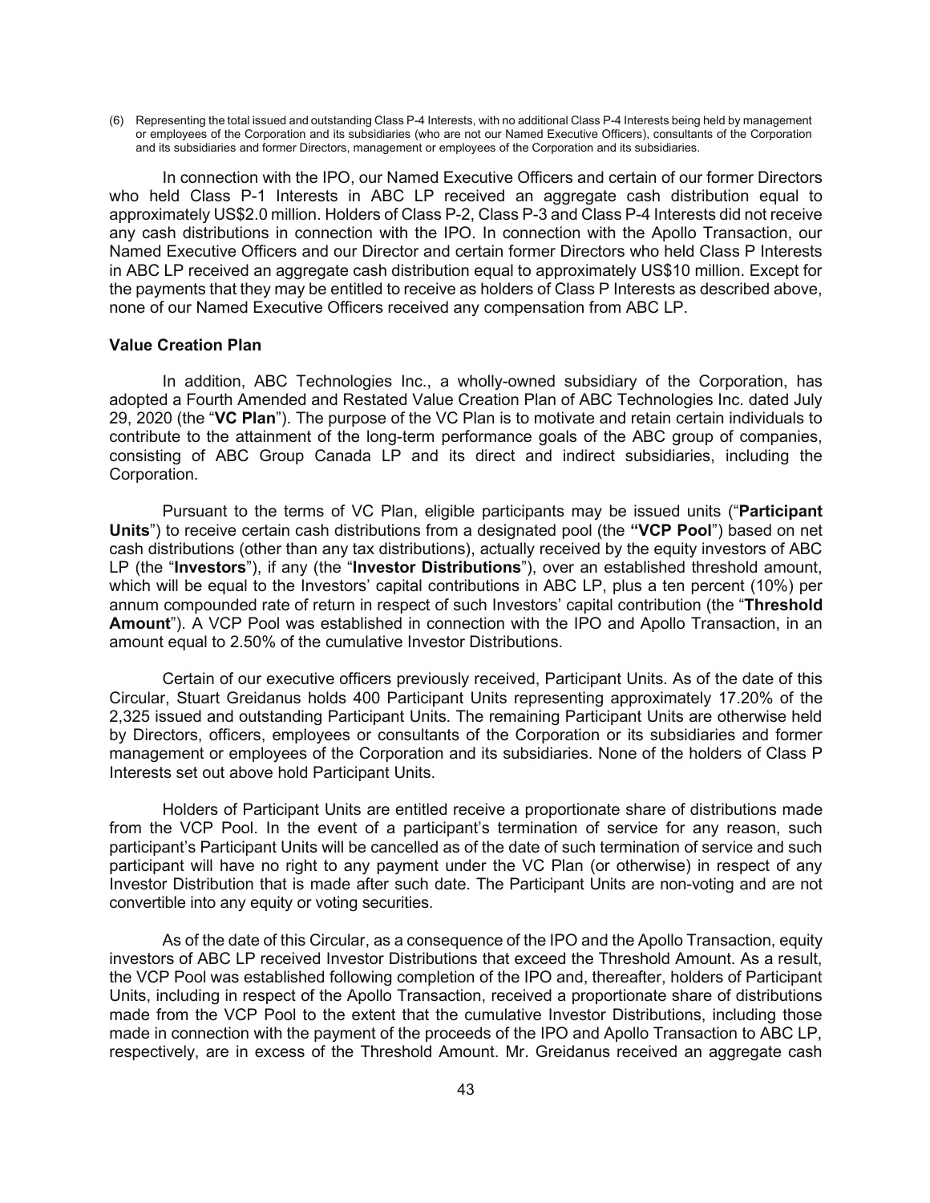(6) Representing the total issued and outstanding Class P-4 Interests, with no additional Class P-4 Interests being held by management or employees of the Corporation and its subsidiaries (who are not our Named Executive Officers), consultants of the Corporation and its subsidiaries and former Directors, management or employees of the Corporation and its subsidiaries.

In connection with the IPO, our Named Executive Officers and certain of our former Directors who held Class P-1 Interests in ABC LP received an aggregate cash distribution equal to approximately US$2.0 million. Holders of Class P-2, Class P-3 and Class P-4 Interests did not receive any cash distributions in connection with the IPO. In connection with the Apollo Transaction, our Named Executive Officers and our Director and certain former Directors who held Class P Interests in ABC LP received an aggregate cash distribution equal to approximately US$10 million. Except for the payments that they may be entitled to receive as holders of Class P Interests as described above, none of our Named Executive Officers received any compensation from ABC LP.

### Value Creation Plan

In addition, ABC Technologies Inc., a wholly-owned subsidiary of the Corporation, has adopted a Fourth Amended and Restated Value Creation Plan of ABC Technologies Inc. dated July 29, 2020 (the "**VC Plan**"). The purpose of the VC Plan is to motivate and retain certain individuals to contribute to the attainment of the long-term performance goals of the ABC group of companies, consisting of ABC Group Canada LP and its direct and indirect subsidiaries, including the Corporation.

Pursuant to the terms of VC Plan, eligible participants may be issued units ("**Participant Units**") to receive certain cash distributions from a designated pool (the **"VCP Pool**") based on net cash distributions (other than any tax distributions), actually received by the equity investors of ABC LP (the "**Investors**"), if any (the "**Investor Distributions**"), over an established threshold amount, which will be equal to the Investors' capital contributions in ABC LP, plus a ten percent (10%) per annum compounded rate of return in respect of such Investors' capital contribution (the "**Threshold Amount**"). A VCP Pool was established in connection with the IPO and Apollo Transaction, in an amount equal to 2.50% of the cumulative Investor Distributions.

Certain of our executive officers previously received, Participant Units. As of the date of this Circular, Stuart Greidanus holds 400 Participant Units representing approximately 17.20% of the 2,325 issued and outstanding Participant Units. The remaining Participant Units are otherwise held by Directors, officers, employees or consultants of the Corporation or its subsidiaries and former management or employees of the Corporation and its subsidiaries. None of the holders of Class P Interests set out above hold Participant Units.

Holders of Participant Units are entitled receive a proportionate share of distributions made from the VCP Pool. In the event of a participant's termination of service for any reason, such participant's Participant Units will be cancelled as of the date of such termination of service and such participant will have no right to any payment under the VC Plan (or otherwise) in respect of any Investor Distribution that is made after such date. The Participant Units are non-voting and are not convertible into any equity or voting securities.

As of the date of this Circular, as a consequence of the IPO and the Apollo Transaction, equity investors of ABC LP received Investor Distributions that exceed the Threshold Amount. As a result, the VCP Pool was established following completion of the IPO and, thereafter, holders of Participant Units, including in respect of the Apollo Transaction, received a proportionate share of distributions made from the VCP Pool to the extent that the cumulative Investor Distributions, including those made in connection with the payment of the proceeds of the IPO and Apollo Transaction to ABC LP, respectively, are in excess of the Threshold Amount. Mr. Greidanus received an aggregate cash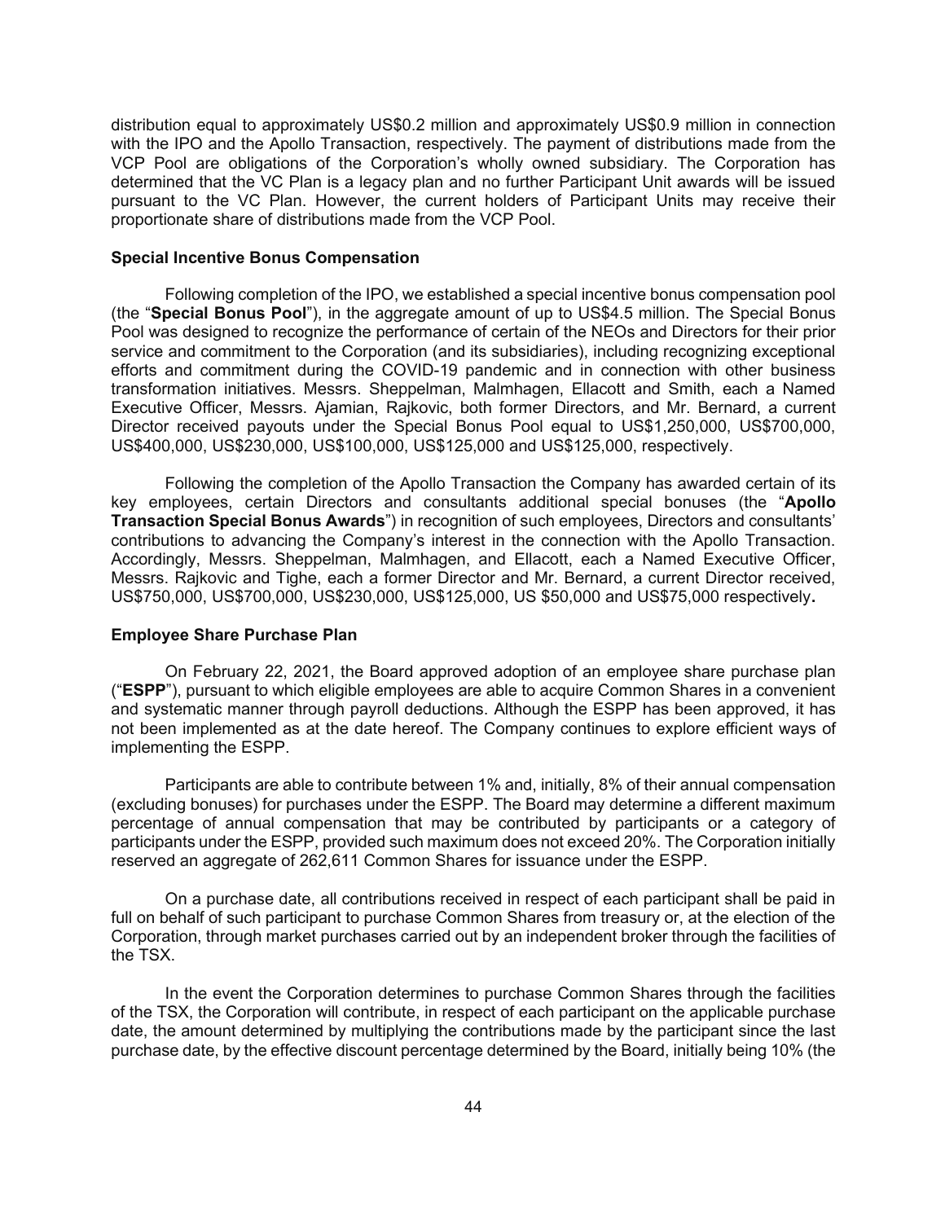distribution equal to approximately US$0.2 million and approximately US$0.9 million in connection with the IPO and the Apollo Transaction, respectively. The payment of distributions made from the VCP Pool are obligations of the Corporation's wholly owned subsidiary. The Corporation has determined that the VC Plan is a legacy plan and no further Participant Unit awards will be issued pursuant to the VC Plan. However, the current holders of Participant Units may receive their proportionate share of distributions made from the VCP Pool.

**Special Incentive Bonus Compensation**

Following completion of the IPO, we established a special incentive bonus compensation pool (the "**Special Bonus Pool**"), in the aggregate amount of up to US$4.5 million. The Special Bonus Pool was designed to recognize the performance of certain of the NEOs and Directors for their prior service and commitment to the Corporation (and its subsidiaries), including recognizing exceptional efforts and commitment during the COVID-19 pandemic and in connection with other business transformation initiatives. Messrs. Sheppelman, Malmhagen, Ellacott and Smith, each a Named Executive Officer, Messrs. Ajamian, Rajkovic, both former Directors, and Mr. Bernard, a current Director received payouts under the Special Bonus Pool equal to US$1,250,000, US$700,000, US$400,000, US$230,000, US$100,000, US$125,000 and US$125,000, respectively.

Following the completion of the Apollo Transaction the Company has awarded certain of its key employees, certain Directors and consultants additional special bonuses (the "**Apollo Transaction Special Bonus Awards**") in recognition of such employees, Directors and consultants' contributions to advancing the Company's interest in the connection with the Apollo Transaction. Accordingly, Messrs. Sheppelman, Malmhagen, and Ellacott, each a Named Executive Officer, Messrs. Rajkovic and Tighe, each a former Director and Mr. Bernard, a current Director received, US$750,000, US$700,000, US$230,000, US$125,000, US $50,000 and US$75,000 respectively**.**

**Employee Share Purchase Plan**

On February 22, 2021, the Board approved adoption of an employee share purchase plan ("**ESPP**"), pursuant to which eligible employees are able to acquire Common Shares in a convenient and systematic manner through payroll deductions. Although the ESPP has been approved, it has not been implemented as at the date hereof. The Company continues to explore efficient ways of implementing the ESPP.

Participants are able to contribute between 1% and, initially, 8% of their annual compensation (excluding bonuses) for purchases under the ESPP. The Board may determine a different maximum percentage of annual compensation that may be contributed by participants or a category of participants under the ESPP, provided such maximum does not exceed 20%. The Corporation initially reserved an aggregate of 262,611 Common Shares for issuance under the ESPP.

On a purchase date, all contributions received in respect of each participant shall be paid in full on behalf of such participant to purchase Common Shares from treasury or, at the election of the Corporation, through market purchases carried out by an independent broker through the facilities of the TSX.

In the event the Corporation determines to purchase Common Shares through the facilities of the TSX, the Corporation will contribute, in respect of each participant on the applicable purchase date, the amount determined by multiplying the contributions made by the participant since the last purchase date, by the effective discount percentage determined by the Board, initially being 10% (the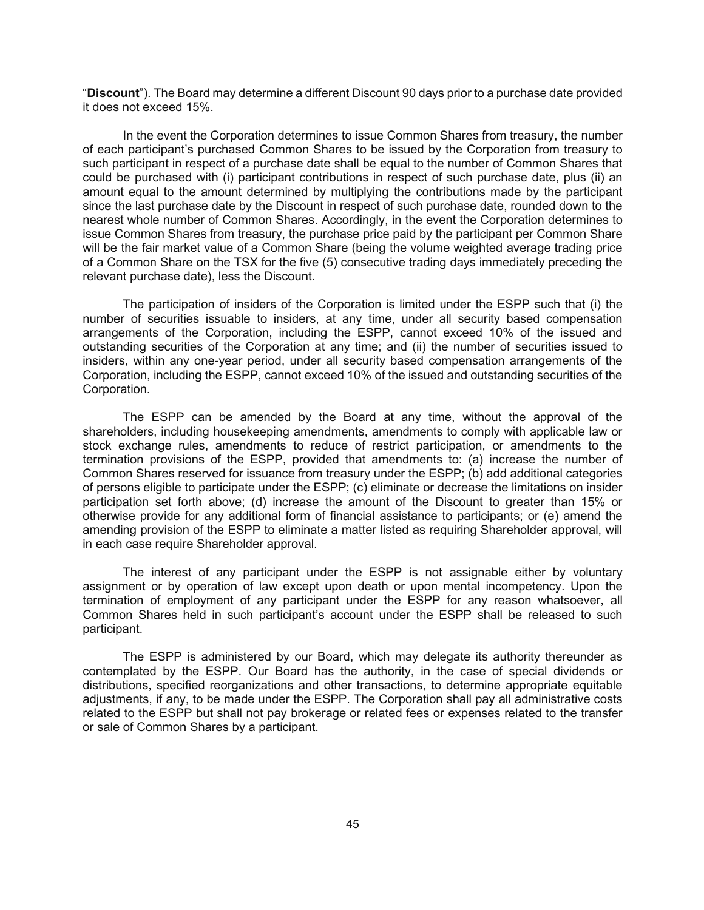"**Discount**"). The Board may determine a different Discount 90 days prior to a purchase date provided it does not exceed 15%.

In the event the Corporation determines to issue Common Shares from treasury, the number of each participant's purchased Common Shares to be issued by the Corporation from treasury to such participant in respect of a purchase date shall be equal to the number of Common Shares that could be purchased with (i) participant contributions in respect of such purchase date, plus (ii) an amount equal to the amount determined by multiplying the contributions made by the participant since the last purchase date by the Discount in respect of such purchase date, rounded down to the nearest whole number of Common Shares. Accordingly, in the event the Corporation determines to issue Common Shares from treasury, the purchase price paid by the participant per Common Share will be the fair market value of a Common Share (being the volume weighted average trading price of a Common Share on the TSX for the five (5) consecutive trading days immediately preceding the relevant purchase date), less the Discount.

The participation of insiders of the Corporation is limited under the ESPP such that (i) the number of securities issuable to insiders, at any time, under all security based compensation arrangements of the Corporation, including the ESPP, cannot exceed 10% of the issued and outstanding securities of the Corporation at any time; and (ii) the number of securities issued to insiders, within any one-year period, under all security based compensation arrangements of the Corporation, including the ESPP, cannot exceed 10% of the issued and outstanding securities of the Corporation.

The ESPP can be amended by the Board at any time, without the approval of the shareholders, including housekeeping amendments, amendments to comply with applicable law or stock exchange rules, amendments to reduce of restrict participation, or amendments to the termination provisions of the ESPP, provided that amendments to: (a) increase the number of Common Shares reserved for issuance from treasury under the ESPP; (b) add additional categories of persons eligible to participate under the ESPP; (c) eliminate or decrease the limitations on insider participation set forth above; (d) increase the amount of the Discount to greater than 15% or otherwise provide for any additional form of financial assistance to participants; or (e) amend the amending provision of the ESPP to eliminate a matter listed as requiring Shareholder approval, will in each case require Shareholder approval.

The interest of any participant under the ESPP is not assignable either by voluntary assignment or by operation of law except upon death or upon mental incompetency. Upon the termination of employment of any participant under the ESPP for any reason whatsoever, all Common Shares held in such participant's account under the ESPP shall be released to such participant.

The ESPP is administered by our Board, which may delegate its authority thereunder as contemplated by the ESPP. Our Board has the authority, in the case of special dividends or distributions, specified reorganizations and other transactions, to determine appropriate equitable adjustments, if any, to be made under the ESPP. The Corporation shall pay all administrative costs related to the ESPP but shall not pay brokerage or related fees or expenses related to the transfer or sale of Common Shares by a participant.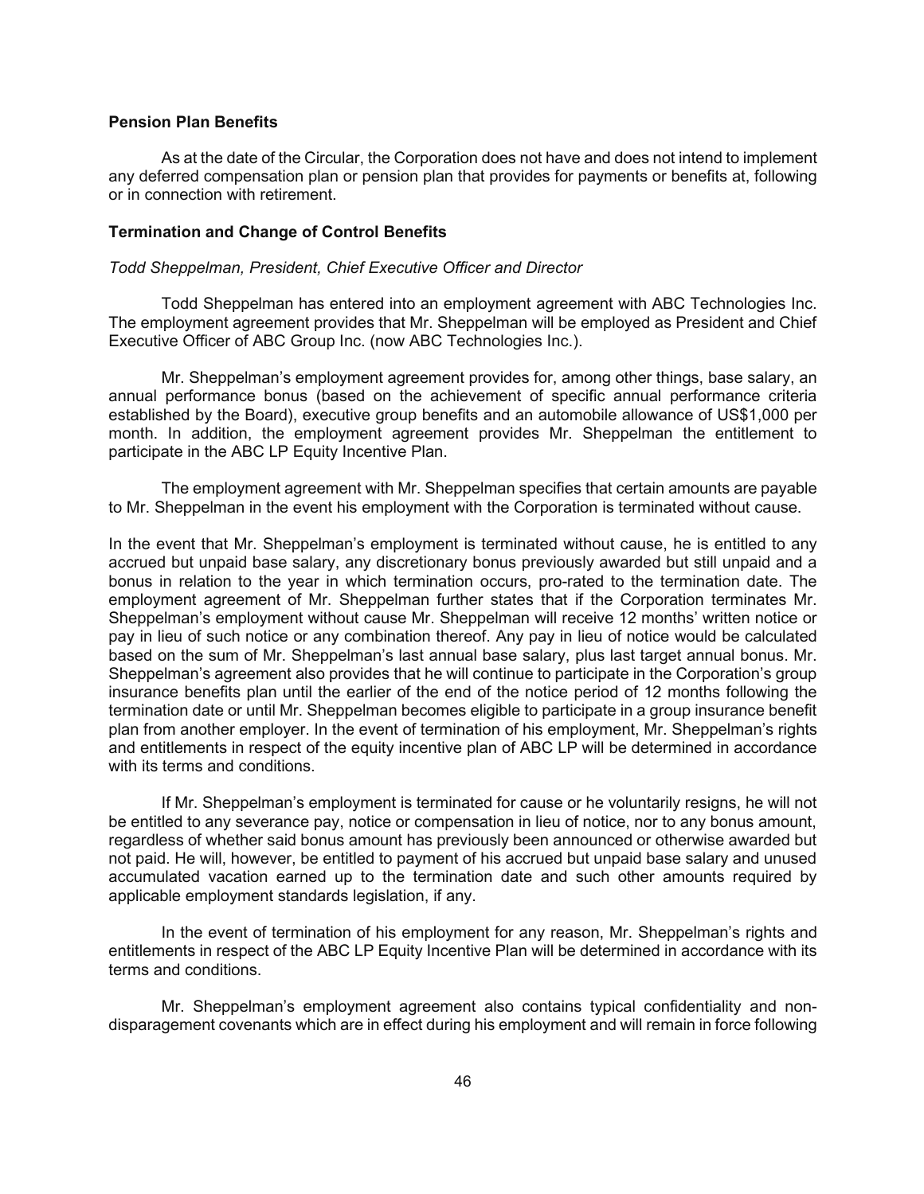### Pension Plan Benefits

As at the date of the Circular, the Corporation does not have and does not intend to implement any deferred compensation plan or pension plan that provides for payments or benefits at, following or in connection with retirement.

### Termination and Change of Control Benefits

*Todd Sheppelman, President, Chief Executive Officer and Director*

Todd Sheppelman has entered into an employment agreement with ABC Technologies Inc. The employment agreement provides that Mr. Sheppelman will be employed as President and Chief Executive Officer of ABC Group Inc. (now ABC Technologies Inc.).

Mr. Sheppelman's employment agreement provides for, among other things, base salary, an annual performance bonus (based on the achievement of specific annual performance criteria established by the Board), executive group benefits and an automobile allowance of US$1,000 per month. In addition, the employment agreement provides Mr. Sheppelman the entitlement to participate in the ABC LP Equity Incentive Plan.

The employment agreement with Mr. Sheppelman specifies that certain amounts are payable to Mr. Sheppelman in the event his employment with the Corporation is terminated without cause.

In the event that Mr. Sheppelman's employment is terminated without cause, he is entitled to any accrued but unpaid base salary, any discretionary bonus previously awarded but still unpaid and a bonus in relation to the year in which termination occurs, pro-rated to the termination date. The employment agreement of Mr. Sheppelman further states that if the Corporation terminates Mr. Sheppelman's employment without cause Mr. Sheppelman will receive 12 months' written notice or pay in lieu of such notice or any combination thereof. Any pay in lieu of notice would be calculated based on the sum of Mr. Sheppelman's last annual base salary, plus last target annual bonus. Mr. Sheppelman's agreement also provides that he will continue to participate in the Corporation's group insurance benefits plan until the earlier of the end of the notice period of 12 months following the termination date or until Mr. Sheppelman becomes eligible to participate in a group insurance benefit plan from another employer. In the event of termination of his employment, Mr. Sheppelman's rights and entitlements in respect of the equity incentive plan of ABC LP will be determined in accordance with its terms and conditions.

If Mr. Sheppelman's employment is terminated for cause or he voluntarily resigns, he will not be entitled to any severance pay, notice or compensation in lieu of notice, nor to any bonus amount, regardless of whether said bonus amount has previously been announced or otherwise awarded but not paid. He will, however, be entitled to payment of his accrued but unpaid base salary and unused accumulated vacation earned up to the termination date and such other amounts required by applicable employment standards legislation, if any.

In the event of termination of his employment for any reason, Mr. Sheppelman's rights and entitlements in respect of the ABC LP Equity Incentive Plan will be determined in accordance with its terms and conditions.

Mr. Sheppelman's employment agreement also contains typical confidentiality and non-disparagement covenants which are in effect during his employment and will remain in force following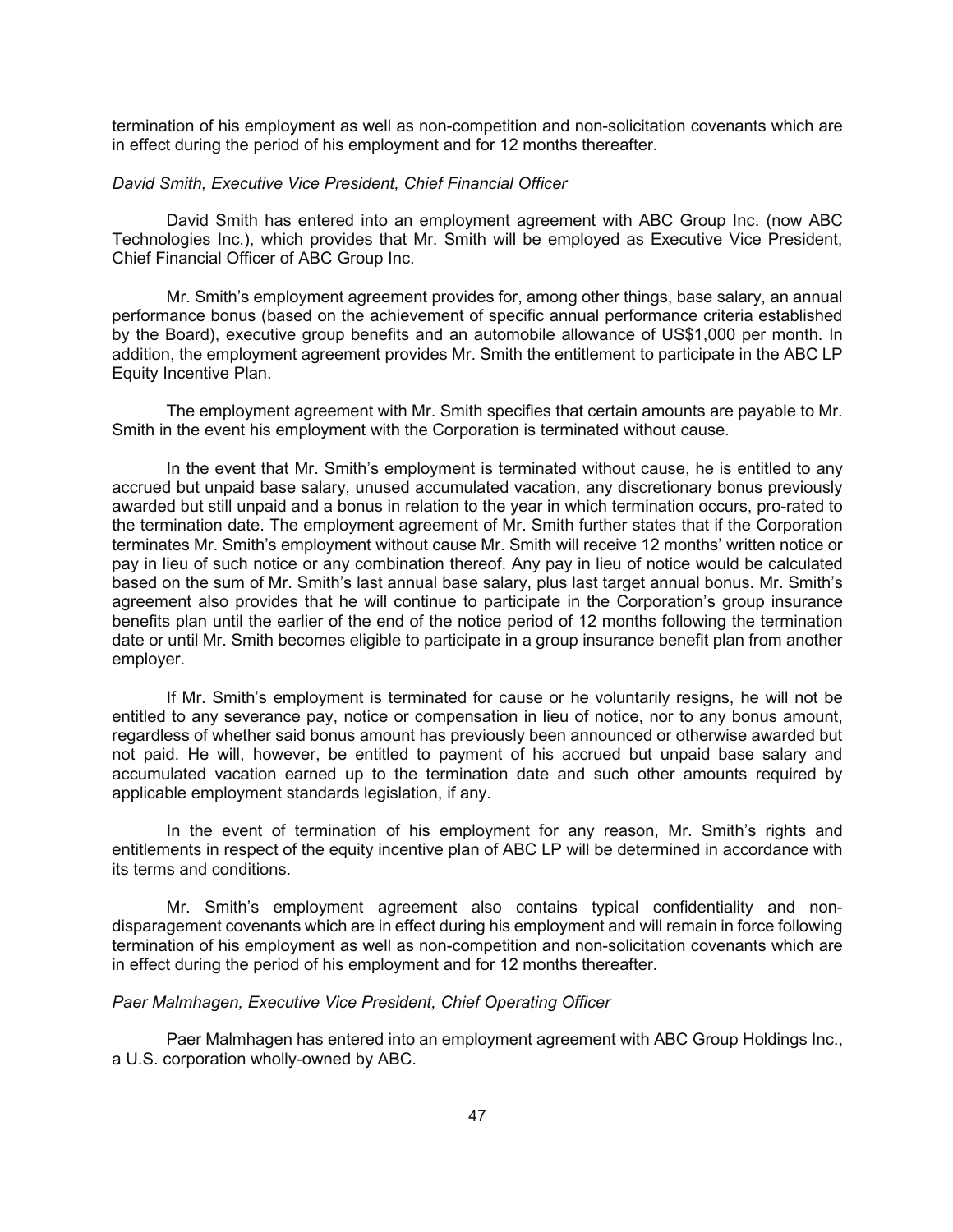termination of his employment as well as non-competition and non-solicitation covenants which are in effect during the period of his employment and for 12 months thereafter.

*David Smith, Executive Vice President, Chief Financial Officer*

David Smith has entered into an employment agreement with ABC Group Inc. (now ABC Technologies Inc.), which provides that Mr. Smith will be employed as Executive Vice President, Chief Financial Officer of ABC Group Inc.

Mr. Smith's employment agreement provides for, among other things, base salary, an annual performance bonus (based on the achievement of specific annual performance criteria established by the Board), executive group benefits and an automobile allowance of US$1,000 per month. In addition, the employment agreement provides Mr. Smith the entitlement to participate in the ABC LP Equity Incentive Plan.

The employment agreement with Mr. Smith specifies that certain amounts are payable to Mr. Smith in the event his employment with the Corporation is terminated without cause.

In the event that Mr. Smith's employment is terminated without cause, he is entitled to any accrued but unpaid base salary, unused accumulated vacation, any discretionary bonus previously awarded but still unpaid and a bonus in relation to the year in which termination occurs, pro-rated to the termination date. The employment agreement of Mr. Smith further states that if the Corporation terminates Mr. Smith's employment without cause Mr. Smith will receive 12 months' written notice or pay in lieu of such notice or any combination thereof. Any pay in lieu of notice would be calculated based on the sum of Mr. Smith's last annual base salary, plus last target annual bonus. Mr. Smith's agreement also provides that he will continue to participate in the Corporation's group insurance benefits plan until the earlier of the end of the notice period of 12 months following the termination date or until Mr. Smith becomes eligible to participate in a group insurance benefit plan from another employer.

If Mr. Smith's employment is terminated for cause or he voluntarily resigns, he will not be entitled to any severance pay, notice or compensation in lieu of notice, nor to any bonus amount, regardless of whether said bonus amount has previously been announced or otherwise awarded but not paid. He will, however, be entitled to payment of his accrued but unpaid base salary and accumulated vacation earned up to the termination date and such other amounts required by applicable employment standards legislation, if any.

In the event of termination of his employment for any reason, Mr. Smith's rights and entitlements in respect of the equity incentive plan of ABC LP will be determined in accordance with its terms and conditions.

Mr. Smith's employment agreement also contains typical confidentiality and non-disparagement covenants which are in effect during his employment and will remain in force following termination of his employment as well as non-competition and non-solicitation covenants which are in effect during the period of his employment and for 12 months thereafter.

*Paer Malmhagen, Executive Vice President, Chief Operating Officer*

Paer Malmhagen has entered into an employment agreement with ABC Group Holdings Inc., a U.S. corporation wholly-owned by ABC.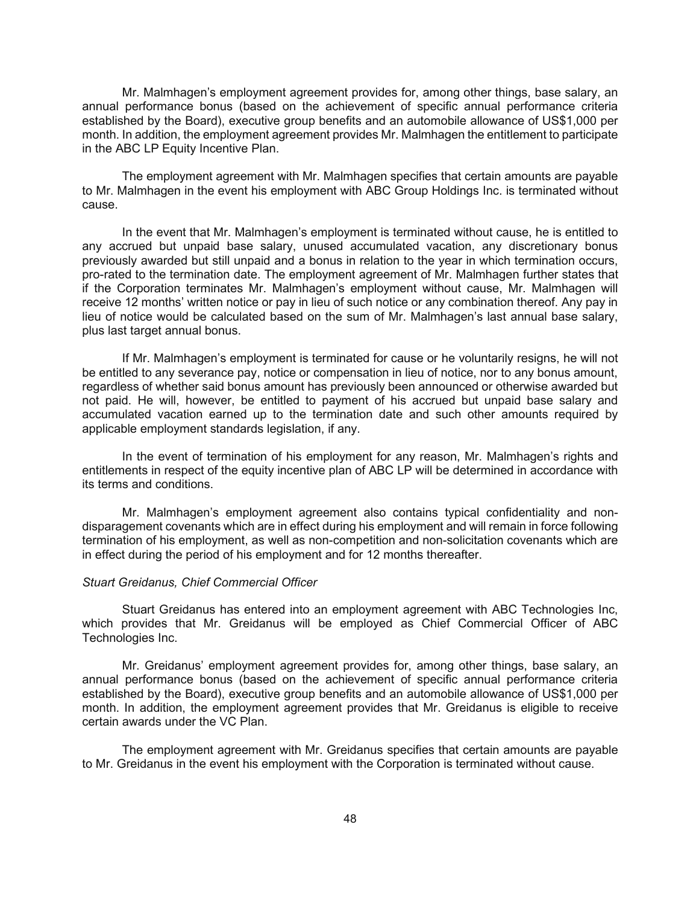Mr. Malmhagen's employment agreement provides for, among other things, base salary, an annual performance bonus (based on the achievement of specific annual performance criteria established by the Board), executive group benefits and an automobile allowance of US$1,000 per month. In addition, the employment agreement provides Mr. Malmhagen the entitlement to participate in the ABC LP Equity Incentive Plan.

The employment agreement with Mr. Malmhagen specifies that certain amounts are payable to Mr. Malmhagen in the event his employment with ABC Group Holdings Inc. is terminated without cause.

In the event that Mr. Malmhagen's employment is terminated without cause, he is entitled to any accrued but unpaid base salary, unused accumulated vacation, any discretionary bonus previously awarded but still unpaid and a bonus in relation to the year in which termination occurs, pro-rated to the termination date. The employment agreement of Mr. Malmhagen further states that if the Corporation terminates Mr. Malmhagen's employment without cause, Mr. Malmhagen will receive 12 months' written notice or pay in lieu of such notice or any combination thereof. Any pay in lieu of notice would be calculated based on the sum of Mr. Malmhagen's last annual base salary, plus last target annual bonus.

If Mr. Malmhagen's employment is terminated for cause or he voluntarily resigns, he will not be entitled to any severance pay, notice or compensation in lieu of notice, nor to any bonus amount, regardless of whether said bonus amount has previously been announced or otherwise awarded but not paid. He will, however, be entitled to payment of his accrued but unpaid base salary and accumulated vacation earned up to the termination date and such other amounts required by applicable employment standards legislation, if any.

In the event of termination of his employment for any reason, Mr. Malmhagen's rights and entitlements in respect of the equity incentive plan of ABC LP will be determined in accordance with its terms and conditions.

Mr. Malmhagen's employment agreement also contains typical confidentiality and non-disparagement covenants which are in effect during his employment and will remain in force following termination of his employment, as well as non-competition and non-solicitation covenants which are in effect during the period of his employment and for 12 months thereafter.

*Stuart Greidanus, Chief Commercial Officer*

Stuart Greidanus has entered into an employment agreement with ABC Technologies Inc, which provides that Mr. Greidanus will be employed as Chief Commercial Officer of ABC Technologies Inc.

Mr. Greidanus' employment agreement provides for, among other things, base salary, an annual performance bonus (based on the achievement of specific annual performance criteria established by the Board), executive group benefits and an automobile allowance of US$1,000 per month. In addition, the employment agreement provides that Mr. Greidanus is eligible to receive certain awards under the VC Plan.

The employment agreement with Mr. Greidanus specifies that certain amounts are payable to Mr. Greidanus in the event his employment with the Corporation is terminated without cause.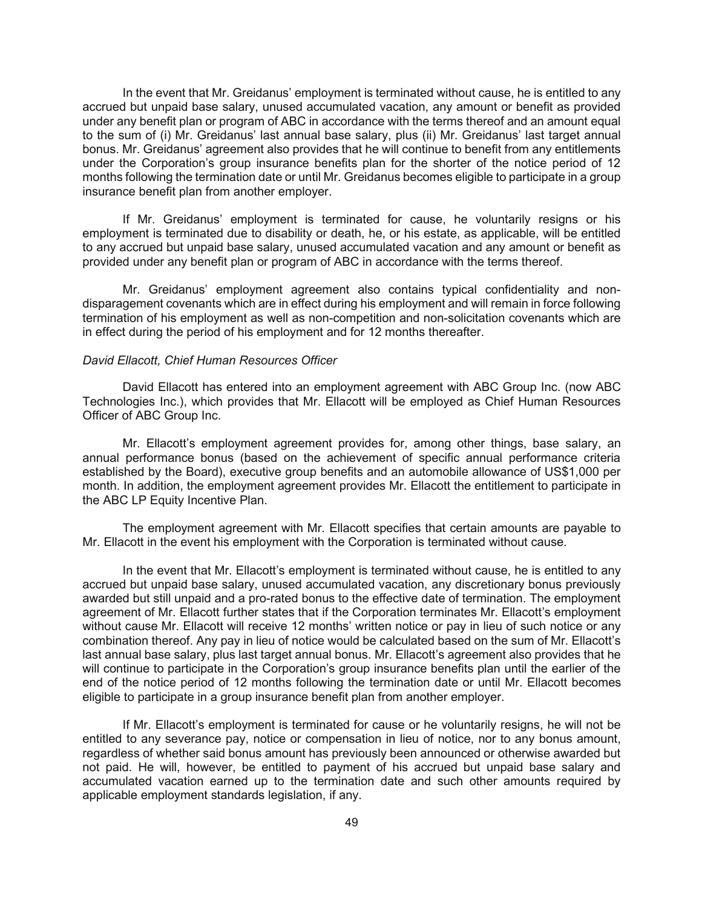In the event that Mr. Greidanus' employment is terminated without cause, he is entitled to any accrued but unpaid base salary, unused accumulated vacation, any amount or benefit as provided under any benefit plan or program of ABC in accordance with the terms thereof and an amount equal to the sum of (i) Mr. Greidanus' last annual base salary, plus (ii) Mr. Greidanus' last target annual bonus. Mr. Greidanus' agreement also provides that he will continue to benefit from any entitlements under the Corporation's group insurance benefits plan for the shorter of the notice period of 12 months following the termination date or until Mr. Greidanus becomes eligible to participate in a group insurance benefit plan from another employer.

If Mr. Greidanus' employment is terminated for cause, he voluntarily resigns or his employment is terminated due to disability or death, he, or his estate, as applicable, will be entitled to any accrued but unpaid base salary, unused accumulated vacation and any amount or benefit as provided under any benefit plan or program of ABC in accordance with the terms thereof.

Mr. Greidanus' employment agreement also contains typical confidentiality and non-disparagement covenants which are in effect during his employment and will remain in force following termination of his employment as well as non-competition and non-solicitation covenants which are in effect during the period of his employment and for 12 months thereafter.

*David Ellacott, Chief Human Resources Officer*

David Ellacott has entered into an employment agreement with ABC Group Inc. (now ABC Technologies Inc.), which provides that Mr. Ellacott will be employed as Chief Human Resources Officer of ABC Group Inc.

Mr. Ellacott's employment agreement provides for, among other things, base salary, an annual performance bonus (based on the achievement of specific annual performance criteria established by the Board), executive group benefits and an automobile allowance of US$1,000 per month. In addition, the employment agreement provides Mr. Ellacott the entitlement to participate in the ABC LP Equity Incentive Plan.

The employment agreement with Mr. Ellacott specifies that certain amounts are payable to Mr. Ellacott in the event his employment with the Corporation is terminated without cause.

In the event that Mr. Ellacott's employment is terminated without cause, he is entitled to any accrued but unpaid base salary, unused accumulated vacation, any discretionary bonus previously awarded but still unpaid and a pro-rated bonus to the effective date of termination. The employment agreement of Mr. Ellacott further states that if the Corporation terminates Mr. Ellacott's employment without cause Mr. Ellacott will receive 12 months' written notice or pay in lieu of such notice or any combination thereof. Any pay in lieu of notice would be calculated based on the sum of Mr. Ellacott's last annual base salary, plus last target annual bonus. Mr. Ellacott's agreement also provides that he will continue to participate in the Corporation's group insurance benefits plan until the earlier of the end of the notice period of 12 months following the termination date or until Mr. Ellacott becomes eligible to participate in a group insurance benefit plan from another employer.

If Mr. Ellacott's employment is terminated for cause or he voluntarily resigns, he will not be entitled to any severance pay, notice or compensation in lieu of notice, nor to any bonus amount, regardless of whether said bonus amount has previously been announced or otherwise awarded but not paid. He will, however, be entitled to payment of his accrued but unpaid base salary and accumulated vacation earned up to the termination date and such other amounts required by applicable employment standards legislation, if any.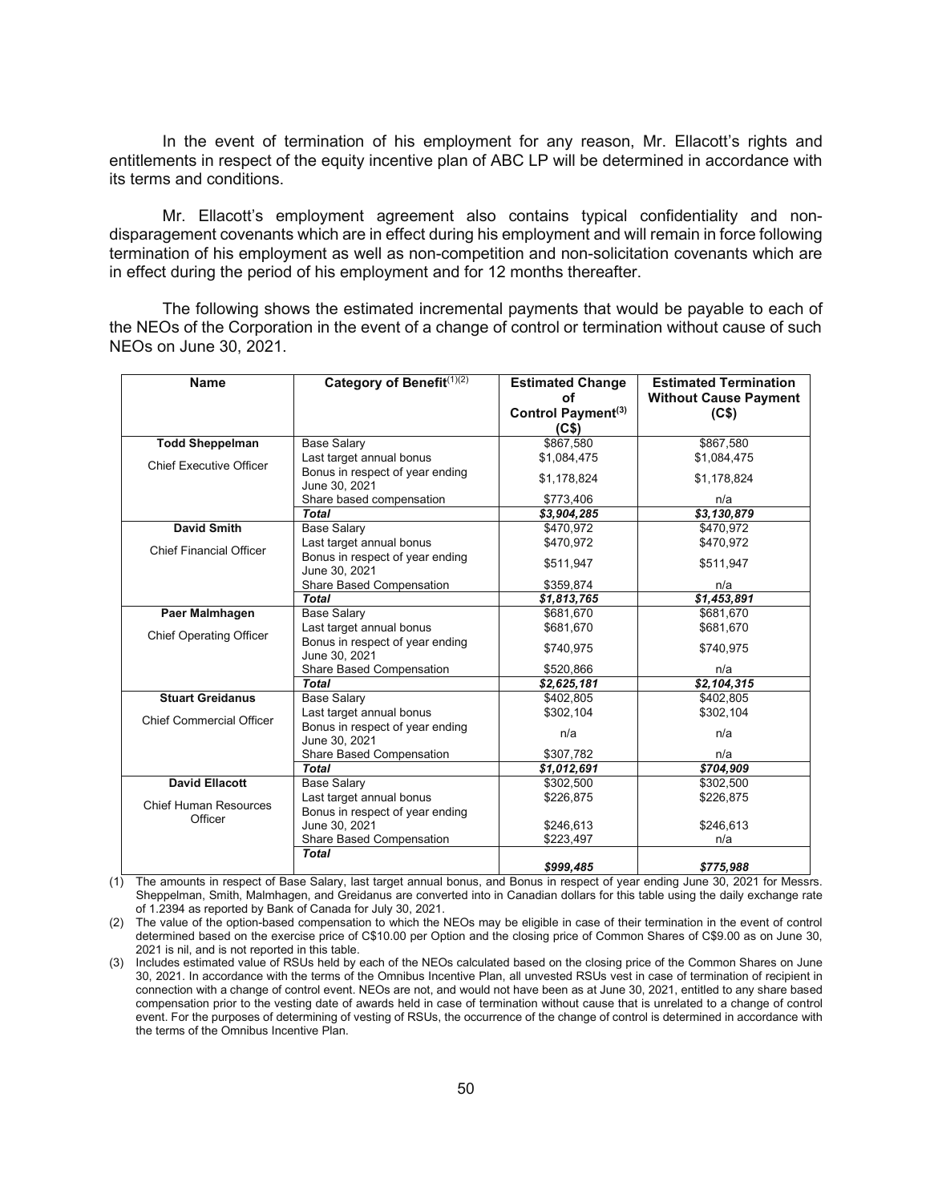In the event of termination of his employment for any reason, Mr. Ellacott's rights and entitlements in respect of the equity incentive plan of ABC LP will be determined in accordance with its terms and conditions.

Mr. Ellacott's employment agreement also contains typical confidentiality and non-disparagement covenants which are in effect during his employment and will remain in force following termination of his employment as well as non-competition and non-solicitation covenants which are in effect during the period of his employment and for 12 months thereafter.

The following shows the estimated incremental payments that would be payable to each of the NEOs of the Corporation in the event of a change of control or termination without cause of such NEOs on June 30, 2021.

| Name | Category of Benefit[(1)(2)] | Estimated Change of Control Payment[(3)] (C$) | Estimated Termination Without Cause Payment (C$) |
|---|---|---|---|
| **Todd Sheppelman** | Base Salary | $867,580 | $867,580 |
| Chief Executive Officer | Last target annual bonus | $1,084,475 | $1,084,475 |
| | Bonus in respect of year ending June 30, 2021 | $1,178,824 | $1,178,824 |
| | Share based compensation | $773,406 | n/a |
| | ***Total*** | ***$3,904,285*** | ***$3,130,879*** |
| **David Smith** | Base Salary | $470,972 | $470,972 |
| Chief Financial Officer | Last target annual bonus | $470,972 | $470,972 |
| | Bonus in respect of year ending June 30, 2021 | $511,947 | $511,947 |
| | Share Based Compensation | $359,874 | n/a |
| | ***Total*** | ***$1,813,765*** | ***$1,453,891*** |
| **Paer Malmhagen** | Base Salary | $681,670 | $681,670 |
| Chief Operating Officer | Last target annual bonus | $681,670 | $681,670 |
| | Bonus in respect of year ending June 30, 2021 | $740,975 | $740,975 |
| | Share Based Compensation | $520,866 | n/a |
| | ***Total*** | ***$2,625,181*** | ***$2,104,315*** |
| **Stuart Greidanus** | Base Salary | $402,805 | $402,805 |
| Chief Commercial Officer | Last target annual bonus | $302,104 | $302,104 |
| | Bonus in respect of year ending June 30, 2021 | n/a | n/a |
| | Share Based Compensation | $307,782 | n/a |
| | ***Total*** | ***$1,012,691*** | ***$704,909*** |
| **David Ellacott** | Base Salary | $302,500 | $302,500 |
| Chief Human Resources Officer | Last target annual bonus | $226,875 | $226,875 |
| | Bonus in respect of year ending June 30, 2021 | $246,613 | $246,613 |
| | Share Based Compensation | $223,497 | n/a |
| | ***Total*** | ***$999,485*** | ***$775,988*** |

(1) The amounts in respect of Base Salary, last target annual bonus, and Bonus in respect of year ending June 30, 2021 for Messrs. Sheppelman, Smith, Malmhagen, and Greidanus are converted into Canadian dollars for this table using the daily exchange rate of 1.2394 as reported by Bank of Canada for July 30, 2021.

(2) The value of the option-based compensation to which the NEOs may be eligible in case of their termination in the event of control determined based on the exercise price of C$10.00 per Option and the closing price of Common Shares of C$9.00 as on June 30, 2021 is nil, and is not reported in this table.

(3) Includes estimated value of RSUs held by each of the NEOs calculated based on the closing price of the Common Shares on June 30, 2021. In accordance with the terms of the Omnibus Incentive Plan, all unvested RSUs vest in case of termination of recipient in connection with a change of control event. NEOs are not, and would not have been as at June 30, 2021, entitled to any share based compensation prior to the vesting date of awards held in case of termination without cause that is unrelated to a change of control event. For the purposes of determining of vesting of RSUs, the occurrence of the change of control is determined in accordance with the terms of the Omnibus Incentive Plan.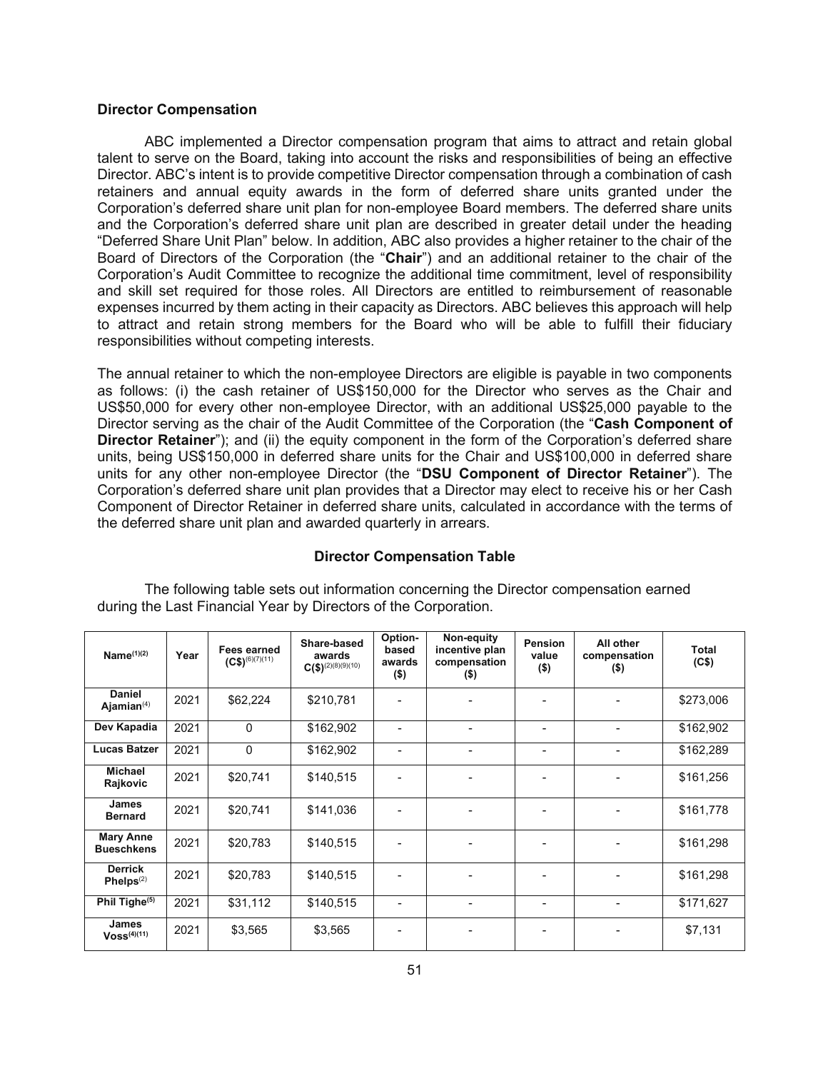### Director Compensation

ABC implemented a Director compensation program that aims to attract and retain global talent to serve on the Board, taking into account the risks and responsibilities of being an effective Director. ABC's intent is to provide competitive Director compensation through a combination of cash retainers and annual equity awards in the form of deferred share units granted under the Corporation's deferred share unit plan for non-employee Board members. The deferred share units and the Corporation's deferred share unit plan are described in greater detail under the heading "Deferred Share Unit Plan" below. In addition, ABC also provides a higher retainer to the chair of the Board of Directors of the Corporation (the "**Chair**") and an additional retainer to the chair of the Corporation's Audit Committee to recognize the additional time commitment, level of responsibility and skill set required for those roles. All Directors are entitled to reimbursement of reasonable expenses incurred by them acting in their capacity as Directors. ABC believes this approach will help to attract and retain strong members for the Board who will be able to fulfill their fiduciary responsibilities without competing interests.

The annual retainer to which the non-employee Directors are eligible is payable in two components as follows: (i) the cash retainer of US$150,000 for the Director who serves as the Chair and US$50,000 for every other non-employee Director, with an additional US$25,000 payable to the Director serving as the chair of the Audit Committee of the Corporation (the "**Cash Component of Director Retainer**"); and (ii) the equity component in the form of the Corporation's deferred share units, being US$150,000 in deferred share units for the Chair and US$100,000 in deferred share units for any other non-employee Director (the "**DSU Component of Director Retainer**"). The Corporation's deferred share unit plan provides that a Director may elect to receive his or her Cash Component of Director Retainer in deferred share units, calculated in accordance with the terms of the deferred share unit plan and awarded quarterly in arrears.

#### Director Compensation Table

The following table sets out information concerning the Director compensation earned during the Last Financial Year by Directors of the Corporation.

| Name[1][2] | Year | Fees earned (C$)[6][7][11] | Share-based awards C($)[2][8][9][10] | Option-based awards ($) | Non-equity incentive plan compensation ($) | Pension value ($) | All other compensation ($) | Total (C$) |
|---|---|---|---|---|---|---|---|---|
| Daniel Ajamian[4] | 2021 | $62,224 | $210,781 | - | - | - | - | $273,006 |
| Dev Kapadia | 2021 | 0 | $162,902 | - | - | - | - | $162,902 |
| Lucas Batzer | 2021 | 0 | $162,902 | - | - | - | - | $162,289 |
| Michael Rajkovic | 2021 | $20,741 | $140,515 | - | - | - | - | $161,256 |
| James Bernard | 2021 | $20,741 | $141,036 | - | - | - | - | $161,778 |
| Mary Anne Bueschkens | 2021 | $20,783 | $140,515 | - | - | - | - | $161,298 |
| Derrick Phelps[2] | 2021 | $20,783 | $140,515 | - | - | - | - | $161,298 |
| Phil Tighe[5] | 2021 | $31,112 | $140,515 | - | - | - | - | $171,627 |
| James Voss[4][11] | 2021 | $3,565 | $3,565 | - | - | - | - | $7,131 |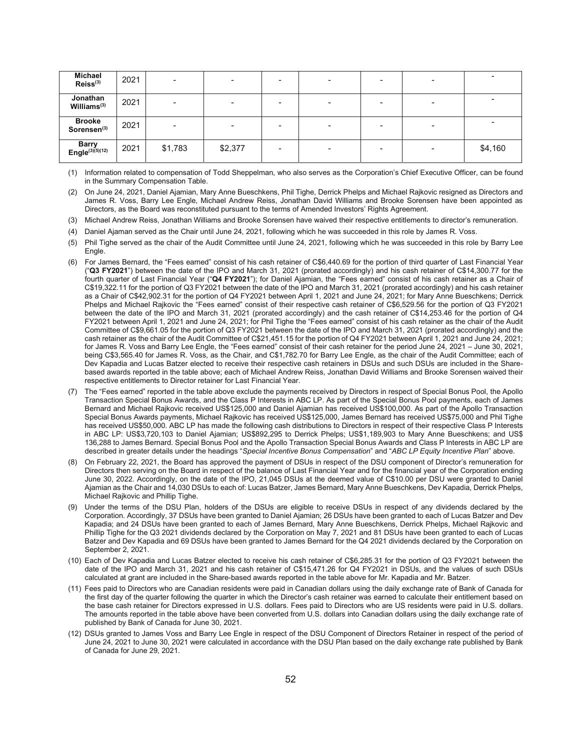| | | | | | | | | |
|---|---|---|---|---|---|---|---|---|
| **Michael Reiss**[(3)] | 2021 | - | - | - | - | - | - | - |
| **Jonathan Williams**[(3)] | 2021 | - | - | - | - | - | - | - |
| **Brooke Sorensen**[(3)] | 2021 | - | - | - | - | - | - | - |
| **Barry Engle**[(3)(5)(12)] | 2021 | $1,783 | $2,377 | - | - | - | - | $4,160 |

(1) Information related to compensation of Todd Sheppelman, who also serves as the Corporation's Chief Executive Officer, can be found in the Summary Compensation Table.

(2) On June 24, 2021, Daniel Ajamian, Mary Anne Bueschkens, Phil Tighe, Derrick Phelps and Michael Rajkovic resigned as Directors and James R. Voss, Barry Lee Engle, Michael Andrew Reiss, Jonathan David Williams and Brooke Sorensen have been appointed as Directors, as the Board was reconstituted pursuant to the terms of Amended Investors' Rights Agreement.

(3) Michael Andrew Reiss, Jonathan Williams and Brooke Sorensen have waived their respective entitlements to director's remuneration.

(4) Daniel Ajaman served as the Chair until June 24, 2021, following which he was succeeded in this role by James R. Voss.

(5) Phil Tighe served as the chair of the Audit Committee until June 24, 2021, following which he was succeeded in this role by Barry Lee Engle.

(6) For James Bernard, the "Fees earned" consist of his cash retainer of C$6,440.69 for the portion of third quarter of Last Financial Year ("**Q3 FY2021**") between the date of the IPO and March 31, 2021 (prorated accordingly) and his cash retainer of C$14,300.77 for the fourth quarter of Last Financial Year ("**Q4 FY2021**"); for Daniel Ajamian, the "Fees earned" consist of his cash retainer as a Chair of C$19,322.11 for the portion of Q3 FY2021 between the date of the IPO and March 31, 2021 (prorated accordingly) and his cash retainer as a Chair of C$42,902.31 for the portion of Q4 FY2021 between April 1, 2021 and June 24, 2021; for Mary Anne Bueschkens; Derrick Phelps and Michael Rajkovic the "Fees earned" consist of their respective cash retainer of C$6,529.56 for the portion of Q3 FY2021 between the date of the IPO and March 31, 2021 (prorated accordingly) and the cash retainer of C$14,253.46 for the portion of Q4 FY2021 between April 1, 2021 and June 24, 2021; for Phil Tighe the "Fees earned" consist of his cash retainer as the chair of the Audit Committee of C$9,661.05 for the portion of Q3 FY2021 between the date of the IPO and March 31, 2021 (prorated accordingly) and the cash retainer as the chair of the Audit Committee of C$21,451.15 for the portion of Q4 FY2021 between April 1, 2021 and June 24, 2021; for James R. Voss and Barry Lee Engle, the "Fees earned" consist of their cash retainer for the period June 24, 2021 – June 30, 2021, being C$3,565.40 for James R. Voss, as the Chair, and C$1,782.70 for Barry Lee Engle, as the chair of the Audit Committee; each of Dev Kapadia and Lucas Batzer elected to receive their respective cash retainers in DSUs and such DSUs are included in the Share-based awards reported in the table above; each of Michael Andrew Reiss, Jonathan David Williams and Brooke Sorensen waived their respective entitlements to Director retainer for Last Financial Year.

(7) The "Fees earned" reported in the table above exclude the payments received by Directors in respect of Special Bonus Pool, the Apollo Transaction Special Bonus Awards, and the Class P Interests in ABC LP. As part of the Special Bonus Pool payments, each of James Bernard and Michael Rajkovic received US$125,000 and Daniel Ajamian has received US$100,000. As part of the Apollo Transaction Special Bonus Awards payments, Michael Rajkovic has received US$125,000, James Bernard has received US$75,000 and Phil Tighe has received US$50,000. ABC LP has made the following cash distributions to Directors in respect of their respective Class P Interests in ABC LP: US$3,720,103 to Daniel Ajamian; US$892,295 to Derrick Phelps; US$1,189,903 to Mary Anne Bueschkens; and US$ 136,288 to James Bernard. Special Bonus Pool and the Apollo Transaction Special Bonus Awards and Class P Interests in ABC LP are described in greater details under the headings "*Special Incentive Bonus Compensation*" and "*ABC LP Equity Incentive Plan*" above.

(8) On February 22, 2021, the Board has approved the payment of DSUs in respect of the DSU component of Director's remuneration for Directors then serving on the Board in respect of the balance of Last Financial Year and for the financial year of the Corporation ending June 30, 2022. Accordingly, on the date of the IPO, 21,045 DSUs at the deemed value of C$10.00 per DSU were granted to Daniel Ajamian as the Chair and 14,030 DSUs to each of: Lucas Batzer, James Bernard, Mary Anne Bueschkens, Dev Kapadia, Derrick Phelps, Michael Rajkovic and Phillip Tighe.

(9) Under the terms of the DSU Plan, holders of the DSUs are eligible to receive DSUs in respect of any dividends declared by the Corporation. Accordingly, 37 DSUs have been granted to Daniel Ajamian; 26 DSUs have been granted to each of Lucas Batzer and Dev Kapadia; and 24 DSUs have been granted to each of James Bernard, Mary Anne Bueschkens, Derrick Phelps, Michael Rajkovic and Phillip Tighe for the Q3 2021 dividends declared by the Corporation on May 7, 2021 and 81 DSUs have been granted to each of Lucas Batzer and Dev Kapadia and 69 DSUs have been granted to James Bernard for the Q4 2021 dividends declared by the Corporation on September 2, 2021.

(10) Each of Dev Kapadia and Lucas Batzer elected to receive his cash retainer of C$6,285.31 for the portion of Q3 FY2021 between the date of the IPO and March 31, 2021 and his cash retainer of C$15,471.26 for Q4 FY2021 in DSUs, and the values of such DSUs calculated at grant are included in the Share-based awards reported in the table above for Mr. Kapadia and Mr. Batzer.

(11) Fees paid to Directors who are Canadian residents were paid in Canadian dollars using the daily exchange rate of Bank of Canada for the first day of the quarter following the quarter in which the Director's cash retainer was earned to calculate their entitlement based on the base cash retainer for Directors expressed in U.S. dollars. Fees paid to Directors who are US residents were paid in U.S. dollars. The amounts reported in the table above have been converted from U.S. dollars into Canadian dollars using the daily exchange rate of published by Bank of Canada for June 30, 2021.

(12) DSUs granted to James Voss and Barry Lee Engle in respect of the DSU Component of Directors Retainer in respect of the period of June 24, 2021 to June 30, 2021 were calculated in accordance with the DSU Plan based on the daily exchange rate published by Bank of Canada for June 29, 2021.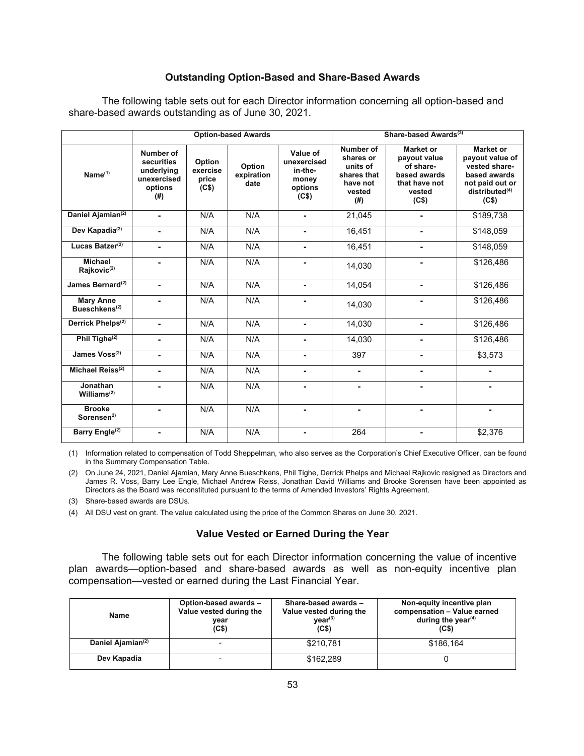## Outstanding Option-Based and Share-Based Awards

The following table sets out for each Director information concerning all option-based and share-based awards outstanding as of June 30, 2021.

| | Option-based Awards | | | | Share-based Awards[3] | | |
|---|---|---|---|---|---|---|---|
| Name[1] | Number of securities underlying unexercised options (#) | Option exercise price (C$) | Option expiration date | Value of unexercised in-the-money options (C$) | Number of shares or units of shares that have not vested (#) | Market or payout value of share-based awards that have not vested (C$) | Market or payout value of vested share-based awards not paid out or distributed[4] (C$) |
| Daniel Ajamian[2] | - | N/A | N/A | - | 21,045 | - | $189,738 |
| Dev Kapadia[2] | - | N/A | N/A | - | 16,451 | - | $148,059 |
| Lucas Batzer[2] | - | N/A | N/A | - | 16,451 | - | $148,059 |
| Michael Rajkovic[2] | - | N/A | N/A | - | 14,030 | - | $126,486 |
| James Bernard[2] | - | N/A | N/A | - | 14,054 | - | $126,486 |
| Mary Anne Bueschkens[2] | - | N/A | N/A | - | 14,030 | - | $126,486 |
| Derrick Phelps[2] | - | N/A | N/A | - | 14,030 | - | $126,486 |
| Phil Tighe[2] | - | N/A | N/A | - | 14,030 | - | $126,486 |
| James Voss[2] | - | N/A | N/A | - | 397 | - | $3,573 |
| Michael Reiss[2] | - | N/A | N/A | - | - | - | - |
| Jonathan Williams[2] | - | N/A | N/A | - | - | - | - |
| Brooke Sorensen[2] | - | N/A | N/A | - | - | - | - |
| Barry Engle[2] | - | N/A | N/A | - | 264 | - | $2,376 |

(1) Information related to compensation of Todd Sheppelman, who also serves as the Corporation's Chief Executive Officer, can be found in the Summary Compensation Table.

(2) On June 24, 2021, Daniel Ajamian, Mary Anne Bueschkens, Phil Tighe, Derrick Phelps and Michael Rajkovic resigned as Directors and James R. Voss, Barry Lee Engle, Michael Andrew Reiss, Jonathan David Williams and Brooke Sorensen have been appointed as Directors as the Board was reconstituted pursuant to the terms of Amended Investors' Rights Agreement.

(3) Share-based awards are DSUs.

(4) All DSU vest on grant. The value calculated using the price of the Common Shares on June 30, 2021.

## Value Vested or Earned During the Year

The following table sets out for each Director information concerning the value of incentive plan awards—option-based and share-based awards as well as non-equity incentive plan compensation—vested or earned during the Last Financial Year.

| Name | Option-based awards – Value vested during the year (C$) | Share-based awards – Value vested during the year[3] (C$) | Non-equity incentive plan compensation – Value earned during the year[4] (C$) |
|---|---|---|---|
| Daniel Ajamian[2] | - | $210,781 | $186,164 |
| Dev Kapadia | - | $162,289 | 0 |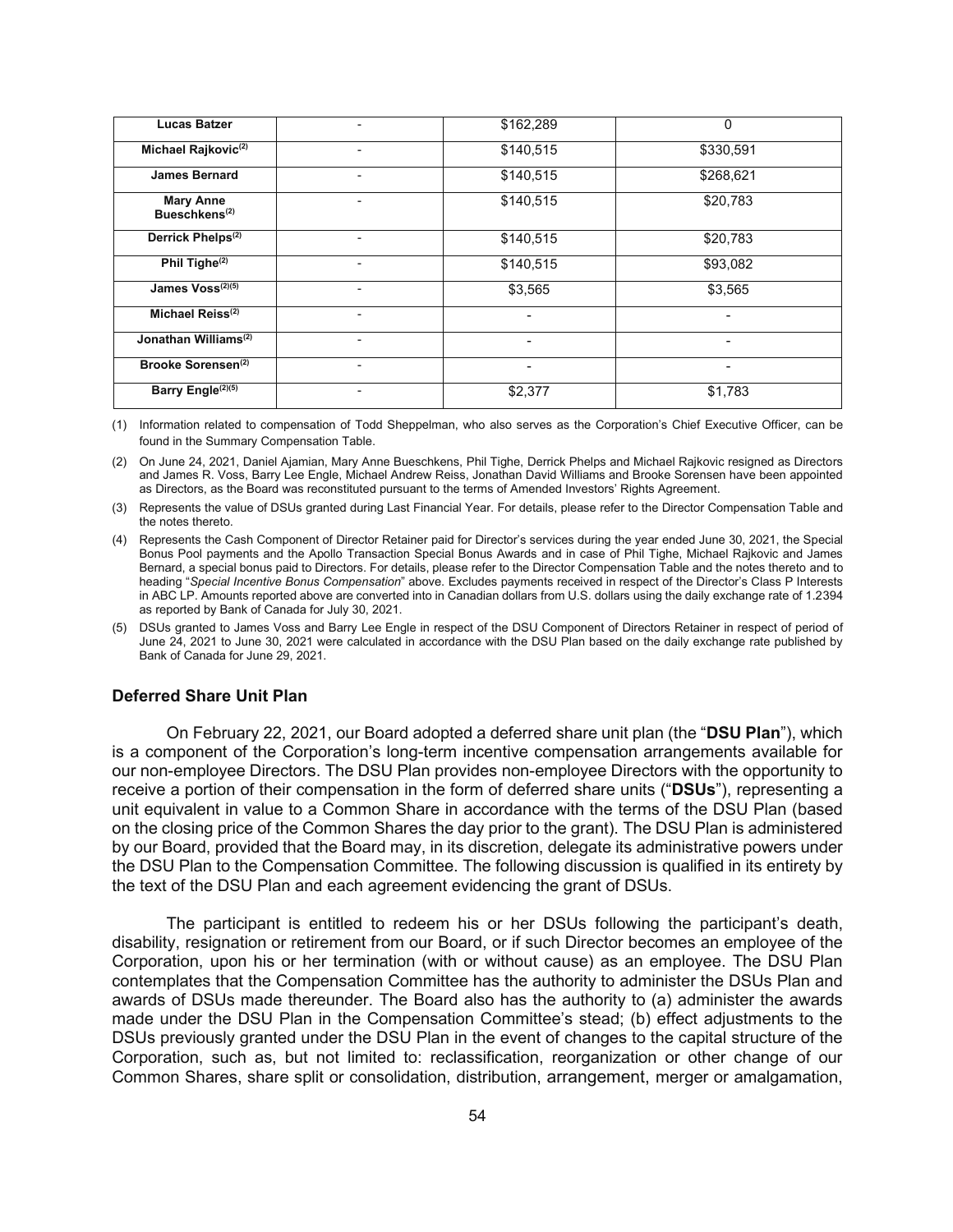| | | | |
|---|---|---|---|
| **Lucas Batzer** | - | $162,289 | 0 |
| **Michael Rajkovic**[(2)] | - | $140,515 | $330,591 |
| **James Bernard** | - | $140,515 | $268,621 |
| **Mary Anne Bueschkens**[(2)] | - | $140,515 | $20,783 |
| **Derrick Phelps**[(2)] | - | $140,515 | $20,783 |
| **Phil Tighe**[(2)] | - | $140,515 | $93,082 |
| **James Voss**[(2)(5)] | - | $3,565 | $3,565 |
| **Michael Reiss**[(2)] | - | - | - |
| **Jonathan Williams**[(2)] | - | - | - |
| **Brooke Sorensen**[(2)] | - | - | - |
| **Barry Engle**[(2)(5)] | - | $2,377 | $1,783 |

(1) Information related to compensation of Todd Sheppelman, who also serves as the Corporation's Chief Executive Officer, can be found in the Summary Compensation Table.

(2) On June 24, 2021, Daniel Ajamian, Mary Anne Bueschkens, Phil Tighe, Derrick Phelps and Michael Rajkovic resigned as Directors and James R. Voss, Barry Lee Engle, Michael Andrew Reiss, Jonathan David Williams and Brooke Sorensen have been appointed as Directors, as the Board was reconstituted pursuant to the terms of Amended Investors' Rights Agreement.

(3) Represents the value of DSUs granted during Last Financial Year. For details, please refer to the Director Compensation Table and the notes thereto.

(4) Represents the Cash Component of Director Retainer paid for Director's services during the year ended June 30, 2021, the Special Bonus Pool payments and the Apollo Transaction Special Bonus Awards and in case of Phil Tighe, Michael Rajkovic and James Bernard, a special bonus paid to Directors. For details, please refer to the Director Compensation Table and the notes thereto and to heading "*Special Incentive Bonus Compensation*" above. Excludes payments received in respect of the Director's Class P Interests in ABC LP. Amounts reported above are converted into in Canadian dollars from U.S. dollars using the daily exchange rate of 1.2394 as reported by Bank of Canada for July 30, 2021.

(5) DSUs granted to James Voss and Barry Lee Engle in respect of the DSU Component of Directors Retainer in respect of period of June 24, 2021 to June 30, 2021 were calculated in accordance with the DSU Plan based on the daily exchange rate published by Bank of Canada for June 29, 2021.

### Deferred Share Unit Plan

On February 22, 2021, our Board adopted a deferred share unit plan (the "**DSU Plan**"), which is a component of the Corporation's long-term incentive compensation arrangements available for our non-employee Directors. The DSU Plan provides non-employee Directors with the opportunity to receive a portion of their compensation in the form of deferred share units ("**DSUs**"), representing a unit equivalent in value to a Common Share in accordance with the terms of the DSU Plan (based on the closing price of the Common Shares the day prior to the grant). The DSU Plan is administered by our Board, provided that the Board may, in its discretion, delegate its administrative powers under the DSU Plan to the Compensation Committee. The following discussion is qualified in its entirety by the text of the DSU Plan and each agreement evidencing the grant of DSUs.

The participant is entitled to redeem his or her DSUs following the participant's death, disability, resignation or retirement from our Board, or if such Director becomes an employee of the Corporation, upon his or her termination (with or without cause) as an employee. The DSU Plan contemplates that the Compensation Committee has the authority to administer the DSUs Plan and awards of DSUs made thereunder. The Board also has the authority to (a) administer the awards made under the DSU Plan in the Compensation Committee's stead; (b) effect adjustments to the DSUs previously granted under the DSU Plan in the event of changes to the capital structure of the Corporation, such as, but not limited to: reclassification, reorganization or other change of our Common Shares, share split or consolidation, distribution, arrangement, merger or amalgamation,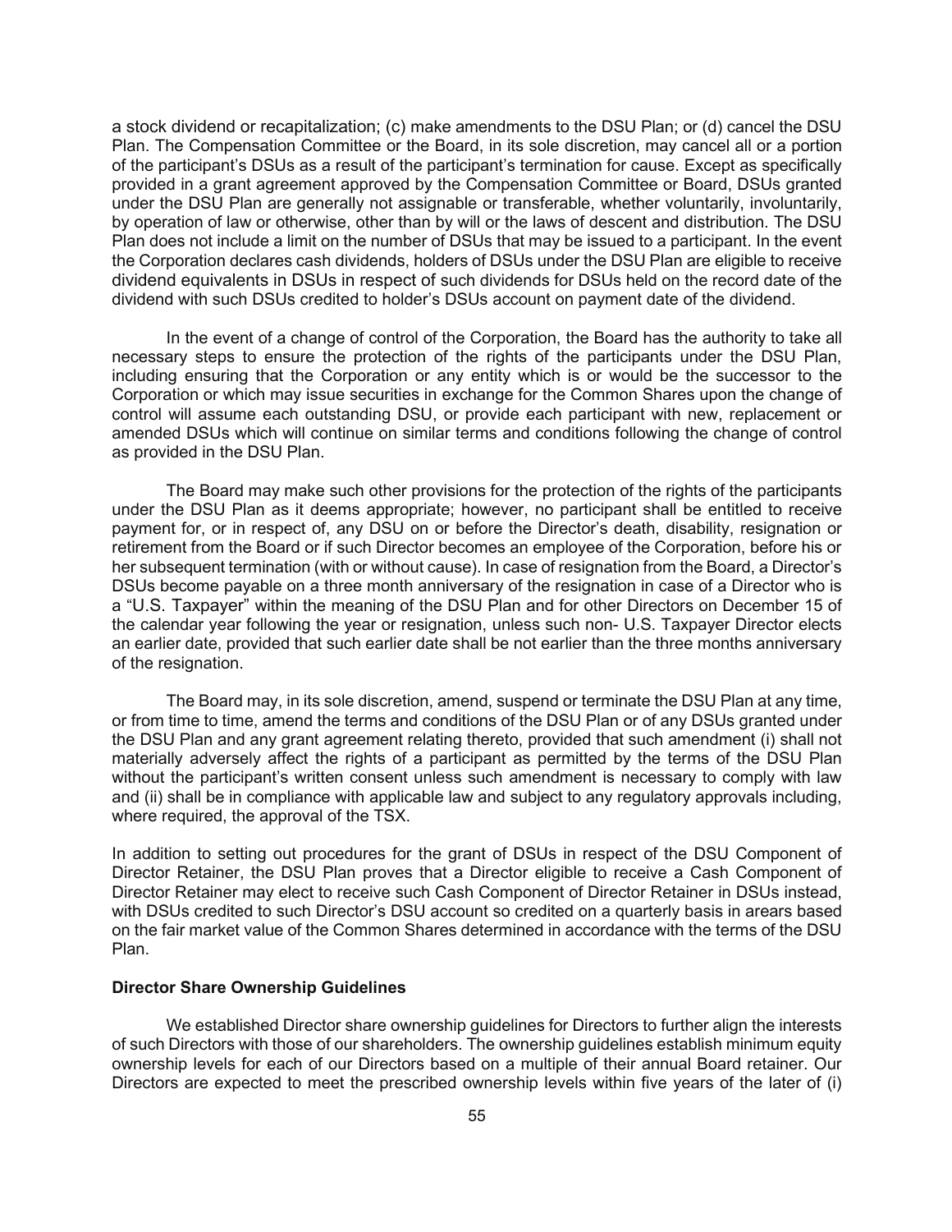a stock dividend or recapitalization; (c) make amendments to the DSU Plan; or (d) cancel the DSU Plan. The Compensation Committee or the Board, in its sole discretion, may cancel all or a portion of the participant's DSUs as a result of the participant's termination for cause. Except as specifically provided in a grant agreement approved by the Compensation Committee or Board, DSUs granted under the DSU Plan are generally not assignable or transferable, whether voluntarily, involuntarily, by operation of law or otherwise, other than by will or the laws of descent and distribution. The DSU Plan does not include a limit on the number of DSUs that may be issued to a participant. In the event the Corporation declares cash dividends, holders of DSUs under the DSU Plan are eligible to receive dividend equivalents in DSUs in respect of such dividends for DSUs held on the record date of the dividend with such DSUs credited to holder's DSUs account on payment date of the dividend.

In the event of a change of control of the Corporation, the Board has the authority to take all necessary steps to ensure the protection of the rights of the participants under the DSU Plan, including ensuring that the Corporation or any entity which is or would be the successor to the Corporation or which may issue securities in exchange for the Common Shares upon the change of control will assume each outstanding DSU, or provide each participant with new, replacement or amended DSUs which will continue on similar terms and conditions following the change of control as provided in the DSU Plan.

The Board may make such other provisions for the protection of the rights of the participants under the DSU Plan as it deems appropriate; however, no participant shall be entitled to receive payment for, or in respect of, any DSU on or before the Director's death, disability, resignation or retirement from the Board or if such Director becomes an employee of the Corporation, before his or her subsequent termination (with or without cause). In case of resignation from the Board, a Director's DSUs become payable on a three month anniversary of the resignation in case of a Director who is a "U.S. Taxpayer" within the meaning of the DSU Plan and for other Directors on December 15 of the calendar year following the year or resignation, unless such non- U.S. Taxpayer Director elects an earlier date, provided that such earlier date shall be not earlier than the three months anniversary of the resignation.

The Board may, in its sole discretion, amend, suspend or terminate the DSU Plan at any time, or from time to time, amend the terms and conditions of the DSU Plan or of any DSUs granted under the DSU Plan and any grant agreement relating thereto, provided that such amendment (i) shall not materially adversely affect the rights of a participant as permitted by the terms of the DSU Plan without the participant's written consent unless such amendment is necessary to comply with law and (ii) shall be in compliance with applicable law and subject to any regulatory approvals including, where required, the approval of the TSX.

In addition to setting out procedures for the grant of DSUs in respect of the DSU Component of Director Retainer, the DSU Plan proves that a Director eligible to receive a Cash Component of Director Retainer may elect to receive such Cash Component of Director Retainer in DSUs instead, with DSUs credited to such Director's DSU account so credited on a quarterly basis in arears based on the fair market value of the Common Shares determined in accordance with the terms of the DSU Plan.

**Director Share Ownership Guidelines**

We established Director share ownership guidelines for Directors to further align the interests of such Directors with those of our shareholders. The ownership guidelines establish minimum equity ownership levels for each of our Directors based on a multiple of their annual Board retainer. Our Directors are expected to meet the prescribed ownership levels within five years of the later of (i)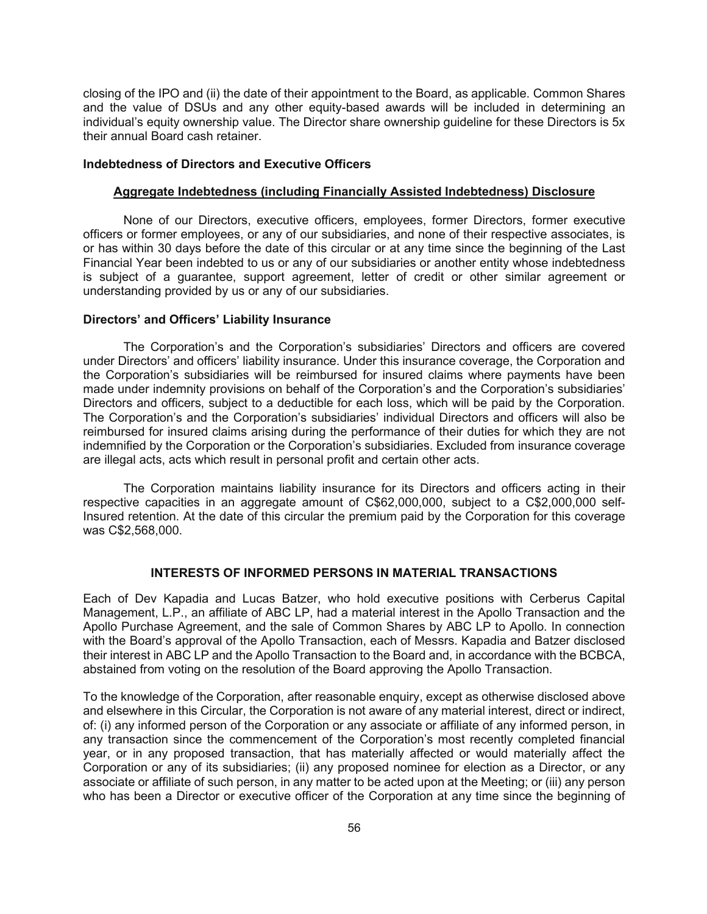closing of the IPO and (ii) the date of their appointment to the Board, as applicable. Common Shares and the value of DSUs and any other equity-based awards will be included in determining an individual's equity ownership value. The Director share ownership guideline for these Directors is 5x their annual Board cash retainer.

### Indebtedness of Directors and Executive Officers

#### Aggregate Indebtedness (including Financially Assisted Indebtedness) Disclosure

None of our Directors, executive officers, employees, former Directors, former executive officers or former employees, or any of our subsidiaries, and none of their respective associates, is or has within 30 days before the date of this circular or at any time since the beginning of the Last Financial Year been indebted to us or any of our subsidiaries or another entity whose indebtedness is subject of a guarantee, support agreement, letter of credit or other similar agreement or understanding provided by us or any of our subsidiaries.

### Directors' and Officers' Liability Insurance

The Corporation's and the Corporation's subsidiaries' Directors and officers are covered under Directors' and officers' liability insurance. Under this insurance coverage, the Corporation and the Corporation's subsidiaries will be reimbursed for insured claims where payments have been made under indemnity provisions on behalf of the Corporation's and the Corporation's subsidiaries' Directors and officers, subject to a deductible for each loss, which will be paid by the Corporation. The Corporation's and the Corporation's subsidiaries' individual Directors and officers will also be reimbursed for insured claims arising during the performance of their duties for which they are not indemnified by the Corporation or the Corporation's subsidiaries. Excluded from insurance coverage are illegal acts, acts which result in personal profit and certain other acts.

The Corporation maintains liability insurance for its Directors and officers acting in their respective capacities in an aggregate amount of C$62,000,000, subject to a C$2,000,000 self-Insured retention. At the date of this circular the premium paid by the Corporation for this coverage was C$2,568,000.

## INTERESTS OF INFORMED PERSONS IN MATERIAL TRANSACTIONS

Each of Dev Kapadia and Lucas Batzer, who hold executive positions with Cerberus Capital Management, L.P., an affiliate of ABC LP, had a material interest in the Apollo Transaction and the Apollo Purchase Agreement, and the sale of Common Shares by ABC LP to Apollo. In connection with the Board's approval of the Apollo Transaction, each of Messrs. Kapadia and Batzer disclosed their interest in ABC LP and the Apollo Transaction to the Board and, in accordance with the BCBCA, abstained from voting on the resolution of the Board approving the Apollo Transaction.

To the knowledge of the Corporation, after reasonable enquiry, except as otherwise disclosed above and elsewhere in this Circular, the Corporation is not aware of any material interest, direct or indirect, of: (i) any informed person of the Corporation or any associate or affiliate of any informed person, in any transaction since the commencement of the Corporation's most recently completed financial year, or in any proposed transaction, that has materially affected or would materially affect the Corporation or any of its subsidiaries; (ii) any proposed nominee for election as a Director, or any associate or affiliate of such person, in any matter to be acted upon at the Meeting; or (iii) any person who has been a Director or executive officer of the Corporation at any time since the beginning of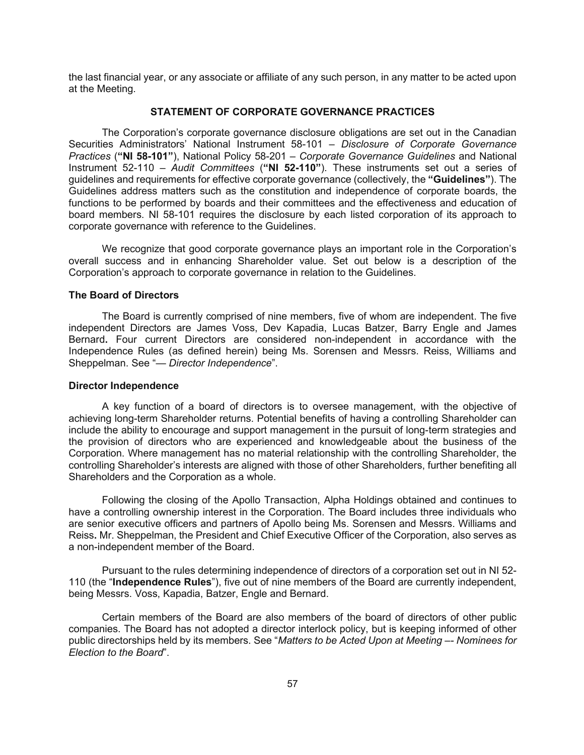the last financial year, or any associate or affiliate of any such person, in any matter to be acted upon at the Meeting.

## STATEMENT OF CORPORATE GOVERNANCE PRACTICES

The Corporation's corporate governance disclosure obligations are set out in the Canadian Securities Administrators' National Instrument 58-101 – *Disclosure of Corporate Governance Practices* (**"NI 58-101"**), National Policy 58-201 – *Corporate Governance Guidelines* and National Instrument 52-110 – *Audit Committees* (**"NI 52-110"**). These instruments set out a series of guidelines and requirements for effective corporate governance (collectively, the **"Guidelines"**). The Guidelines address matters such as the constitution and independence of corporate boards, the functions to be performed by boards and their committees and the effectiveness and education of board members. NI 58-101 requires the disclosure by each listed corporation of its approach to corporate governance with reference to the Guidelines.

We recognize that good corporate governance plays an important role in the Corporation's overall success and in enhancing Shareholder value. Set out below is a description of the Corporation's approach to corporate governance in relation to the Guidelines.

### The Board of Directors

The Board is currently comprised of nine members, five of whom are independent. The five independent Directors are James Voss, Dev Kapadia, Lucas Batzer, Barry Engle and James Bernard**.** Four current Directors are considered non-independent in accordance with the Independence Rules (as defined herein) being Ms. Sorensen and Messrs. Reiss, Williams and Sheppelman. See "— *Director Independence*".

### Director Independence

A key function of a board of directors is to oversee management, with the objective of achieving long-term Shareholder returns. Potential benefits of having a controlling Shareholder can include the ability to encourage and support management in the pursuit of long-term strategies and the provision of directors who are experienced and knowledgeable about the business of the Corporation. Where management has no material relationship with the controlling Shareholder, the controlling Shareholder's interests are aligned with those of other Shareholders, further benefiting all Shareholders and the Corporation as a whole.

Following the closing of the Apollo Transaction, Alpha Holdings obtained and continues to have a controlling ownership interest in the Corporation. The Board includes three individuals who are senior executive officers and partners of Apollo being Ms. Sorensen and Messrs. Williams and Reiss**.** Mr. Sheppelman, the President and Chief Executive Officer of the Corporation, also serves as a non-independent member of the Board.

Pursuant to the rules determining independence of directors of a corporation set out in NI 52-110 (the "**Independence Rules**"), five out of nine members of the Board are currently independent, being Messrs. Voss, Kapadia, Batzer, Engle and Bernard.

Certain members of the Board are also members of the board of directors of other public companies. The Board has not adopted a director interlock policy, but is keeping informed of other public directorships held by its members. See "*Matters to be Acted Upon at Meeting –- Nominees for Election to the Board*".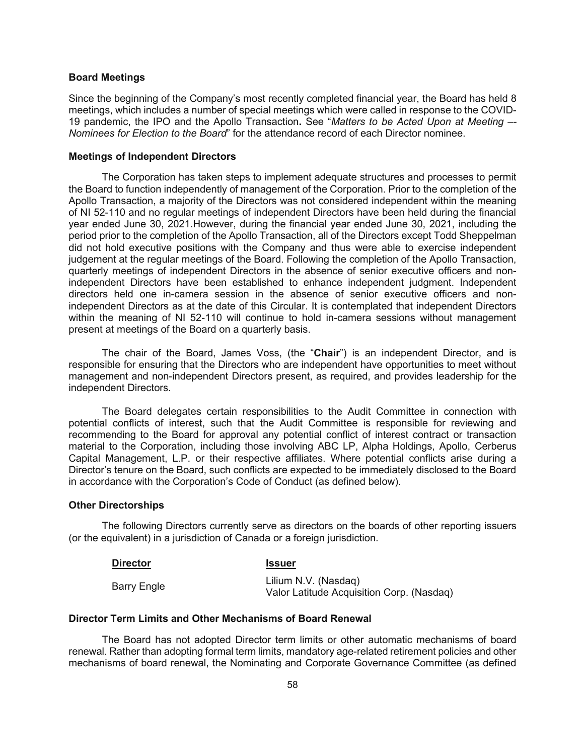### Board Meetings

Since the beginning of the Company's most recently completed financial year, the Board has held 8 meetings, which includes a number of special meetings which were called in response to the COVID-19 pandemic, the IPO and the Apollo Transaction**.** See "*Matters to be Acted Upon at Meeting –- Nominees for Election to the Board*" for the attendance record of each Director nominee.

### Meetings of Independent Directors

The Corporation has taken steps to implement adequate structures and processes to permit the Board to function independently of management of the Corporation. Prior to the completion of the Apollo Transaction, a majority of the Directors was not considered independent within the meaning of NI 52-110 and no regular meetings of independent Directors have been held during the financial year ended June 30, 2021.However, during the financial year ended June 30, 2021, including the period prior to the completion of the Apollo Transaction, all of the Directors except Todd Sheppelman did not hold executive positions with the Company and thus were able to exercise independent judgement at the regular meetings of the Board. Following the completion of the Apollo Transaction, quarterly meetings of independent Directors in the absence of senior executive officers and non-independent Directors have been established to enhance independent judgment. Independent directors held one in-camera session in the absence of senior executive officers and non-independent Directors as at the date of this Circular. It is contemplated that independent Directors within the meaning of NI 52-110 will continue to hold in-camera sessions without management present at meetings of the Board on a quarterly basis.

The chair of the Board, James Voss, (the "**Chair**") is an independent Director, and is responsible for ensuring that the Directors who are independent have opportunities to meet without management and non-independent Directors present, as required, and provides leadership for the independent Directors.

The Board delegates certain responsibilities to the Audit Committee in connection with potential conflicts of interest, such that the Audit Committee is responsible for reviewing and recommending to the Board for approval any potential conflict of interest contract or transaction material to the Corporation, including those involving ABC LP, Alpha Holdings, Apollo, Cerberus Capital Management, L.P. or their respective affiliates. Where potential conflicts arise during a Director's tenure on the Board, such conflicts are expected to be immediately disclosed to the Board in accordance with the Corporation's Code of Conduct (as defined below).

### Other Directorships

The following Directors currently serve as directors on the boards of other reporting issuers (or the equivalent) in a jurisdiction of Canada or a foreign jurisdiction.

| Director | Issuer |
|---|---|
| Barry Engle | Lilium N.V. (Nasdaq)<br>Valor Latitude Acquisition Corp. (Nasdaq) |

### Director Term Limits and Other Mechanisms of Board Renewal

The Board has not adopted Director term limits or other automatic mechanisms of board renewal. Rather than adopting formal term limits, mandatory age-related retirement policies and other mechanisms of board renewal, the Nominating and Corporate Governance Committee (as defined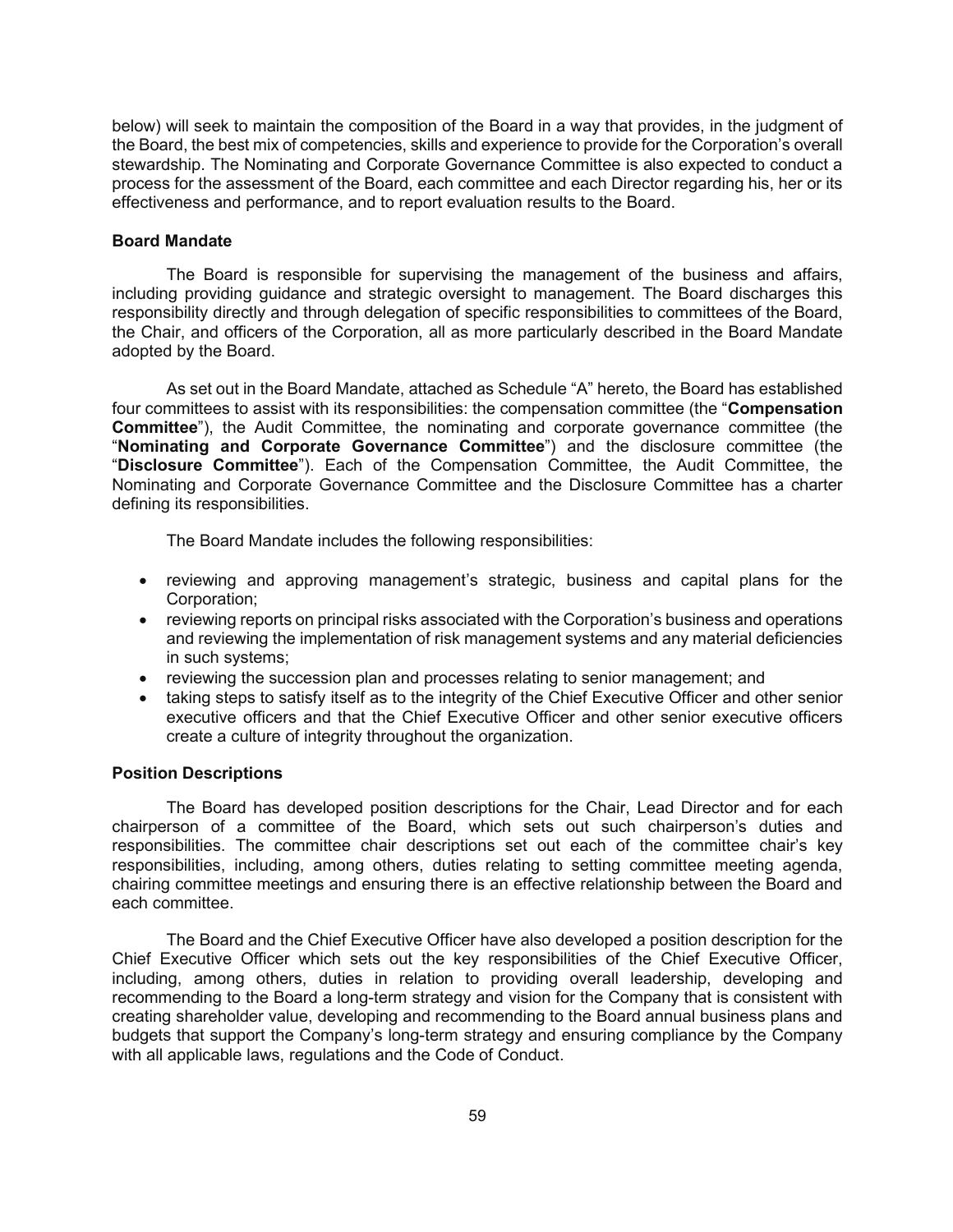below) will seek to maintain the composition of the Board in a way that provides, in the judgment of the Board, the best mix of competencies, skills and experience to provide for the Corporation's overall stewardship. The Nominating and Corporate Governance Committee is also expected to conduct a process for the assessment of the Board, each committee and each Director regarding his, her or its effectiveness and performance, and to report evaluation results to the Board.

### Board Mandate

The Board is responsible for supervising the management of the business and affairs, including providing guidance and strategic oversight to management. The Board discharges this responsibility directly and through delegation of specific responsibilities to committees of the Board, the Chair, and officers of the Corporation, all as more particularly described in the Board Mandate adopted by the Board.

As set out in the Board Mandate, attached as Schedule "A" hereto, the Board has established four committees to assist with its responsibilities: the compensation committee (the "**Compensation Committee**"), the Audit Committee, the nominating and corporate governance committee (the "**Nominating and Corporate Governance Committee**") and the disclosure committee (the "**Disclosure Committee**"). Each of the Compensation Committee, the Audit Committee, the Nominating and Corporate Governance Committee and the Disclosure Committee has a charter defining its responsibilities.

The Board Mandate includes the following responsibilities:

- reviewing and approving management's strategic, business and capital plans for the Corporation;
- reviewing reports on principal risks associated with the Corporation's business and operations and reviewing the implementation of risk management systems and any material deficiencies in such systems;
- reviewing the succession plan and processes relating to senior management; and
- taking steps to satisfy itself as to the integrity of the Chief Executive Officer and other senior executive officers and that the Chief Executive Officer and other senior executive officers create a culture of integrity throughout the organization.

### Position Descriptions

The Board has developed position descriptions for the Chair, Lead Director and for each chairperson of a committee of the Board, which sets out such chairperson's duties and responsibilities. The committee chair descriptions set out each of the committee chair's key responsibilities, including, among others, duties relating to setting committee meeting agenda, chairing committee meetings and ensuring there is an effective relationship between the Board and each committee.

The Board and the Chief Executive Officer have also developed a position description for the Chief Executive Officer which sets out the key responsibilities of the Chief Executive Officer, including, among others, duties in relation to providing overall leadership, developing and recommending to the Board a long-term strategy and vision for the Company that is consistent with creating shareholder value, developing and recommending to the Board annual business plans and budgets that support the Company's long-term strategy and ensuring compliance by the Company with all applicable laws, regulations and the Code of Conduct.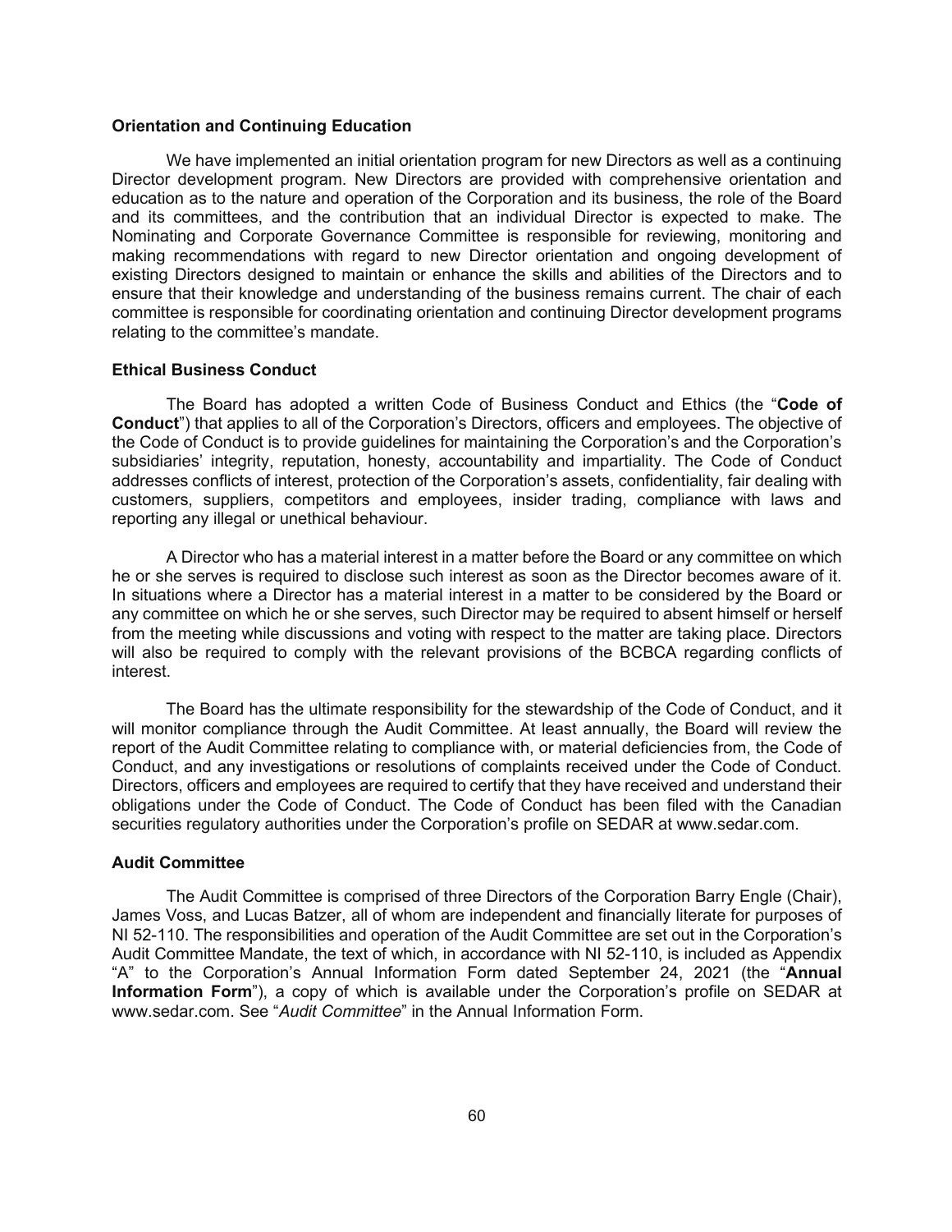### Orientation and Continuing Education

We have implemented an initial orientation program for new Directors as well as a continuing Director development program. New Directors are provided with comprehensive orientation and education as to the nature and operation of the Corporation and its business, the role of the Board and its committees, and the contribution that an individual Director is expected to make. The Nominating and Corporate Governance Committee is responsible for reviewing, monitoring and making recommendations with regard to new Director orientation and ongoing development of existing Directors designed to maintain or enhance the skills and abilities of the Directors and to ensure that their knowledge and understanding of the business remains current. The chair of each committee is responsible for coordinating orientation and continuing Director development programs relating to the committee's mandate.

### Ethical Business Conduct

The Board has adopted a written Code of Business Conduct and Ethics (the "**Code of Conduct**") that applies to all of the Corporation's Directors, officers and employees. The objective of the Code of Conduct is to provide guidelines for maintaining the Corporation's and the Corporation's subsidiaries' integrity, reputation, honesty, accountability and impartiality. The Code of Conduct addresses conflicts of interest, protection of the Corporation's assets, confidentiality, fair dealing with customers, suppliers, competitors and employees, insider trading, compliance with laws and reporting any illegal or unethical behaviour.

A Director who has a material interest in a matter before the Board or any committee on which he or she serves is required to disclose such interest as soon as the Director becomes aware of it. In situations where a Director has a material interest in a matter to be considered by the Board or any committee on which he or she serves, such Director may be required to absent himself or herself from the meeting while discussions and voting with respect to the matter are taking place. Directors will also be required to comply with the relevant provisions of the BCBCA regarding conflicts of interest.

The Board has the ultimate responsibility for the stewardship of the Code of Conduct, and it will monitor compliance through the Audit Committee. At least annually, the Board will review the report of the Audit Committee relating to compliance with, or material deficiencies from, the Code of Conduct, and any investigations or resolutions of complaints received under the Code of Conduct. Directors, officers and employees are required to certify that they have received and understand their obligations under the Code of Conduct. The Code of Conduct has been filed with the Canadian securities regulatory authorities under the Corporation's profile on SEDAR at www.sedar.com.

### Audit Committee

The Audit Committee is comprised of three Directors of the Corporation Barry Engle (Chair), James Voss, and Lucas Batzer, all of whom are independent and financially literate for purposes of NI 52-110. The responsibilities and operation of the Audit Committee are set out in the Corporation's Audit Committee Mandate, the text of which, in accordance with NI 52-110, is included as Appendix "A" to the Corporation's Annual Information Form dated September 24, 2021 (the "**Annual Information Form**"), a copy of which is available under the Corporation's profile on SEDAR at www.sedar.com. See "*Audit Committee*" in the Annual Information Form.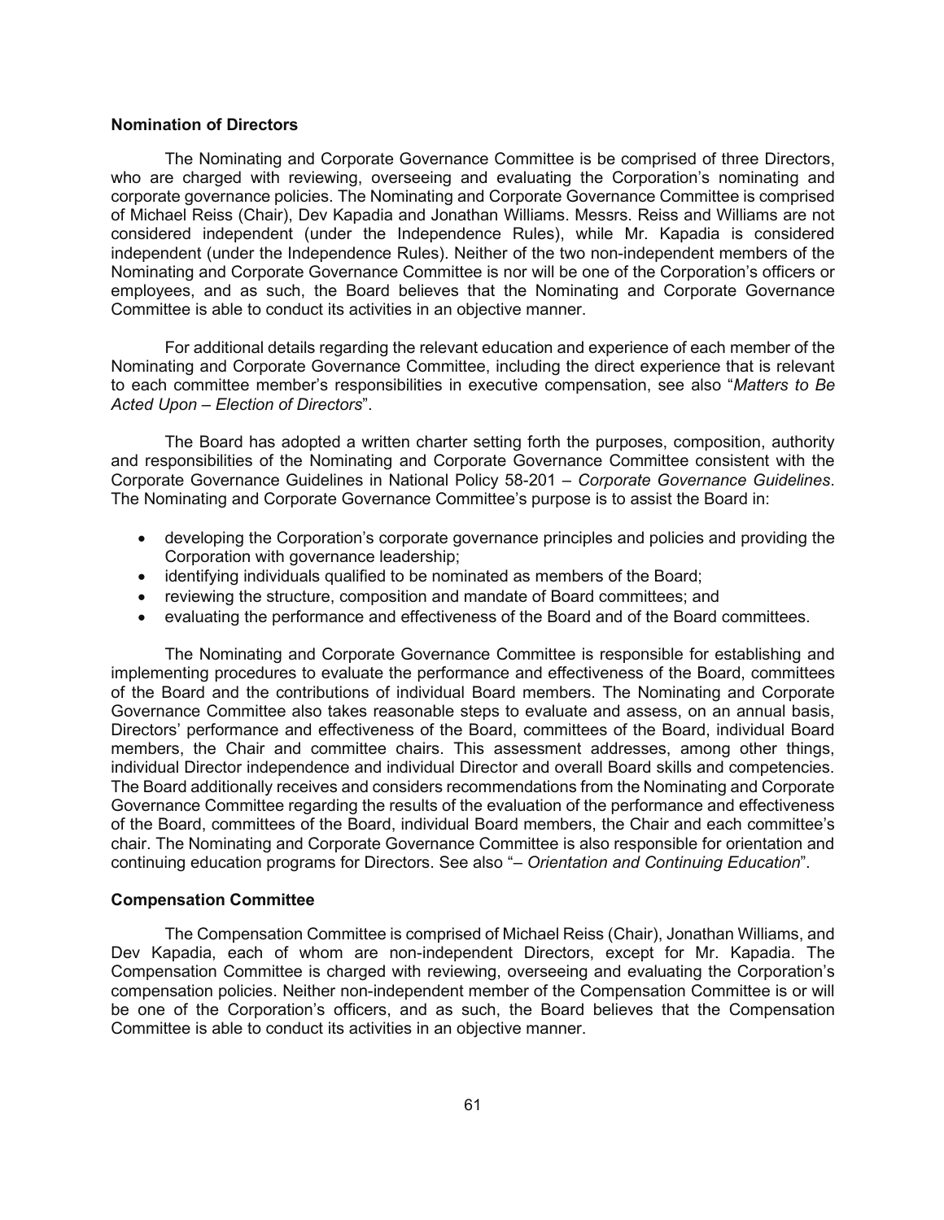**Nomination of Directors**

The Nominating and Corporate Governance Committee is be comprised of three Directors, who are charged with reviewing, overseeing and evaluating the Corporation's nominating and corporate governance policies. The Nominating and Corporate Governance Committee is comprised of Michael Reiss (Chair), Dev Kapadia and Jonathan Williams. Messrs. Reiss and Williams are not considered independent (under the Independence Rules), while Mr. Kapadia is considered independent (under the Independence Rules). Neither of the two non-independent members of the Nominating and Corporate Governance Committee is nor will be one of the Corporation's officers or employees, and as such, the Board believes that the Nominating and Corporate Governance Committee is able to conduct its activities in an objective manner.

For additional details regarding the relevant education and experience of each member of the Nominating and Corporate Governance Committee, including the direct experience that is relevant to each committee member's responsibilities in executive compensation, see also "*Matters to Be Acted Upon – Election of Directors*".

The Board has adopted a written charter setting forth the purposes, composition, authority and responsibilities of the Nominating and Corporate Governance Committee consistent with the Corporate Governance Guidelines in National Policy 58-201 – *Corporate Governance Guidelines*. The Nominating and Corporate Governance Committee's purpose is to assist the Board in:

- developing the Corporation's corporate governance principles and policies and providing the Corporation with governance leadership;
- identifying individuals qualified to be nominated as members of the Board;
- reviewing the structure, composition and mandate of Board committees; and
- evaluating the performance and effectiveness of the Board and of the Board committees.

The Nominating and Corporate Governance Committee is responsible for establishing and implementing procedures to evaluate the performance and effectiveness of the Board, committees of the Board and the contributions of individual Board members. The Nominating and Corporate Governance Committee also takes reasonable steps to evaluate and assess, on an annual basis, Directors' performance and effectiveness of the Board, committees of the Board, individual Board members, the Chair and committee chairs. This assessment addresses, among other things, individual Director independence and individual Director and overall Board skills and competencies. The Board additionally receives and considers recommendations from the Nominating and Corporate Governance Committee regarding the results of the evaluation of the performance and effectiveness of the Board, committees of the Board, individual Board members, the Chair and each committee's chair. The Nominating and Corporate Governance Committee is also responsible for orientation and continuing education programs for Directors. See also "*– Orientation and Continuing Education*".

**Compensation Committee**

The Compensation Committee is comprised of Michael Reiss (Chair), Jonathan Williams, and Dev Kapadia, each of whom are non-independent Directors, except for Mr. Kapadia. The Compensation Committee is charged with reviewing, overseeing and evaluating the Corporation's compensation policies. Neither non-independent member of the Compensation Committee is or will be one of the Corporation's officers, and as such, the Board believes that the Compensation Committee is able to conduct its activities in an objective manner.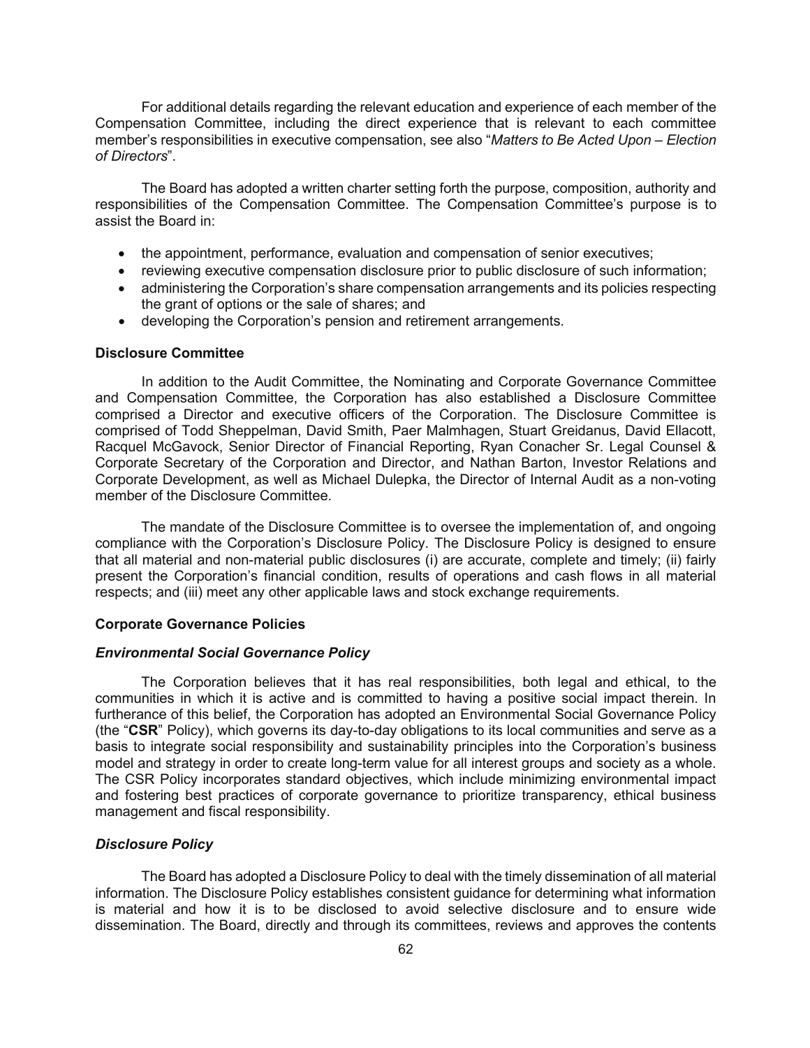For additional details regarding the relevant education and experience of each member of the Compensation Committee, including the direct experience that is relevant to each committee member's responsibilities in executive compensation, see also "*Matters to Be Acted Upon – Election of Directors*".

The Board has adopted a written charter setting forth the purpose, composition, authority and responsibilities of the Compensation Committee. The Compensation Committee's purpose is to assist the Board in:

- the appointment, performance, evaluation and compensation of senior executives;
- reviewing executive compensation disclosure prior to public disclosure of such information;
- administering the Corporation's share compensation arrangements and its policies respecting the grant of options or the sale of shares; and
- developing the Corporation's pension and retirement arrangements.

**Disclosure Committee**

In addition to the Audit Committee, the Nominating and Corporate Governance Committee and Compensation Committee, the Corporation has also established a Disclosure Committee comprised a Director and executive officers of the Corporation. The Disclosure Committee is comprised of Todd Sheppelman, David Smith, Paer Malmhagen, Stuart Greidanus, David Ellacott, Racquel McGavock, Senior Director of Financial Reporting, Ryan Conacher Sr. Legal Counsel & Corporate Secretary of the Corporation and Director, and Nathan Barton, Investor Relations and Corporate Development, as well as Michael Dulepka, the Director of Internal Audit as a non-voting member of the Disclosure Committee.

The mandate of the Disclosure Committee is to oversee the implementation of, and ongoing compliance with the Corporation's Disclosure Policy. The Disclosure Policy is designed to ensure that all material and non-material public disclosures (i) are accurate, complete and timely; (ii) fairly present the Corporation's financial condition, results of operations and cash flows in all material respects; and (iii) meet any other applicable laws and stock exchange requirements.

**Corporate Governance Policies**

***Environmental Social Governance Policy***

The Corporation believes that it has real responsibilities, both legal and ethical, to the communities in which it is active and is committed to having a positive social impact therein. In furtherance of this belief, the Corporation has adopted an Environmental Social Governance Policy (the "**CSR**" Policy), which governs its day-to-day obligations to its local communities and serve as a basis to integrate social responsibility and sustainability principles into the Corporation's business model and strategy in order to create long-term value for all interest groups and society as a whole. The CSR Policy incorporates standard objectives, which include minimizing environmental impact and fostering best practices of corporate governance to prioritize transparency, ethical business management and fiscal responsibility.

***Disclosure Policy***

The Board has adopted a Disclosure Policy to deal with the timely dissemination of all material information. The Disclosure Policy establishes consistent guidance for determining what information is material and how it is to be disclosed to avoid selective disclosure and to ensure wide dissemination. The Board, directly and through its committees, reviews and approves the contents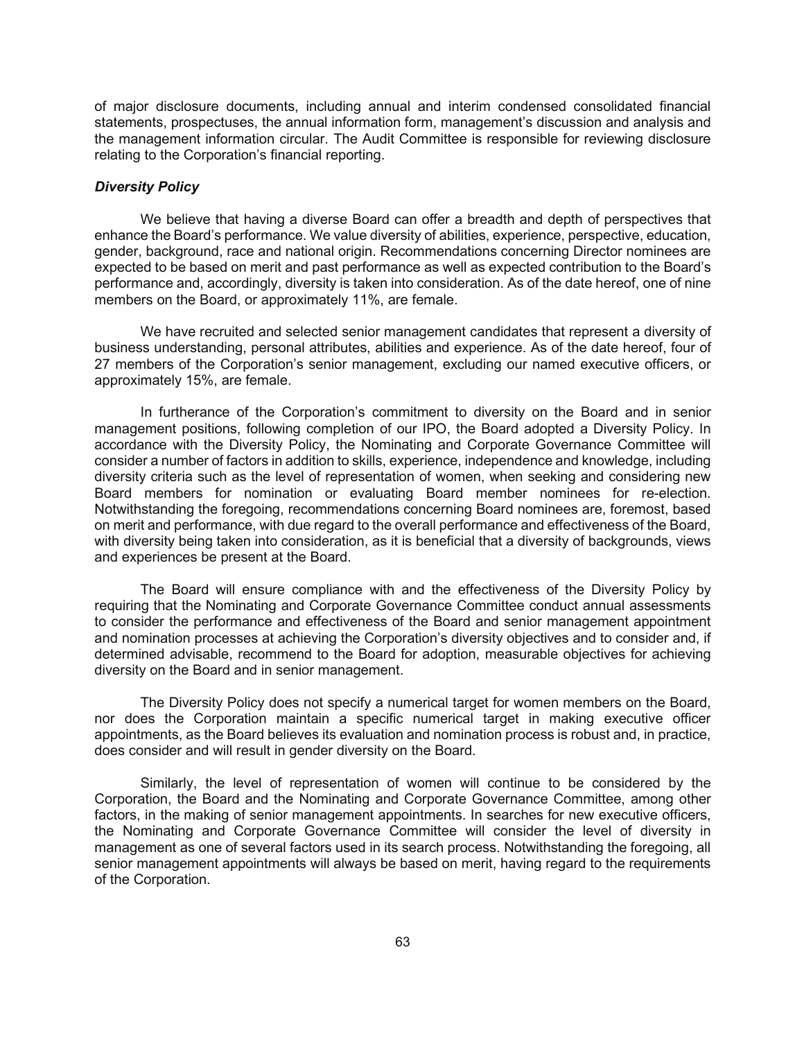of major disclosure documents, including annual and interim condensed consolidated financial statements, prospectuses, the annual information form, management's discussion and analysis and the management information circular. The Audit Committee is responsible for reviewing disclosure relating to the Corporation's financial reporting.

***Diversity Policy***

We believe that having a diverse Board can offer a breadth and depth of perspectives that enhance the Board's performance. We value diversity of abilities, experience, perspective, education, gender, background, race and national origin. Recommendations concerning Director nominees are expected to be based on merit and past performance as well as expected contribution to the Board's performance and, accordingly, diversity is taken into consideration. As of the date hereof, one of nine members on the Board, or approximately 11%, are female.

We have recruited and selected senior management candidates that represent a diversity of business understanding, personal attributes, abilities and experience. As of the date hereof, four of 27 members of the Corporation's senior management, excluding our named executive officers, or approximately 15%, are female.

In furtherance of the Corporation's commitment to diversity on the Board and in senior management positions, following completion of our IPO, the Board adopted a Diversity Policy. In accordance with the Diversity Policy, the Nominating and Corporate Governance Committee will consider a number of factors in addition to skills, experience, independence and knowledge, including diversity criteria such as the level of representation of women, when seeking and considering new Board members for nomination or evaluating Board member nominees for re-election. Notwithstanding the foregoing, recommendations concerning Board nominees are, foremost, based on merit and performance, with due regard to the overall performance and effectiveness of the Board, with diversity being taken into consideration, as it is beneficial that a diversity of backgrounds, views and experiences be present at the Board.

The Board will ensure compliance with and the effectiveness of the Diversity Policy by requiring that the Nominating and Corporate Governance Committee conduct annual assessments to consider the performance and effectiveness of the Board and senior management appointment and nomination processes at achieving the Corporation's diversity objectives and to consider and, if determined advisable, recommend to the Board for adoption, measurable objectives for achieving diversity on the Board and in senior management.

The Diversity Policy does not specify a numerical target for women members on the Board, nor does the Corporation maintain a specific numerical target in making executive officer appointments, as the Board believes its evaluation and nomination process is robust and, in practice, does consider and will result in gender diversity on the Board.

Similarly, the level of representation of women will continue to be considered by the Corporation, the Board and the Nominating and Corporate Governance Committee, among other factors, in the making of senior management appointments. In searches for new executive officers, the Nominating and Corporate Governance Committee will consider the level of diversity in management as one of several factors used in its search process. Notwithstanding the foregoing, all senior management appointments will always be based on merit, having regard to the requirements of the Corporation.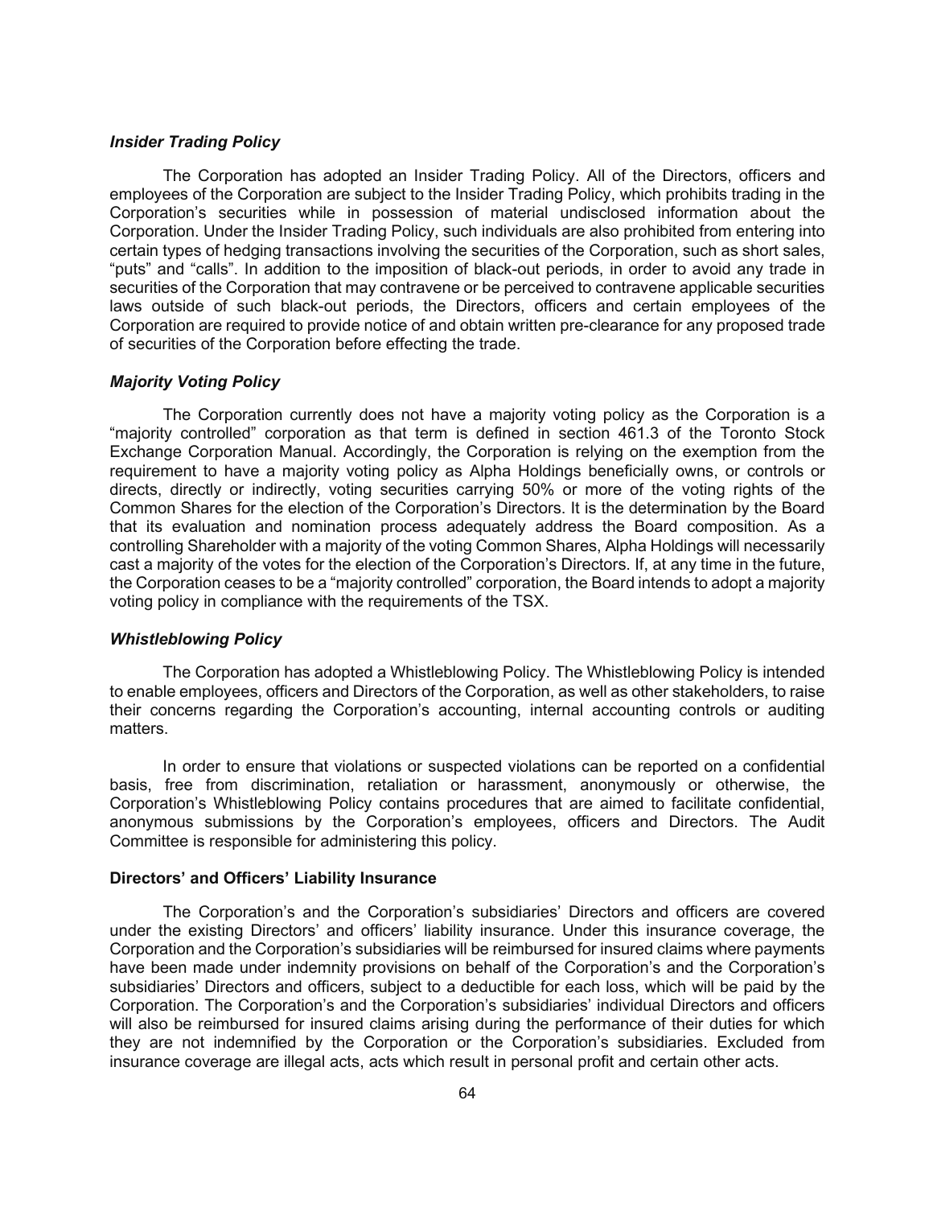### *Insider Trading Policy*

The Corporation has adopted an Insider Trading Policy. All of the Directors, officers and employees of the Corporation are subject to the Insider Trading Policy, which prohibits trading in the Corporation's securities while in possession of material undisclosed information about the Corporation. Under the Insider Trading Policy, such individuals are also prohibited from entering into certain types of hedging transactions involving the securities of the Corporation, such as short sales, "puts" and "calls". In addition to the imposition of black-out periods, in order to avoid any trade in securities of the Corporation that may contravene or be perceived to contravene applicable securities laws outside of such black-out periods, the Directors, officers and certain employees of the Corporation are required to provide notice of and obtain written pre-clearance for any proposed trade of securities of the Corporation before effecting the trade.

### *Majority Voting Policy*

The Corporation currently does not have a majority voting policy as the Corporation is a "majority controlled" corporation as that term is defined in section 461.3 of the Toronto Stock Exchange Corporation Manual. Accordingly, the Corporation is relying on the exemption from the requirement to have a majority voting policy as Alpha Holdings beneficially owns, or controls or directs, directly or indirectly, voting securities carrying 50% or more of the voting rights of the Common Shares for the election of the Corporation's Directors. It is the determination by the Board that its evaluation and nomination process adequately address the Board composition. As a controlling Shareholder with a majority of the voting Common Shares, Alpha Holdings will necessarily cast a majority of the votes for the election of the Corporation's Directors. If, at any time in the future, the Corporation ceases to be a "majority controlled" corporation, the Board intends to adopt a majority voting policy in compliance with the requirements of the TSX.

### *Whistleblowing Policy*

The Corporation has adopted a Whistleblowing Policy. The Whistleblowing Policy is intended to enable employees, officers and Directors of the Corporation, as well as other stakeholders, to raise their concerns regarding the Corporation's accounting, internal accounting controls or auditing matters.

In order to ensure that violations or suspected violations can be reported on a confidential basis, free from discrimination, retaliation or harassment, anonymously or otherwise, the Corporation's Whistleblowing Policy contains procedures that are aimed to facilitate confidential, anonymous submissions by the Corporation's employees, officers and Directors. The Audit Committee is responsible for administering this policy.

## **Directors' and Officers' Liability Insurance**

The Corporation's and the Corporation's subsidiaries' Directors and officers are covered under the existing Directors' and officers' liability insurance. Under this insurance coverage, the Corporation and the Corporation's subsidiaries will be reimbursed for insured claims where payments have been made under indemnity provisions on behalf of the Corporation's and the Corporation's subsidiaries' Directors and officers, subject to a deductible for each loss, which will be paid by the Corporation. The Corporation's and the Corporation's subsidiaries' individual Directors and officers will also be reimbursed for insured claims arising during the performance of their duties for which they are not indemnified by the Corporation or the Corporation's subsidiaries. Excluded from insurance coverage are illegal acts, acts which result in personal profit and certain other acts.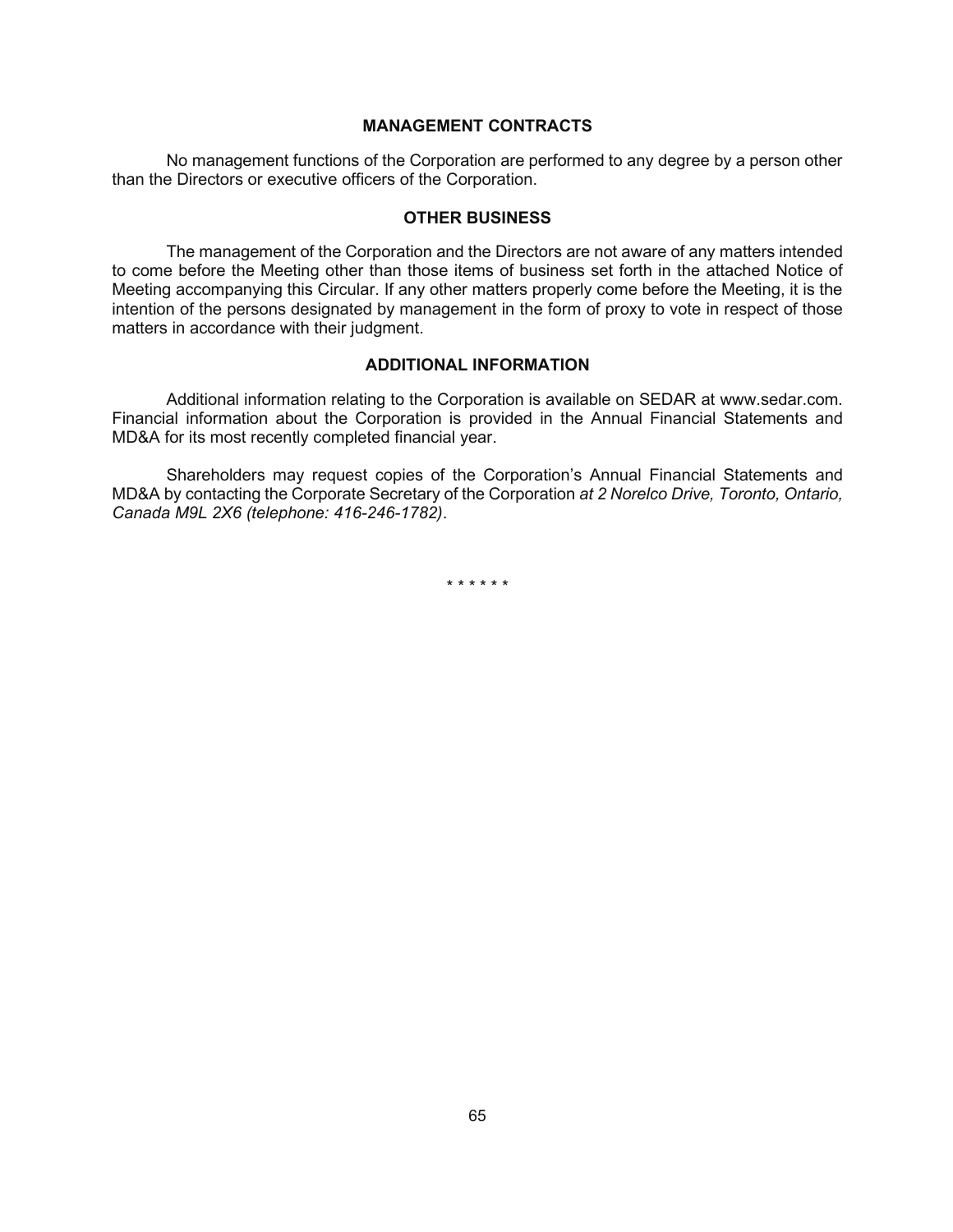## MANAGEMENT CONTRACTS

No management functions of the Corporation are performed to any degree by a person other than the Directors or executive officers of the Corporation.

## OTHER BUSINESS

The management of the Corporation and the Directors are not aware of any matters intended to come before the Meeting other than those items of business set forth in the attached Notice of Meeting accompanying this Circular. If any other matters properly come before the Meeting, it is the intention of the persons designated by management in the form of proxy to vote in respect of those matters in accordance with their judgment.

## ADDITIONAL INFORMATION

Additional information relating to the Corporation is available on SEDAR at www.sedar.com. Financial information about the Corporation is provided in the Annual Financial Statements and MD&A for its most recently completed financial year.

Shareholders may request copies of the Corporation's Annual Financial Statements and MD&A by contacting the Corporate Secretary of the Corporation *at 2 Norelco Drive, Toronto, Ontario, Canada M9L 2X6 (telephone: 416-246-1782)*.

\* \* \* \* \* \*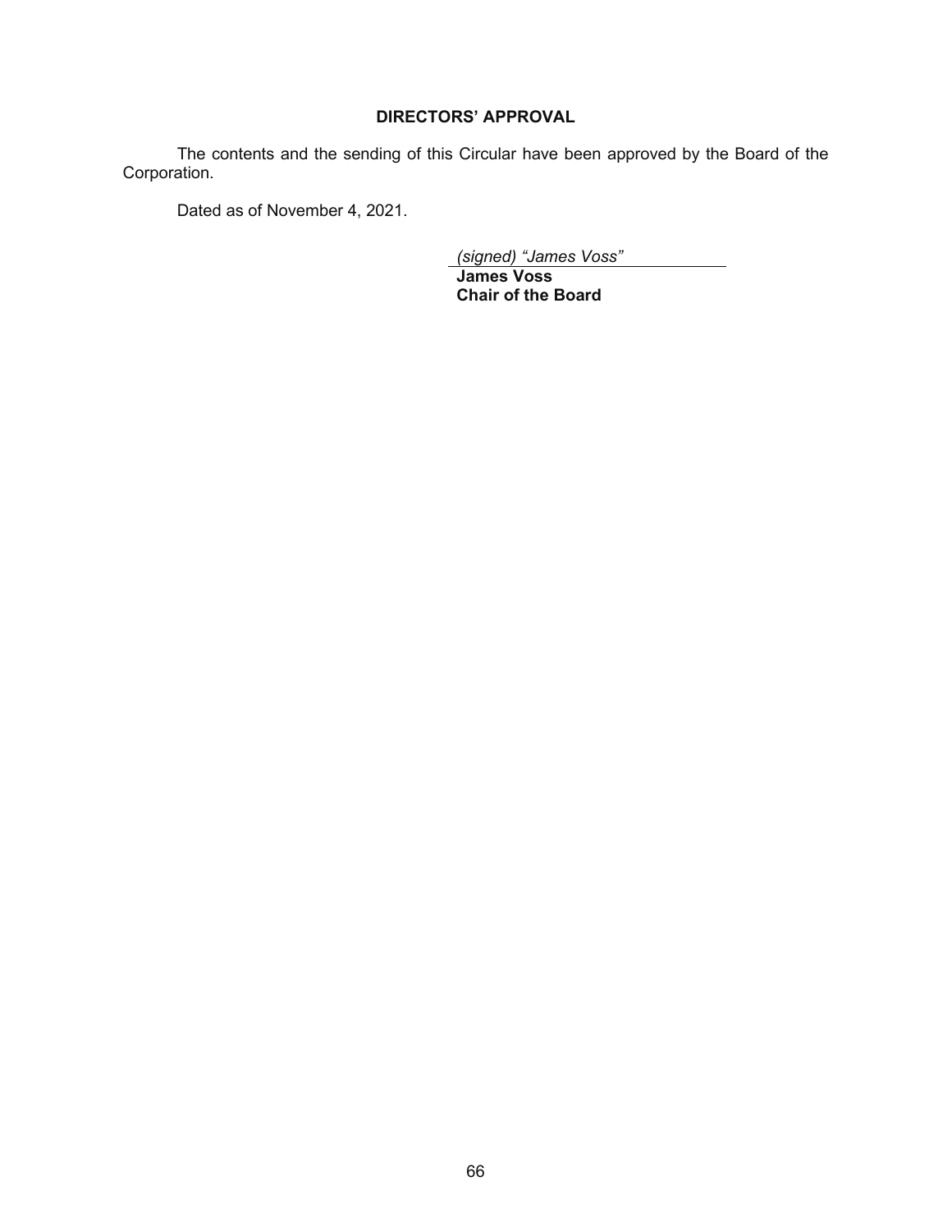## DIRECTORS' APPROVAL

The contents and the sending of this Circular have been approved by the Board of the Corporation.

Dated as of November 4, 2021.

*(signed) "James Voss"*

**James Voss**
**Chair of the Board**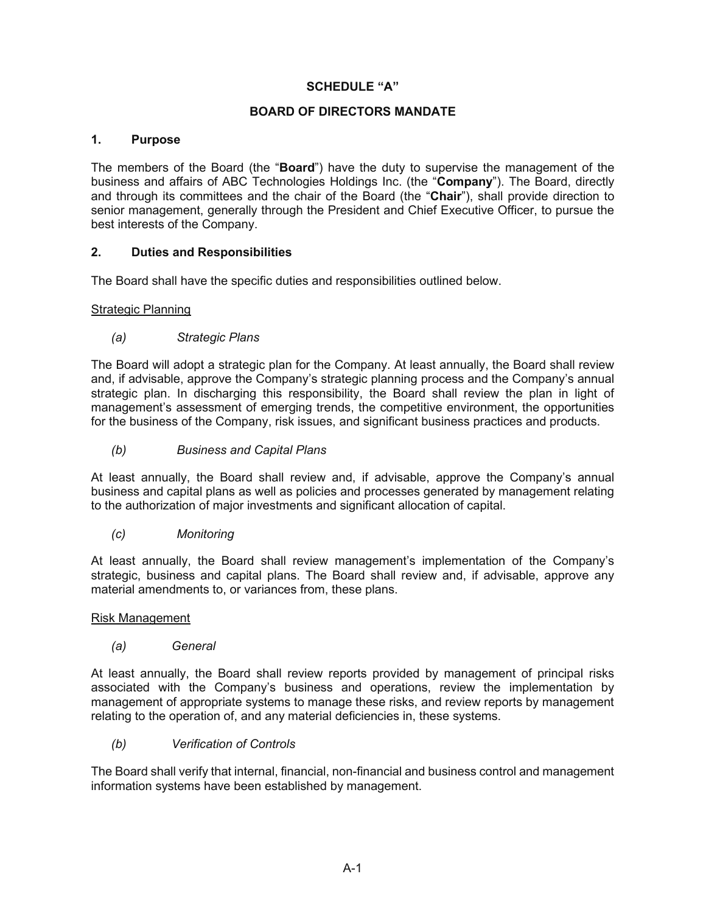# SCHEDULE "A"

## BOARD OF DIRECTORS MANDATE

### 1. Purpose

The members of the Board (the "**Board**") have the duty to supervise the management of the business and affairs of ABC Technologies Holdings Inc. (the "**Company**"). The Board, directly and through its committees and the chair of the Board (the "**Chair**"), shall provide direction to senior management, generally through the President and Chief Executive Officer, to pursue the best interests of the Company.

### 2. Duties and Responsibilities

The Board shall have the specific duties and responsibilities outlined below.

Strategic Planning

*(a) Strategic Plans*

The Board will adopt a strategic plan for the Company. At least annually, the Board shall review and, if advisable, approve the Company's strategic planning process and the Company's annual strategic plan. In discharging this responsibility, the Board shall review the plan in light of management's assessment of emerging trends, the competitive environment, the opportunities for the business of the Company, risk issues, and significant business practices and products.

*(b) Business and Capital Plans*

At least annually, the Board shall review and, if advisable, approve the Company's annual business and capital plans as well as policies and processes generated by management relating to the authorization of major investments and significant allocation of capital.

*(c) Monitoring*

At least annually, the Board shall review management's implementation of the Company's strategic, business and capital plans. The Board shall review and, if advisable, approve any material amendments to, or variances from, these plans.

Risk Management

*(a) General*

At least annually, the Board shall review reports provided by management of principal risks associated with the Company's business and operations, review the implementation by management of appropriate systems to manage these risks, and review reports by management relating to the operation of, and any material deficiencies in, these systems.

*(b) Verification of Controls*

The Board shall verify that internal, financial, non-financial and business control and management information systems have been established by management.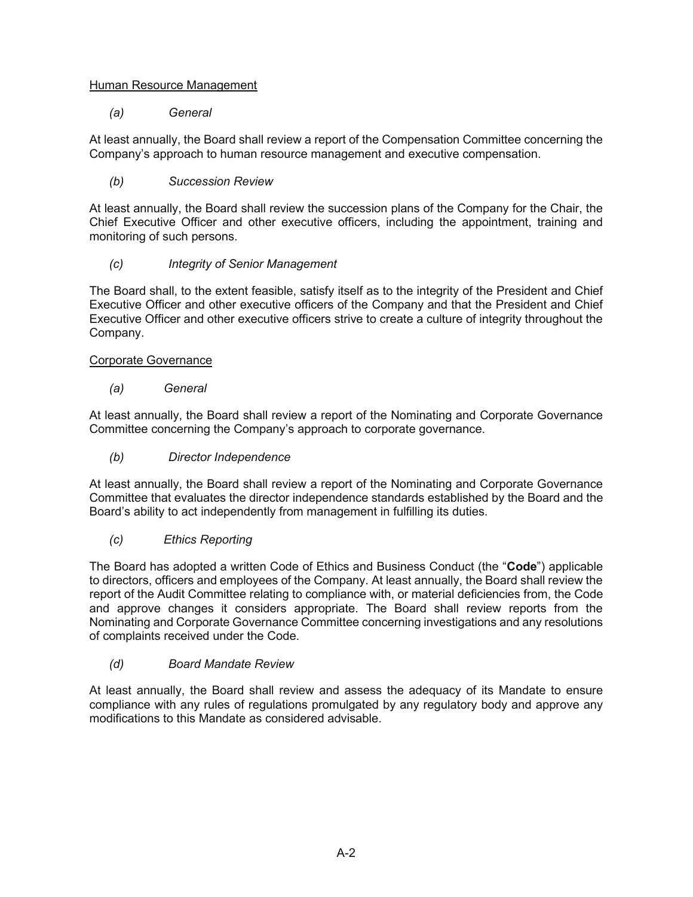Human Resource Management

*(a) General*

At least annually, the Board shall review a report of the Compensation Committee concerning the Company's approach to human resource management and executive compensation.

*(b) Succession Review*

At least annually, the Board shall review the succession plans of the Company for the Chair, the Chief Executive Officer and other executive officers, including the appointment, training and monitoring of such persons.

*(c) Integrity of Senior Management*

The Board shall, to the extent feasible, satisfy itself as to the integrity of the President and Chief Executive Officer and other executive officers of the Company and that the President and Chief Executive Officer and other executive officers strive to create a culture of integrity throughout the Company.

Corporate Governance

*(a) General*

At least annually, the Board shall review a report of the Nominating and Corporate Governance Committee concerning the Company's approach to corporate governance.

*(b) Director Independence*

At least annually, the Board shall review a report of the Nominating and Corporate Governance Committee that evaluates the director independence standards established by the Board and the Board's ability to act independently from management in fulfilling its duties.

*(c) Ethics Reporting*

The Board has adopted a written Code of Ethics and Business Conduct (the "**Code**") applicable to directors, officers and employees of the Company. At least annually, the Board shall review the report of the Audit Committee relating to compliance with, or material deficiencies from, the Code and approve changes it considers appropriate. The Board shall review reports from the Nominating and Corporate Governance Committee concerning investigations and any resolutions of complaints received under the Code.

*(d) Board Mandate Review*

At least annually, the Board shall review and assess the adequacy of its Mandate to ensure compliance with any rules of regulations promulgated by any regulatory body and approve any modifications to this Mandate as considered advisable.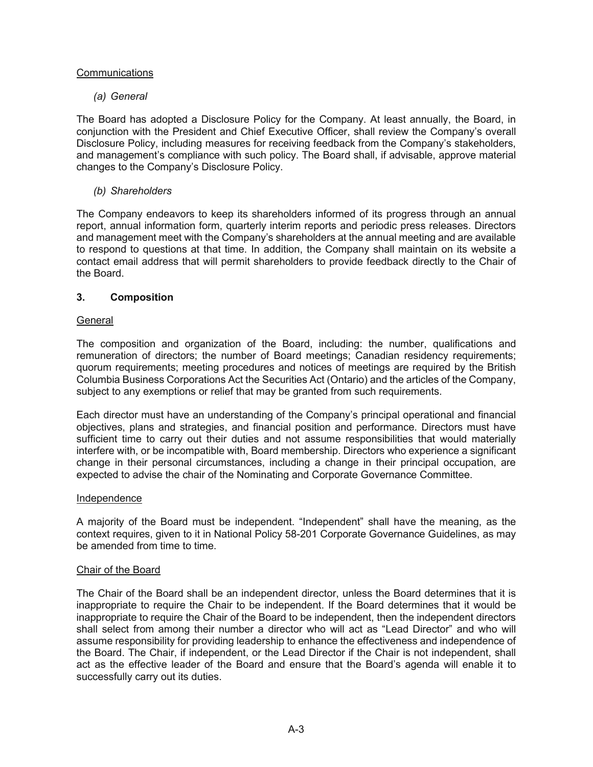Communications

*(a) General*

The Board has adopted a Disclosure Policy for the Company. At least annually, the Board, in conjunction with the President and Chief Executive Officer, shall review the Company's overall Disclosure Policy, including measures for receiving feedback from the Company's stakeholders, and management's compliance with such policy. The Board shall, if advisable, approve material changes to the Company's Disclosure Policy.

*(b) Shareholders*

The Company endeavors to keep its shareholders informed of its progress through an annual report, annual information form, quarterly interim reports and periodic press releases. Directors and management meet with the Company's shareholders at the annual meeting and are available to respond to questions at that time. In addition, the Company shall maintain on its website a contact email address that will permit shareholders to provide feedback directly to the Chair of the Board.

## 3. Composition

General

The composition and organization of the Board, including: the number, qualifications and remuneration of directors; the number of Board meetings; Canadian residency requirements; quorum requirements; meeting procedures and notices of meetings are required by the British Columbia Business Corporations Act the Securities Act (Ontario) and the articles of the Company, subject to any exemptions or relief that may be granted from such requirements.

Each director must have an understanding of the Company's principal operational and financial objectives, plans and strategies, and financial position and performance. Directors must have sufficient time to carry out their duties and not assume responsibilities that would materially interfere with, or be incompatible with, Board membership. Directors who experience a significant change in their personal circumstances, including a change in their principal occupation, are expected to advise the chair of the Nominating and Corporate Governance Committee.

Independence

A majority of the Board must be independent. "Independent" shall have the meaning, as the context requires, given to it in National Policy 58-201 Corporate Governance Guidelines, as may be amended from time to time.

Chair of the Board

The Chair of the Board shall be an independent director, unless the Board determines that it is inappropriate to require the Chair to be independent. If the Board determines that it would be inappropriate to require the Chair of the Board to be independent, then the independent directors shall select from among their number a director who will act as "Lead Director" and who will assume responsibility for providing leadership to enhance the effectiveness and independence of the Board. The Chair, if independent, or the Lead Director if the Chair is not independent, shall act as the effective leader of the Board and ensure that the Board's agenda will enable it to successfully carry out its duties.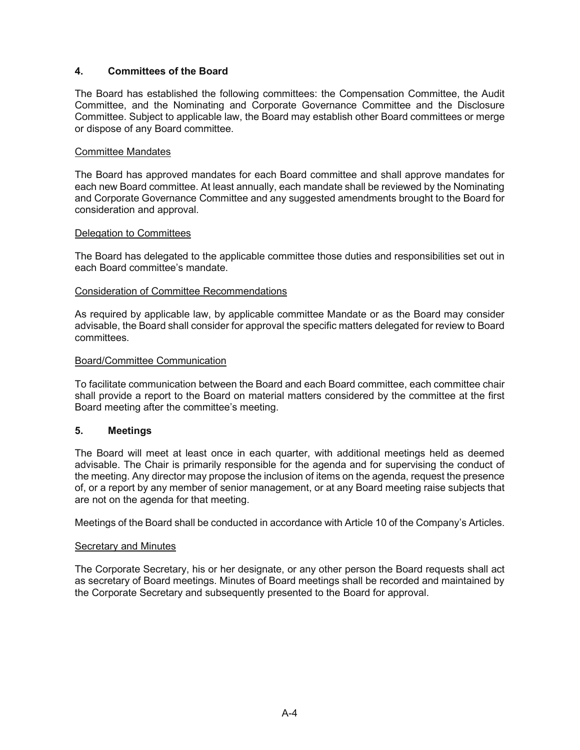## 4. Committees of the Board

The Board has established the following committees: the Compensation Committee, the Audit Committee, and the Nominating and Corporate Governance Committee and the Disclosure Committee. Subject to applicable law, the Board may establish other Board committees or merge or dispose of any Board committee.

### Committee Mandates

The Board has approved mandates for each Board committee and shall approve mandates for each new Board committee. At least annually, each mandate shall be reviewed by the Nominating and Corporate Governance Committee and any suggested amendments brought to the Board for consideration and approval.

### Delegation to Committees

The Board has delegated to the applicable committee those duties and responsibilities set out in each Board committee's mandate.

### Consideration of Committee Recommendations

As required by applicable law, by applicable committee Mandate or as the Board may consider advisable, the Board shall consider for approval the specific matters delegated for review to Board committees.

### Board/Committee Communication

To facilitate communication between the Board and each Board committee, each committee chair shall provide a report to the Board on material matters considered by the committee at the first Board meeting after the committee's meeting.

## 5. Meetings

The Board will meet at least once in each quarter, with additional meetings held as deemed advisable. The Chair is primarily responsible for the agenda and for supervising the conduct of the meeting. Any director may propose the inclusion of items on the agenda, request the presence of, or a report by any member of senior management, or at any Board meeting raise subjects that are not on the agenda for that meeting.

Meetings of the Board shall be conducted in accordance with Article 10 of the Company's Articles.

### Secretary and Minutes

The Corporate Secretary, his or her designate, or any other person the Board requests shall act as secretary of Board meetings. Minutes of Board meetings shall be recorded and maintained by the Corporate Secretary and subsequently presented to the Board for approval.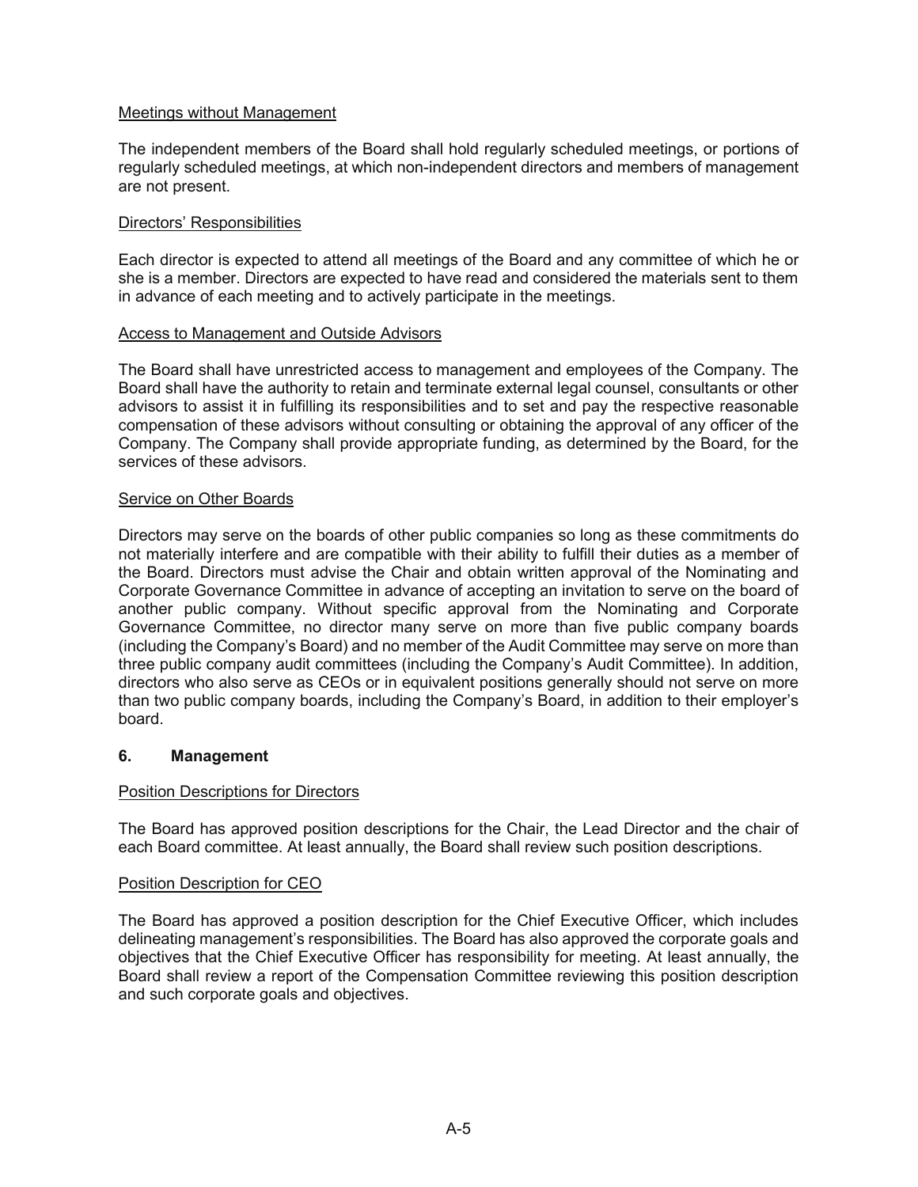Meetings without Management

The independent members of the Board shall hold regularly scheduled meetings, or portions of regularly scheduled meetings, at which non-independent directors and members of management are not present.

Directors' Responsibilities

Each director is expected to attend all meetings of the Board and any committee of which he or she is a member. Directors are expected to have read and considered the materials sent to them in advance of each meeting and to actively participate in the meetings.

Access to Management and Outside Advisors

The Board shall have unrestricted access to management and employees of the Company. The Board shall have the authority to retain and terminate external legal counsel, consultants or other advisors to assist it in fulfilling its responsibilities and to set and pay the respective reasonable compensation of these advisors without consulting or obtaining the approval of any officer of the Company. The Company shall provide appropriate funding, as determined by the Board, for the services of these advisors.

Service on Other Boards

Directors may serve on the boards of other public companies so long as these commitments do not materially interfere and are compatible with their ability to fulfill their duties as a member of the Board. Directors must advise the Chair and obtain written approval of the Nominating and Corporate Governance Committee in advance of accepting an invitation to serve on the board of another public company. Without specific approval from the Nominating and Corporate Governance Committee, no director many serve on more than five public company boards (including the Company's Board) and no member of the Audit Committee may serve on more than three public company audit committees (including the Company's Audit Committee). In addition, directors who also serve as CEOs or in equivalent positions generally should not serve on more than two public company boards, including the Company's Board, in addition to their employer's board.

## 6. Management

Position Descriptions for Directors

The Board has approved position descriptions for the Chair, the Lead Director and the chair of each Board committee. At least annually, the Board shall review such position descriptions.

Position Description for CEO

The Board has approved a position description for the Chief Executive Officer, which includes delineating management's responsibilities. The Board has also approved the corporate goals and objectives that the Chief Executive Officer has responsibility for meeting. At least annually, the Board shall review a report of the Compensation Committee reviewing this position description and such corporate goals and objectives.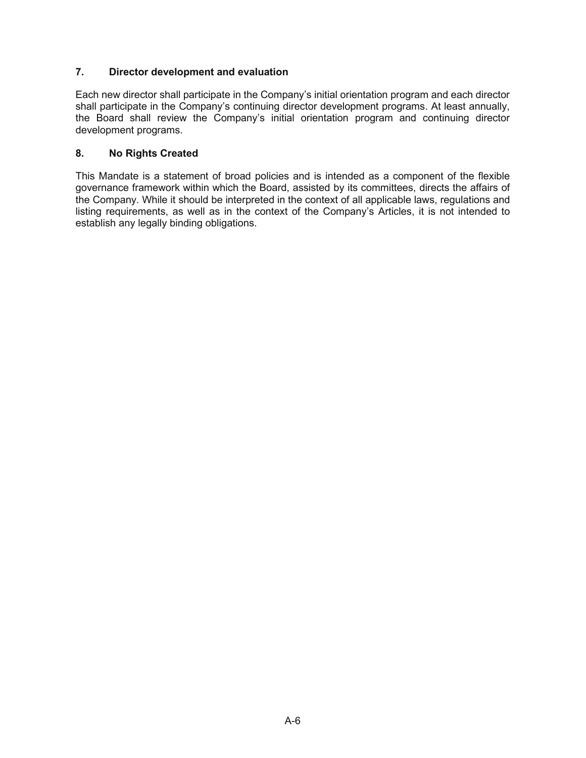## 7. Director development and evaluation

Each new director shall participate in the Company's initial orientation program and each director shall participate in the Company's continuing director development programs. At least annually, the Board shall review the Company's initial orientation program and continuing director development programs.

## 8. No Rights Created

This Mandate is a statement of broad policies and is intended as a component of the flexible governance framework within which the Board, assisted by its committees, directs the affairs of the Company. While it should be interpreted in the context of all applicable laws, regulations and listing requirements, as well as in the context of the Company's Articles, it is not intended to establish any legally binding obligations.